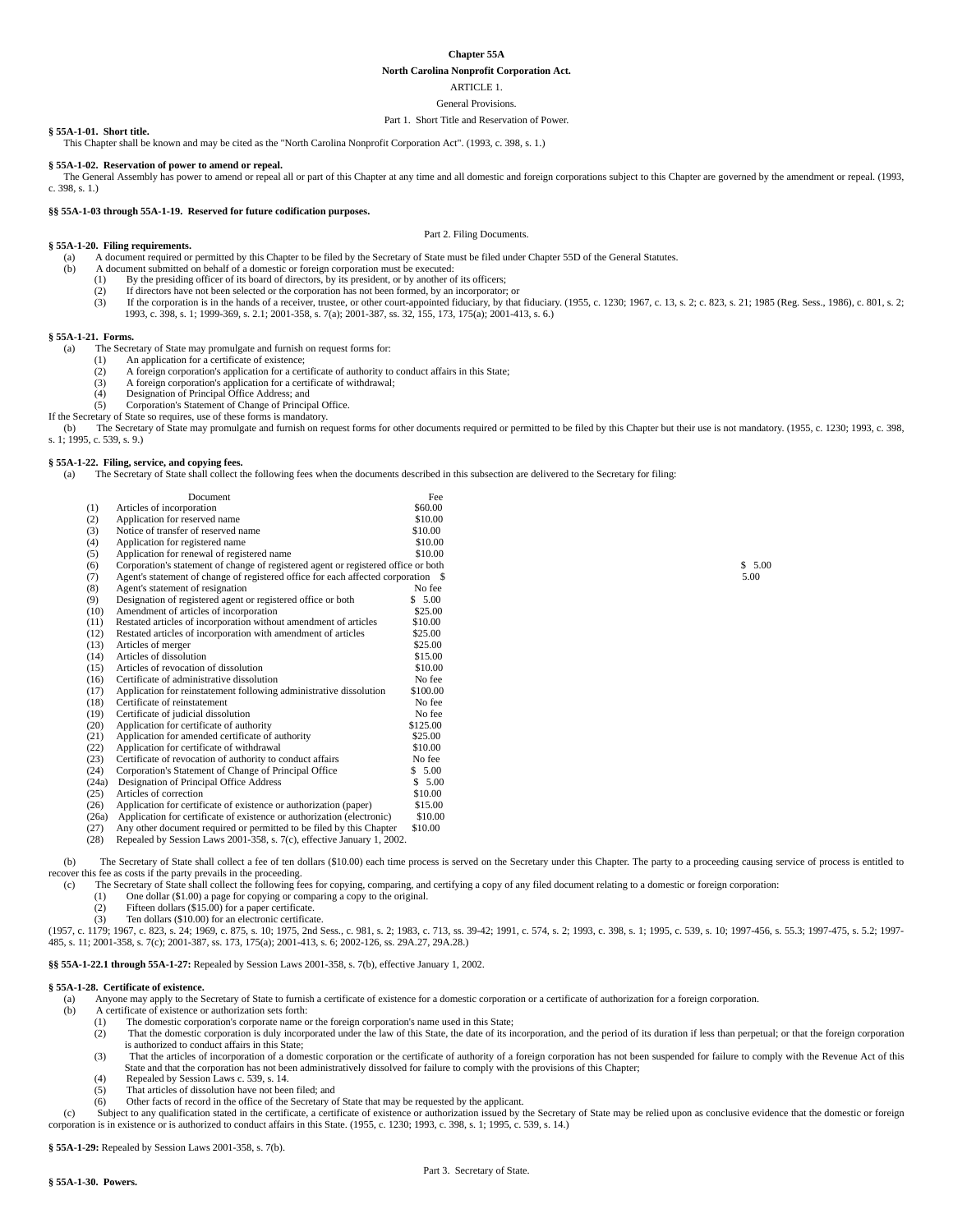# Chapter 55A

## North Carolina Nonprofit Corporation Act.

ARTICLE 1.

General Provisions.

Part 1. Short Title and Reservation of Power.

**§ 55A-1-01. Short title.**

This Chapter shall be known and may be cited as the "North Carolina Nonprofit Corporation Act". (1993, c. 398, s. 1.)

**§ 55A-1-02. Reservation of power to amend or repeal.**

The General Assembly has power to amend or repeal all or part of this Chapter at any time and all domestic and foreign corporations subject to this Chapter are governed by the amendment or repeal. (1993, c. 398, s. 1.)

**§§ 55A-1-03 through 55A-1-19. Reserved for future codification purposes.**

Part 2. Filing Documents.

**§ 55A-1-20. Filing requirements.**

(a) A document required or permitted by this Chapter to be filed by the Secretary of State must be filed under Chapter 55D of the General Statutes.

(b) A document submitted on behalf of a domestic or foreign corporation must be executed:

(1) By the presiding officer of its board of directors, by its president, or by another of its officers;

(2) If directors have not been selected or the corporation has not been formed, by an incorporator; or

(3) If the corporation is in the hands of a receiver, trustee, or other court-appointed fiduciary, by that fiduciary. (1955, c. 1230; 1967, c. 13, s. 2; c. 823, s. 21; 1985 (Reg. Sess., 1986), c. 801, s. 2; 1993, c. 398, s. 1; 1999-369, s. 2.1; 2001-358, s. 7(a); 2001-387, ss. 32, 155, 173, 175(a); 2001-413, s. 6.)

**§ 55A-1-21. Forms.**

(a) The Secretary of State may promulgate and furnish on request forms for:

(1) An application for a certificate of existence;

(2) A foreign corporation's application for a certificate of authority to conduct affairs in this State;

(3) A foreign corporation's application for a certificate of withdrawal;

(4) Designation of Principal Office Address; and

(5) Corporation's Statement of Change of Principal Office.

If the Secretary of State so requires, use of these forms is mandatory.

(b) The Secretary of State may promulgate and furnish on request forms for other documents required or permitted to be filed by this Chapter but their use is not mandatory. (1955, c. 1230; 1993, c. 398, s. 1; 1995, c. 539, s. 9.)

**§ 55A-1-22. Filing, service, and copying fees.**

(a) The Secretary of State shall collect the following fees when the documents described in this subsection are delivered to the Secretary for filing:

| | Document | Fee |
|---|---|---|
| (1) | Articles of incorporation | $60.00 |
| (2) | Application for reserved name | $10.00 |
| (3) | Notice of transfer of reserved name | $10.00 |
| (4) | Application for registered name | $10.00 |
| (5) | Application for renewal of registered name | $10.00 |
| (6) | Corporation's statement of change of registered agent or registered office or both | $ 5.00 |
| (7) | Agent's statement of change of registered office for each affected corporation | $ 5.00 |
| (8) | Agent's statement of resignation | No fee |
| (9) | Designation of registered agent or registered office or both | $ 5.00 |
| (10) | Amendment of articles of incorporation | $25.00 |
| (11) | Restated articles of incorporation without amendment of articles | $10.00 |
| (12) | Restated articles of incorporation with amendment of articles | $25.00 |
| (13) | Articles of merger | $25.00 |
| (14) | Articles of dissolution | $15.00 |
| (15) | Articles of revocation of dissolution | $10.00 |
| (16) | Certificate of administrative dissolution | No fee |
| (17) | Application for reinstatement following administrative dissolution | $100.00 |
| (18) | Certificate of reinstatement | No fee |
| (19) | Certificate of judicial dissolution | No fee |
| (20) | Application for certificate of authority | $125.00 |
| (21) | Application for amended certificate of authority | $25.00 |
| (22) | Application for certificate of withdrawal | $10.00 |
| (23) | Certificate of revocation of authority to conduct affairs | No fee |
| (24) | Corporation's Statement of Change of Principal Office | $ 5.00 |
| (24a) | Designation of Principal Office Address | $ 5.00 |
| (25) | Articles of correction | $10.00 |
| (26) | Application for certificate of existence or authorization (paper) | $15.00 |
| (26a) | Application for certificate of existence or authorization (electronic) | $10.00 |
| (27) | Any other document required or permitted to be filed by this Chapter | $10.00 |
| (28) | Repealed by Session Laws 2001-358, s. 7(c), effective January 1, 2002. | |

(b) The Secretary of State shall collect a fee of ten dollars ($10.00) each time process is served on the Secretary under this Chapter. The party to a proceeding causing service of process is entitled to recover this fee as costs if the party prevails in the proceeding.

(c) The Secretary of State shall collect the following fees for copying, comparing, and certifying a copy of any filed document relating to a domestic or foreign corporation:

(1) One dollar ($1.00) a page for copying or comparing a copy to the original.

(2) Fifteen dollars ($15.00) for a paper certificate.

(3) Ten dollars ($10.00) for an electronic certificate.

(1957, c. 1179; 1967, c. 823, s. 24; 1969, c. 875, s. 10; 1975, 2nd Sess., c. 981, s. 2; 1983, c. 713, ss. 39-42; 1991, c. 574, s. 2; 1993, c. 398, s. 1; 1995, c. 539, s. 10; 1997-456, s. 55.3; 1997-475, s. 5.2; 1997-485, s. 11; 2001-358, s. 7(c); 2001-387, ss. 173, 175(a); 2001-413, s. 6; 2002-126, ss. 29A.27, 29A.28.)

**§§ 55A-1-22.1 through 55A-1-27:** Repealed by Session Laws 2001-358, s. 7(b), effective January 1, 2002.

**§ 55A-1-28. Certificate of existence.**

(a) Anyone may apply to the Secretary of State to furnish a certificate of existence for a domestic corporation or a certificate of authorization for a foreign corporation.

(b) A certificate of existence or authorization sets forth:

(1) The domestic corporation's corporate name or the foreign corporation's name used in this State;

(2) That the domestic corporation is duly incorporated under the law of this State, the date of its incorporation, and the period of its duration if less than perpetual; or that the foreign corporation is authorized to conduct affairs in this State;

(3) That the articles of incorporation of a domestic corporation or the certificate of authority of a foreign corporation has not been suspended for failure to comply with the Revenue Act of this State and that the corporation has not been administratively dissolved for failure to comply with the provisions of this Chapter;

(4) Repealed by Session Laws c. 539, s. 14.

(5) That articles of dissolution have not been filed; and

(6) Other facts of record in the office of the Secretary of State that may be requested by the applicant.

(c) Subject to any qualification stated in the certificate, a certificate of existence or authorization issued by the Secretary of State may be relied upon as conclusive evidence that the domestic or foreign corporation is in existence or is authorized to conduct affairs in this State. (1955, c. 1230; 1993, c. 398, s. 1; 1995, c. 539, s. 14.)

**§ 55A-1-29:** Repealed by Session Laws 2001-358, s. 7(b).

Part 3. Secretary of State.

**§ 55A-1-30. Powers.**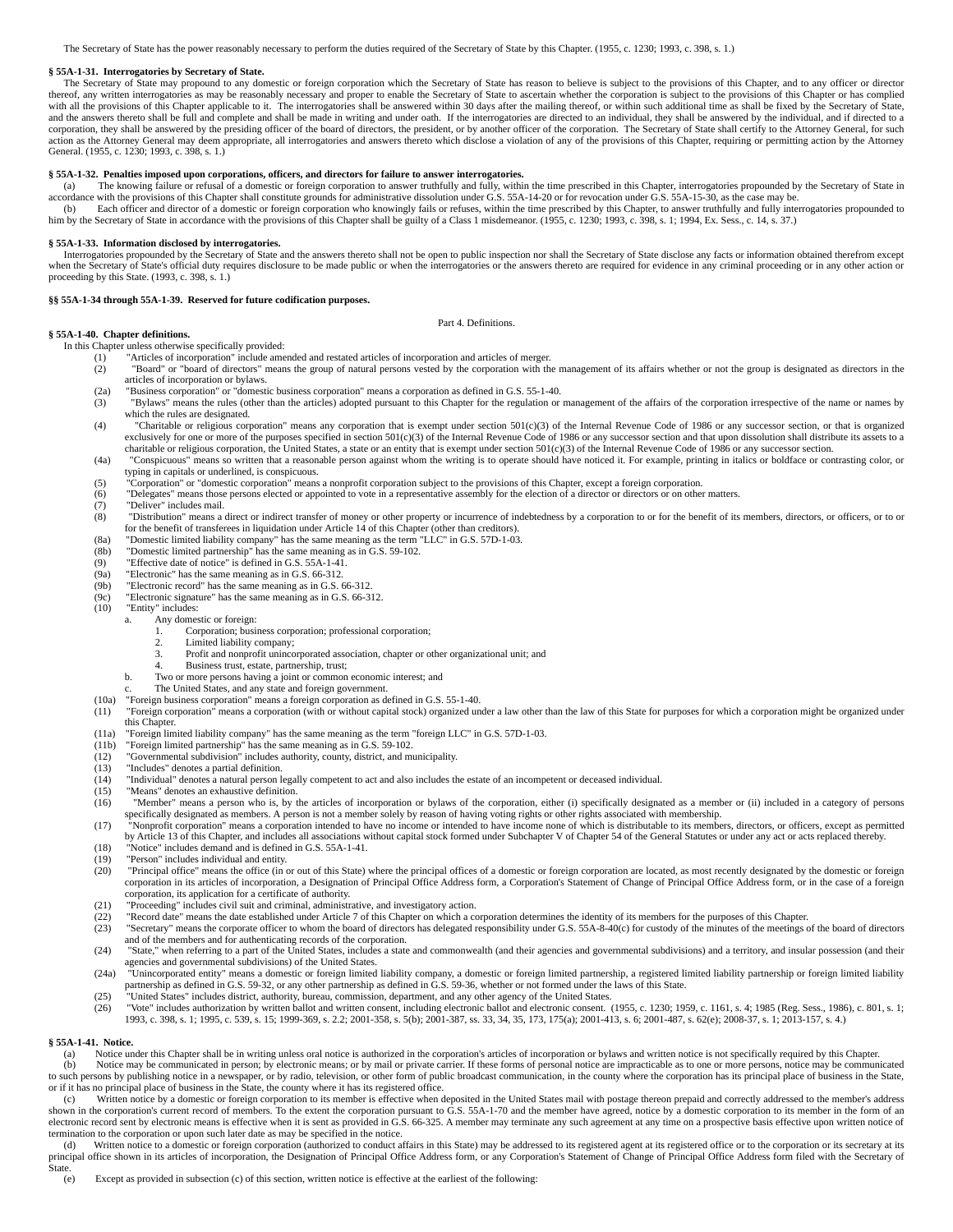The Secretary of State has the power reasonably necessary to perform the duties required of the Secretary of State by this Chapter. (1955, c. 1230; 1993, c. 398, s. 1.)

**§ 55A-1-31. Interrogatories by Secretary of State.**

The Secretary of State may propound to any domestic or foreign corporation which the Secretary of State has reason to believe is subject to the provisions of this Chapter, and to any officer or director thereof, any written interrogatories as may be reasonably necessary and proper to enable the Secretary of State to ascertain whether the corporation is subject to the provisions of this Chapter or has complied with all the provisions of this Chapter applicable to it. The interrogatories shall be answered within 30 days after the mailing thereof, or within such additional time as shall be fixed by the Secretary of State, and the answers thereto shall be full and complete and shall be made in writing and under oath. If the interrogatories are directed to an individual, they shall be answered by the individual, and if directed to a corporation, they shall be answered by the presiding officer of the board of directors, the president, or by another officer of the corporation. The Secretary of State shall certify to the Attorney General, for such action as the Attorney General may deem appropriate, all interrogatories and answers thereto which disclose a violation of any of the provisions of this Chapter, requiring or permitting action by the Attorney General. (1955, c. 1230; 1993, c. 398, s. 1.)

**§ 55A-1-32. Penalties imposed upon corporations, officers, and directors for failure to answer interrogatories.**

(a) The knowing failure or refusal of a domestic or foreign corporation to answer truthfully and fully, within the time prescribed in this Chapter, interrogatories propounded by the Secretary of State in accordance with the provisions of this Chapter shall constitute grounds for administrative dissolution under G.S. 55A-14-20 or for revocation under G.S. 55A-15-30, as the case may be.

(b) Each officer and director of a domestic or foreign corporation who knowingly fails or refuses, within the time prescribed by this Chapter, to answer truthfully and fully interrogatories propounded to him by the Secretary of State in accordance with the provisions of this Chapter shall be guilty of a Class 1 misdemeanor. (1955, c. 1230; 1993, c. 398, s. 1; 1994, Ex. Sess., c. 14, s. 37.)

**§ 55A-1-33. Information disclosed by interrogatories.**

Interrogatories propounded by the Secretary of State and the answers thereto shall not be open to public inspection nor shall the Secretary of State disclose any facts or information obtained therefrom except when the Secretary of State's official duty requires disclosure to be made public or when the interrogatories or the answers thereto are required for evidence in any criminal proceeding or in any other action or proceeding by this State. (1993, c. 398, s. 1.)

**§§ 55A-1-34 through 55A-1-39. Reserved for future codification purposes.**

Part 4. Definitions.

**§ 55A-1-40. Chapter definitions.**

In this Chapter unless otherwise specifically provided:

(1) "Articles of incorporation" include amended and restated articles of incorporation and articles of merger.

(2) "Board" or "board of directors" means the group of natural persons vested by the corporation with the management of its affairs whether or not the group is designated as directors in the articles of incorporation or bylaws.

(2a) "Business corporation" or "domestic business corporation" means a corporation as defined in G.S. 55-1-40.

(3) "Bylaws" means the rules (other than the articles) adopted pursuant to this Chapter for the regulation or management of the affairs of the corporation irrespective of the name or names by which the rules are designated.

(4) "Charitable or religious corporation" means any corporation that is exempt under section 501(c)(3) of the Internal Revenue Code of 1986 or any successor section, or that is organized exclusively for one or more of the purposes specified in section 501(c)(3) of the Internal Revenue Code of 1986 or any successor section and that upon dissolution shall distribute its assets to a charitable or religious corporation, the United States, a state or an entity that is exempt under section 501(c)(3) of the Internal Revenue Code of 1986 or any successor section.

(4a) "Conspicuous" means so written that a reasonable person against whom the writing is to operate should have noticed it. For example, printing in italics or boldface or contrasting color, or typing in capitals or underlined, is conspicuous.

(5) "Corporation" or "domestic corporation" means a nonprofit corporation subject to the provisions of this Chapter, except a foreign corporation.

(6) "Delegates" means those persons elected or appointed to vote in a representative assembly for the election of a director or directors or on other matters.

(7) "Deliver" includes mail.

(8) "Distribution" means a direct or indirect transfer of money or other property or incurrence of indebtedness by a corporation to or for the benefit of its members, directors, or officers, or to or for the benefit of transferees in liquidation under Article 14 of this Chapter (other than creditors).

(8a) "Domestic limited liability company" has the same meaning as the term "LLC" in G.S. 57D-1-03.

(8b) "Domestic limited partnership" has the same meaning as in G.S. 59-102.

(9) "Effective date of notice" is defined in G.S. 55A-1-41.

(9a) "Electronic" has the same meaning as in G.S. 66-312.

(9b) "Electronic record" has the same meaning as in G.S. 66-312.

(9c) "Electronic signature" has the same meaning as in G.S. 66-312.

(10) "Entity" includes:

a. Any domestic or foreign:

1. Corporation; business corporation; professional corporation;

2. Limited liability company;

3. Profit and nonprofit unincorporated association, chapter or other organizational unit; and

4. Business trust, estate, partnership, trust;

b. Two or more persons having a joint or common economic interest; and

c. The United States, and any state and foreign government.

(10a) "Foreign business corporation" means a foreign corporation as defined in G.S. 55-1-40.

(11) "Foreign corporation" means a corporation (with or without capital stock) organized under a law other than the law of this State for purposes for which a corporation might be organized under this Chapter.

(11a) "Foreign limited liability company" has the same meaning as the term "foreign LLC" in G.S. 57D-1-03.

(11b) "Foreign limited partnership" has the same meaning as in G.S. 59-102.

(12) "Governmental subdivision" includes authority, county, district, and municipality.

(13) "Includes" denotes a partial definition.

(14) "Individual" denotes a natural person legally competent to act and also includes the estate of an incompetent or deceased individual.

(15) "Means" denotes an exhaustive definition.

(16) "Member" means a person who is, by the articles of incorporation or bylaws of the corporation, either (i) specifically designated as a member or (ii) included in a category of persons specifically designated as members. A person is not a member solely by reason of having voting rights or other rights associated with membership.

(17) "Nonprofit corporation" means a corporation intended to have no income or intended to have income none of which is distributable to its members, directors, or officers, except as permitted by Article 13 of this Chapter, and includes all associations without capital stock formed under Subchapter V of Chapter 54 of the General Statutes or under any act or acts replaced thereby.

(18) "Notice" includes demand and is defined in G.S. 55A-1-41.

(19) "Person" includes individual and entity.

(20) "Principal office" means the office (in or out of this State) where the principal offices of a domestic or foreign corporation are located, as most recently designated by the domestic or foreign corporation in its articles of incorporation, a Designation of Principal Office Address form, a Corporation's Statement of Change of Principal Office Address form, or in the case of a foreign corporation, its application for a certificate of authority.

(21) "Proceeding" includes civil suit and criminal, administrative, and investigatory action.

(22) "Record date" means the date established under Article 7 of this Chapter on which a corporation determines the identity of its members for the purposes of this Chapter.

(23) "Secretary" means the corporate officer to whom the board of directors has delegated responsibility under G.S. 55A-8-40(c) for custody of the minutes of the meetings of the board of directors and of the members and for authenticating records of the corporation.

(24) "State," when referring to a part of the United States, includes a state and commonwealth (and their agencies and governmental subdivisions) and a territory, and insular possession (and their agencies and governmental subdivisions) of the United States.

(24a) "Unincorporated entity" means a domestic or foreign limited liability company, a domestic or foreign limited partnership, a registered limited liability partnership or foreign limited liability partnership as defined in G.S. 59-32, or any other partnership as defined in G.S. 59-36, whether or not formed under the laws of this State.

(25) "United States" includes district, authority, bureau, commission, department, and any other agency of the United States.

(26) "Vote" includes authorization by written ballot and written consent, including electronic ballot and electronic consent. (1955, c. 1230; 1959, c. 1161, s. 4; 1985 (Reg. Sess., 1986), c. 801, s. 1; 1993, c. 398, s. 1; 1995, c. 539, s. 15; 1999-369, s. 2.2; 2001-358, s. 5(b); 2001-387, ss. 33, 34, 35, 173, 175(a); 2001-413, s. 6; 2001-487, s. 62(e); 2008-37, s. 1; 2013-157, s. 4.)

**§ 55A-1-41. Notice.**

(a) Notice under this Chapter shall be in writing unless oral notice is authorized in the corporation's articles of incorporation or bylaws and written notice is not specifically required by this Chapter.

(b) Notice may be communicated in person; by electronic means; or by mail or private carrier. If these forms of personal notice are impracticable as to one or more persons, notice may be communicated to such persons by publishing notice in a newspaper, or by radio, television, or other form of public broadcast communication, in the county where the corporation has its principal place of business in the State, or if it has no principal place of business in the State, the county where it has its registered office.

(c) Written notice by a domestic or foreign corporation to its member is effective when deposited in the United States mail with postage thereon prepaid and correctly addressed to the member's address shown in the corporation's current record of members. To the extent the corporation pursuant to G.S. 55A-1-70 and the member have agreed, notice by a domestic corporation to its member in the form of an electronic record sent by electronic means is effective when it is sent as provided in G.S. 66-325. A member may terminate any such agreement at any time on a prospective basis effective upon written notice of termination to the corporation or upon such later date as may be specified in the notice.

(d) Written notice to a domestic or foreign corporation (authorized to conduct affairs in this State) may be addressed to its registered agent at its registered office or to the corporation or its secretary at its principal office shown in its articles of incorporation, the Designation of Principal Office Address form, or any Corporation's Statement of Change of Principal Office Address form filed with the Secretary of State.

(e) Except as provided in subsection (c) of this section, written notice is effective at the earliest of the following: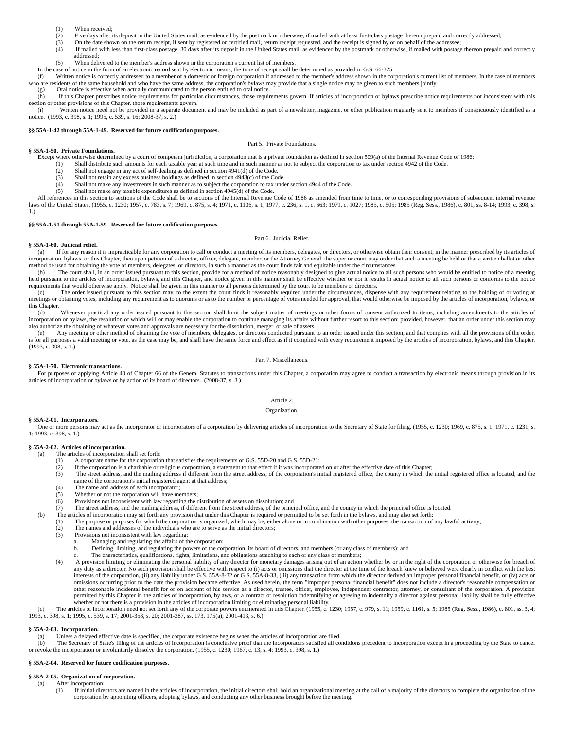(1) When received;

(2) Five days after its deposit in the United States mail, as evidenced by the postmark or otherwise, if mailed with at least first-class postage thereon prepaid and correctly addressed;

(3) On the date shown on the return receipt, if sent by registered or certified mail, return receipt requested, and the receipt is signed by or on behalf of the addressee;

(4) If mailed with less than first-class postage, 30 days after its deposit in the United States mail, as evidenced by the postmark or otherwise, if mailed with postage thereon prepaid and correctly addressed;

(5) When delivered to the member's address shown in the corporation's current list of members.

In the case of notice in the form of an electronic record sent by electronic means, the time of receipt shall be determined as provided in G.S. 66-325.

(f) Written notice is correctly addressed to a member of a domestic or foreign corporation if addressed to the member's address shown in the corporation's current list of members. In the case of members who are residents of the same household and who have the same address, the corporation's bylaws may provide that a single notice may be given to such members jointly.

(g) Oral notice is effective when actually communicated to the person entitled to oral notice.

(h) If this Chapter prescribes notice requirements for particular circumstances, those requirements govern. If articles of incorporation or bylaws prescribe notice requirements not inconsistent with this section or other provisions of this Chapter, those requirements govern.

(i) Written notice need not be provided in a separate document and may be included as part of a newsletter, magazine, or other publication regularly sent to members if conspicuously identified as a notice. (1993, c. 398, s. 1; 1995, c. 539, s. 16; 2008-37, s. 2.)

**§§ 55A-1-42 through 55A-1-49. Reserved for future codification purposes.**

Part 5. Private Foundations.

**§ 55A-1-50. Private Foundations.**

Except where otherwise determined by a court of competent jurisdiction, a corporation that is a private foundation as defined in section 509(a) of the Internal Revenue Code of 1986:

(1) Shall distribute such amounts for each taxable year at such time and in such manner as not to subject the corporation to tax under section 4942 of the Code.

(2) Shall not engage in any act of self-dealing as defined in section 4941(d) of the Code.

(3) Shall not retain any excess business holdings as defined in section 4943(c) of the Code.

(4) Shall not make any investments in such manner as to subject the corporation to tax under section 4944 of the Code.

(5) Shall not make any taxable expenditures as defined in section 4945(d) of the Code.

All references in this section to sections of the Code shall be to sections of the Internal Revenue Code of 1986 as amended from time to time, or to corresponding provisions of subsequent internal revenue laws of the United States. (1955, c. 1230; 1957, c. 783, s. 7; 1969, c. 875, s. 4; 1971, c. 1136, s. 1; 1977, c. 236, s. 1, c. 663; 1979, c. 1027; 1985, c. 505; 1985 (Reg. Sess., 1986), c. 801, ss. 8-14; 1993, c. 398, s. 1.)

**§§ 55A-1-51 through 55A-1-59. Reserved for future codification purposes.**

Part 6. Judicial Relief.

**§ 55A-1-60. Judicial relief.**

(a) If for any reason it is impracticable for any corporation to call or conduct a meeting of its members, delegates, or directors, or otherwise obtain their consent, in the manner prescribed by its articles of incorporation, bylaws, or this Chapter, then upon petition of a director, officer, delegate, member, or the Attorney General, the superior court may order that such a meeting be held or that a written ballot or other method be used for obtaining the vote of members, delegates, or directors, in such a manner as the court finds fair and equitable under the circumstances.

(b) The court shall, in an order issued pursuant to this section, provide for a method of notice reasonably designed to give actual notice to all such persons who would be entitled to notice of a meeting held pursuant to the articles of incorporation, bylaws, and this Chapter, and notice given in this manner shall be effective whether or not it results in actual notice to all such persons or conforms to the notice requirements that would otherwise apply. Notice shall be given in this manner to all persons determined by the court to be members or directors.

(c) The order issued pursuant to this section may, to the extent the court finds it reasonably required under the circumstances, dispense with any requirement relating to the holding of or voting at meetings or obtaining votes, including any requirement as to quorums or as to the number or percentage of votes needed for approval, that would otherwise be imposed by the articles of incorporation, bylaws, or this Chapter.

(d) Whenever practical any order issued pursuant to this section shall limit the subject matter of meetings or other forms of consent authorized to items, including amendments to the articles of incorporation or bylaws, the resolution of which will or may enable the corporation to continue managing its affairs without further resort to this section; provided, however, that an order under this section may also authorize the obtaining of whatever votes and approvals are necessary for the dissolution, merger, or sale of assets.

(e) Any meeting or other method of obtaining the vote of members, delegates, or directors conducted pursuant to an order issued under this section, and that complies with all the provisions of the order, is for all purposes a valid meeting or vote, as the case may be, and shall have the same force and effect as if it complied with every requirement imposed by the articles of incorporation, bylaws, and this Chapter. (1993, c. 398, s. 1.)

Part 7. Miscellaneous.

**§ 55A-1-70. Electronic transactions.**

For purposes of applying Article 40 of Chapter 66 of the General Statutes to transactions under this Chapter, a corporation may agree to conduct a transaction by electronic means through provision in its articles of incorporation or bylaws or by action of its board of directors. (2008-37, s. 3.)

## Article 2.

## Organization.

**§ 55A-2-01. Incorporators.**

One or more persons may act as the incorporator or incorporators of a corporation by delivering articles of incorporation to the Secretary of State for filing. (1955, c. 1230; 1969, c. 875, s. 1; 1971, c. 1231, s. 1; 1993, c. 398, s. 1.)

**§ 55A-2-02. Articles of incorporation.**

(a) The articles of incorporation shall set forth:

(1) A corporate name for the corporation that satisfies the requirements of G.S. 55D-20 and G.S. 55D-21;

(2) If the corporation is a charitable or religious corporation, a statement to that effect if it was incorporated on or after the effective date of this Chapter;

(3) The street address, and the mailing address if different from the street address, of the corporation's initial registered office, the county in which the initial registered office is located, and the name of the corporation's initial registered agent at that address;

(4) The name and address of each incorporator;

(5) Whether or not the corporation will have members;

(6) Provisions not inconsistent with law regarding the distribution of assets on dissolution; and

(7) The street address, and the mailing address, if different from the street address, of the principal office, and the county in which the principal office is located.

(b) The articles of incorporation may set forth any provision that under this Chapter is required or permitted to be set forth in the bylaws, and may also set forth:

(1) The purpose or purposes for which the corporation is organized, which may be, either alone or in combination with other purposes, the transaction of any lawful activity;

(2) The names and addresses of the individuals who are to serve as the initial directors;

(3) Provisions not inconsistent with law regarding:

a. Managing and regulating the affairs of the corporation;

b. Defining, limiting, and regulating the powers of the corporation, its board of directors, and members (or any class of members); and

c. The characteristics, qualifications, rights, limitations, and obligations attaching to each or any class of members;

(4) A provision limiting or eliminating the personal liability of any director for monetary damages arising out of an action whether by or in the right of the corporation or otherwise for breach of any duty as a director. No such provision shall be effective with respect to (i) acts or omissions that the director at the time of the breach knew or believed were clearly in conflict with the best interests of the corporation, (ii) any liability under G.S. 55A-8-32 or G.S. 55A-8-33, (iii) any transaction from which the director derived an improper personal financial benefit, or (iv) acts or omissions occurring prior to the date the provision became effective. As used herein, the term "improper personal financial benefit" does not include a director's reasonable compensation or other reasonable incidental benefit for or on account of his service as a director, trustee, officer, employee, independent contractor, attorney, or consultant of the corporation. A provision permitted by this Chapter in the articles of incorporation, bylaws, or a contract or resolution indemnifying or agreeing to indemnify a director against personal liability shall be fully effective whether or not there is a provision in the articles of incorporation limiting or eliminating personal liability.

(c) The articles of incorporation need not set forth any of the corporate powers enumerated in this Chapter. (1955, c. 1230; 1957, c. 979, s. 11; 1959, c. 1161, s. 5; 1985 (Reg. Sess., 1986), c. 801, ss. 3, 4; 1993, c. 398, s. 1; 1995, c. 539, s. 17; 2001-358, s. 20; 2001-387, ss. 173, 175(a); 2001-413, s. 6.)

**§ 55A-2-03. Incorporation.**

(a) Unless a delayed effective date is specified, the corporate existence begins when the articles of incorporation are filed.

(b) The Secretary of State's filing of the articles of incorporation is conclusive proof that the incorporators satisfied all conditions precedent to incorporation except in a proceeding by the State to cancel or revoke the incorporation or involuntarily dissolve the corporation. (1955, c. 1230; 1967, c. 13, s. 4; 1993, c. 398, s. 1.)

**§ 55A-2-04. Reserved for future codification purposes.**

**§ 55A-2-05. Organization of corporation.**

(a) After incorporation:

(1) If initial directors are named in the articles of incorporation, the initial directors shall hold an organizational meeting at the call of a majority of the directors to complete the organization of the corporation by appointing officers, adopting bylaws, and conducting any other business brought before the meeting.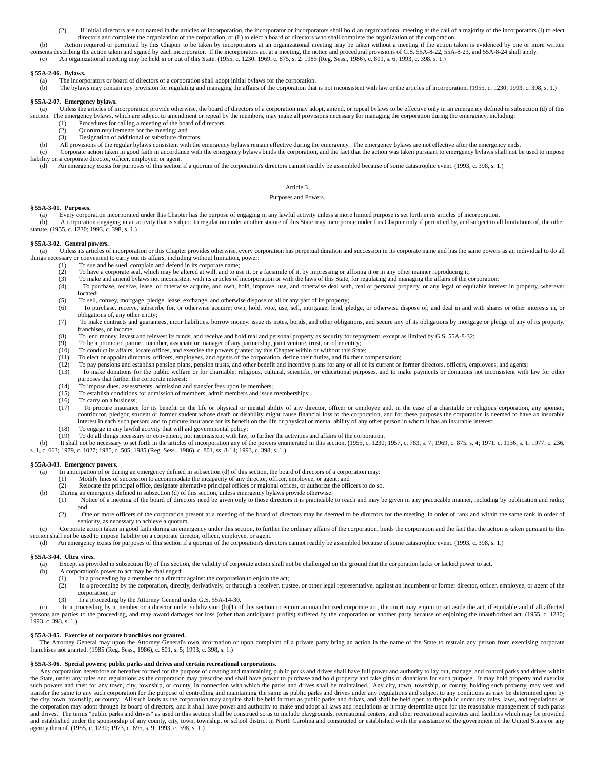(2) If initial directors are not named in the articles of incorporation, the incorporator or incorporators shall hold an organizational meeting at the call of a majority of the incorporators (i) to elect directors and complete the organization of the corporation, or (ii) to elect a board of directors who shall complete the organization of the corporation.

(b) Action required or permitted by this Chapter to be taken by incorporators at an organizational meeting may be taken without a meeting if the action taken is evidenced by one or more written consents describing the action taken and signed by each incorporator. If the incorporators act at a meeting, the notice and procedural provisions of G.S. 55A-8-22, 55A-8-23, and 55A-8-24 shall apply.

(c) An organizational meeting may be held in or out of this State. (1955, c. 1230; 1969, c. 875, s. 2; 1985 (Reg. Sess., 1986), c. 801, s. 6; 1993, c. 398, s. 1.)

**§ 55A-2-06. Bylaws.**

(a) The incorporators or board of directors of a corporation shall adopt initial bylaws for the corporation.

(b) The bylaws may contain any provision for regulating and managing the affairs of the corporation that is not inconsistent with law or the articles of incorporation. (1955, c. 1230; 1993, c. 398, s. 1.)

**§ 55A-2-07. Emergency bylaws.**

(a) Unless the articles of incorporation provide otherwise, the board of directors of a corporation may adopt, amend, or repeal bylaws to be effective only in an emergency defined in subsection (d) of this section. The emergency bylaws, which are subject to amendment or repeal by the members, may make all provisions necessary for managing the corporation during the emergency, including:

(1) Procedures for calling a meeting of the board of directors;
(2) Quorum requirements for the meeting; and
(3) Designation of additional or substitute directors.

(b) All provisions of the regular bylaws consistent with the emergency bylaws remain effective during the emergency. The emergency bylaws are not effective after the emergency ends.

(c) Corporate action taken in good faith in accordance with the emergency bylaws binds the corporation, and the fact that the action was taken pursuant to emergency bylaws shall not be used to impose liability on a corporate director, officer, employee, or agent.

(d) An emergency exists for purposes of this section if a quorum of the corporation's directors cannot readily be assembled because of some catastrophic event. (1993, c. 398, s. 1.)

## Article 3.

## Purposes and Powers.

**§ 55A-3-01. Purposes.**

(a) Every corporation incorporated under this Chapter has the purpose of engaging in any lawful activity unless a more limited purpose is set forth in its articles of incorporation.

(b) A corporation engaging in an activity that is subject to regulation under another statute of this State may incorporate under this Chapter only if permitted by, and subject to all limitations of, the other statute. (1955, c. 1230; 1993, c. 398, s. 1.)

**§ 55A-3-02. General powers.**

(a) Unless its articles of incorporation or this Chapter provides otherwise, every corporation has perpetual duration and succession in its corporate name and has the same powers as an individual to do all things necessary or convenient to carry out its affairs, including without limitation, power:

(1) To sue and be sued, complain and defend in its corporate name;
(2) To have a corporate seal, which may be altered at will, and to use it, or a facsimile of it, by impressing or affixing it or in any other manner reproducing it;
(3) To make and amend bylaws not inconsistent with its articles of incorporation or with the laws of this State, for regulating and managing the affairs of the corporation;
(4) To purchase, receive, lease, or otherwise acquire, and own, hold, improve, use, and otherwise deal with, real or personal property, or any legal or equitable interest in property, wherever located;
(5) To sell, convey, mortgage, pledge, lease, exchange, and otherwise dispose of all or any part of its property;
(6) To purchase, receive, subscribe for, or otherwise acquire; own, hold, vote, use, sell, mortgage, lend, pledge, or otherwise dispose of; and deal in and with shares or other interests in, or obligations of, any other entity;
(7) To make contracts and guarantees, incur liabilities, borrow money, issue its notes, bonds, and other obligations, and secure any of its obligations by mortgage or pledge of any of its property, franchises, or income;
(8) To lend money, invest and reinvest its funds, and receive and hold real and personal property as security for repayment, except as limited by G.S. 55A-8-32;
(9) To be a promoter, partner, member, associate or manager of any partnership, joint venture, trust, or other entity;
(10) To conduct its affairs, locate offices, and exercise the powers granted by this Chapter within or without this State;
(11) To elect or appoint directors, officers, employees, and agents of the corporation, define their duties, and fix their compensation;
(12) To pay pensions and establish pension plans, pension trusts, and other benefit and incentive plans for any or all of its current or former directors, officers, employees, and agents;
(13) To make donations for the public welfare or for charitable, religious, cultural, scientific, or educational purposes, and to make payments or donations not inconsistent with law for other purposes that further the corporate interest;
(14) To impose dues, assessments, admission and transfer fees upon its members;
(15) To establish conditions for admission of members, admit members and issue memberships;
(16) To carry on a business;
(17) To procure insurance for its benefit on the life or physical or mental ability of any director, officer or employee and, in the case of a charitable or religious corporation, any sponsor, contributor, pledgor, student or former student whose death or disability might cause financial loss to the corporation, and for these purposes the corporation is deemed to have an insurable interest in each such person; and to procure insurance for its benefit on the life or physical or mental ability of any other person in whom it has an insurable interest;
(18) To engage in any lawful activity that will aid governmental policy;
(19) To do all things necessary or convenient, not inconsistent with law, to further the activities and affairs of the corporation.

(b) It shall not be necessary to set forth in the articles of incorporation any of the powers enumerated in this section. (1955, c. 1230; 1957, c. 783, s. 7; 1969, c. 875, s. 4; 1971, c. 1136, s. 1; 1977, c. 236, s. 1, c. 663; 1979, c. 1027; 1985, c. 505; 1985 (Reg. Sess., 1986), c. 801, ss. 8-14; 1993, c. 398, s. 1.)

**§ 55A-3-03. Emergency powers.**

(a) In anticipation of or during an emergency defined in subsection (d) of this section, the board of directors of a corporation may:

(1) Modify lines of succession to accommodate the incapacity of any director, officer, employee, or agent; and
(2) Relocate the principal office, designate alternative principal offices or regional offices, or authorize the officers to do so.

(b) During an emergency defined in subsection (d) of this section, unless emergency bylaws provide otherwise:

(1) Notice of a meeting of the board of directors need be given only to those directors it is practicable to reach and may be given in any practicable manner, including by publication and radio; and
(2) One or more officers of the corporation present at a meeting of the board of directors may be deemed to be directors for the meeting, in order of rank and within the same rank in order of seniority, as necessary to achieve a quorum.

(c) Corporate action taken in good faith during an emergency under this section, to further the ordinary affairs of the corporation, binds the corporation and the fact that the action is taken pursuant to this section shall not be used to impose liability on a corporate director, officer, employee, or agent.

(d) An emergency exists for purposes of this section if a quorum of the corporation's directors cannot readily be assembled because of some catastrophic event. (1993, c. 398, s. 1.)

**§ 55A-3-04. Ultra vires.**

(a) Except as provided in subsection (b) of this section, the validity of corporate action shall not be challenged on the ground that the corporation lacks or lacked power to act.

(b) A corporation's power to act may be challenged:

(1) In a proceeding by a member or a director against the corporation to enjoin the act;
(2) In a proceeding by the corporation, directly, derivatively, or through a receiver, trustee, or other legal representative, against an incumbent or former director, officer, employee, or agent of the corporation; or
(3) In a proceeding by the Attorney General under G.S. 55A-14-30.

(c) In a proceeding by a member or a director under subdivision (b)(1) of this section to enjoin an unauthorized corporate act, the court may enjoin or set aside the act, if equitable and if all affected persons are parties to the proceeding, and may award damages for loss (other than anticipated profits) suffered by the corporation or another party because of enjoining the unauthorized act. (1955, c. 1230; 1993, c. 398, s. 1.)

**§ 55A-3-05. Exercise of corporate franchises not granted.**

The Attorney General may upon the Attorney General's own information or upon complaint of a private party bring an action in the name of the State to restrain any person from exercising corporate franchises not granted. (1985 (Reg. Sess., 1986), c. 801, s. 5; 1993, c. 398, s. 1.)

**§ 55A-3-06. Special powers; public parks and drives and certain recreational corporations.**

Any corporation heretofore or hereafter formed for the purpose of creating and maintaining public parks and drives shall have full power and authority to lay out, manage, and control parks and drives within the State, under any rules and regulations as the corporation may prescribe and shall have power to purchase and hold property and take gifts or donations for such purpose. It may hold property and exercise such powers and trust for any town, city, township, or county, in connection with which the parks and drives shall be maintained. Any city, town, township, or county, holding such property, may vest and transfer the same to any such corporation for the purpose of controlling and maintaining the same as public parks and drives under any regulations and subject to any conditions as may be determined upon by the city, town, township, or county. All such lands as the corporation may acquire shall be held in trust as public parks and drives, and shall be held open to the public under any rules, laws, and regulations as the corporation may adopt through its board of directors, and it shall have power and authority to make and adopt all laws and regulations as it may determine upon for the reasonable management of such parks and drives. The terms "public parks and drives" as used in this section shall be construed so as to include playgrounds, recreational centers, and other recreational activities and facilities which may be provided and established under the sponsorship of any county, city, town, township, or school district in North Carolina and constructed or established with the assistance of the government of the United States or any agency thereof. (1955, c. 1230; 1973, c. 695, s. 9; 1993, c. 398, s. 1.)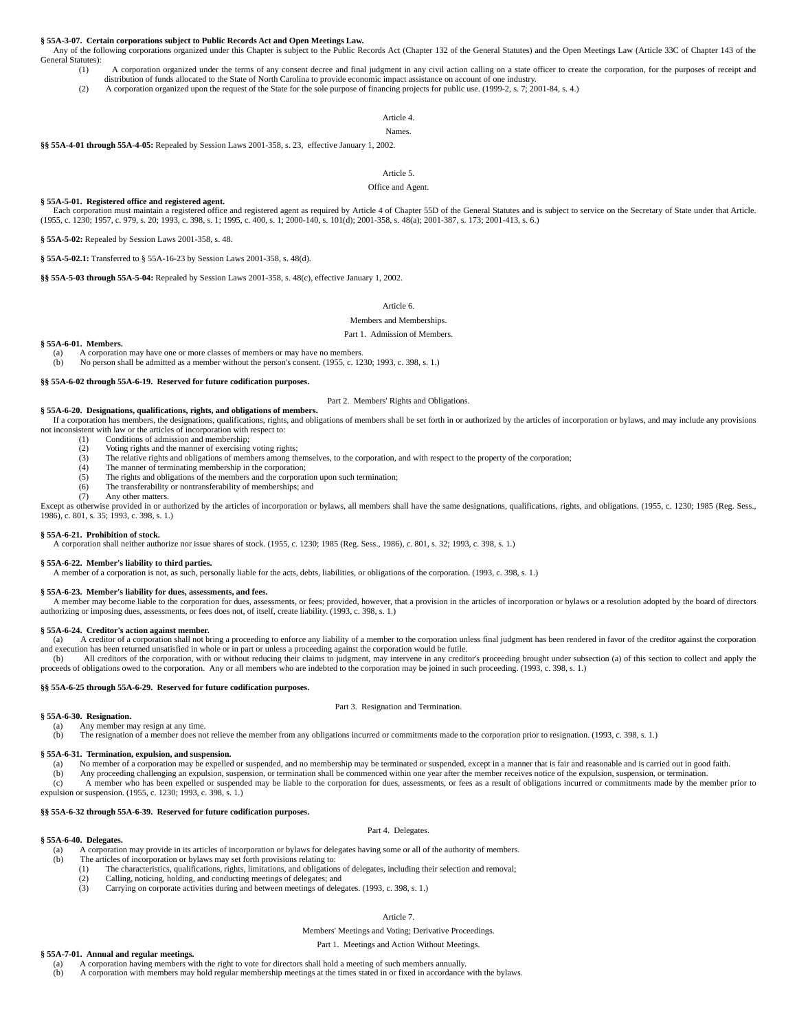**§ 55A-3-07. Certain corporations subject to Public Records Act and Open Meetings Law.**

Any of the following corporations organized under this Chapter is subject to the Public Records Act (Chapter 132 of the General Statutes) and the Open Meetings Law (Article 33C of Chapter 143 of the General Statutes):

(1) A corporation organized under the terms of any consent decree and final judgment in any civil action calling on a state officer to create the corporation, for the purposes of receipt and distribution of funds allocated to the State of North Carolina to provide economic impact assistance on account of one industry.

(2) A corporation organized upon the request of the State for the sole purpose of financing projects for public use. (1999-2, s. 7; 2001-84, s. 4.)

Article 4.

Names.

**§§ 55A-4-01 through 55A-4-05:** Repealed by Session Laws 2001-358, s. 23, effective January 1, 2002.

Article 5.

Office and Agent.

**§ 55A-5-01. Registered office and registered agent.**

Each corporation must maintain a registered office and registered agent as required by Article 4 of Chapter 55D of the General Statutes and is subject to service on the Secretary of State under that Article. (1955, c. 1230; 1957, c. 979, s. 20; 1993, c. 398, s. 1; 1995, c. 400, s. 1; 2000-140, s. 101(d); 2001-358, s. 48(a); 2001-387, s. 173; 2001-413, s. 6.)

**§ 55A-5-02:** Repealed by Session Laws 2001-358, s. 48.

**§ 55A-5-02.1:** Transferred to § 55A-16-23 by Session Laws 2001-358, s. 48(d).

**§§ 55A-5-03 through 55A-5-04:** Repealed by Session Laws 2001-358, s. 48(c), effective January 1, 2002.

Article 6.

Members and Memberships.

Part 1. Admission of Members.

**§ 55A-6-01. Members.**

(a) A corporation may have one or more classes of members or may have no members.

(b) No person shall be admitted as a member without the person's consent. (1955, c. 1230; 1993, c. 398, s. 1.)

**§§ 55A-6-02 through 55A-6-19. Reserved for future codification purposes.**

Part 2. Members' Rights and Obligations.

**§ 55A-6-20. Designations, qualifications, rights, and obligations of members.**

If a corporation has members, the designations, qualifications, rights, and obligations of members shall be set forth in or authorized by the articles of incorporation or bylaws, and may include any provisions not inconsistent with law or the articles of incorporation with respect to:

(1) Conditions of admission and membership;

(2) Voting rights and the manner of exercising voting rights;

(3) The relative rights and obligations of members among themselves, to the corporation, and with respect to the property of the corporation;

(4) The manner of terminating membership in the corporation;

(5) The rights and obligations of the members and the corporation upon such termination;

(6) The transferability or nontransferability of memberships; and

(7) Any other matters.

Except as otherwise provided in or authorized by the articles of incorporation or bylaws, all members shall have the same designations, qualifications, rights, and obligations. (1955, c. 1230; 1985 (Reg. Sess., 1986), c. 801, s. 35; 1993, c. 398, s. 1.)

**§ 55A-6-21. Prohibition of stock.**

A corporation shall neither authorize nor issue shares of stock. (1955, c. 1230; 1985 (Reg. Sess., 1986), c. 801, s. 32; 1993, c. 398, s. 1.)

**§ 55A-6-22. Member's liability to third parties.**

A member of a corporation is not, as such, personally liable for the acts, debts, liabilities, or obligations of the corporation. (1993, c. 398, s. 1.)

**§ 55A-6-23. Member's liability for dues, assessments, and fees.**

A member may become liable to the corporation for dues, assessments, or fees; provided, however, that a provision in the articles of incorporation or bylaws or a resolution adopted by the board of directors authorizing or imposing dues, assessments, or fees does not, of itself, create liability. (1993, c. 398, s. 1.)

**§ 55A-6-24. Creditor's action against member.**

(a) A creditor of a corporation shall not bring a proceeding to enforce any liability of a member to the corporation unless final judgment has been rendered in favor of the creditor against the corporation and execution has been returned unsatisfied in whole or in part or unless a proceeding against the corporation would be futile.

(b) All creditors of the corporation, with or without reducing their claims to judgment, may intervene in any creditor's proceeding brought under subsection (a) of this section to collect and apply the proceeds of obligations owed to the corporation. Any or all members who are indebted to the corporation may be joined in such proceeding. (1993, c. 398, s. 1.)

**§§ 55A-6-25 through 55A-6-29. Reserved for future codification purposes.**

Part 3. Resignation and Termination.

**§ 55A-6-30. Resignation.**

(a) Any member may resign at any time.

(b) The resignation of a member does not relieve the member from any obligations incurred or commitments made to the corporation prior to resignation. (1993, c. 398, s. 1.)

**§ 55A-6-31. Termination, expulsion, and suspension.**

(a) No member of a corporation may be expelled or suspended, and no membership may be terminated or suspended, except in a manner that is fair and reasonable and is carried out in good faith.

(b) Any proceeding challenging an expulsion, suspension, or termination shall be commenced within one year after the member receives notice of the expulsion, suspension, or termination.

(c) A member who has been expelled or suspended may be liable to the corporation for dues, assessments, or fees as a result of obligations incurred or commitments made by the member prior to expulsion or suspension. (1955, c. 1230; 1993, c. 398, s. 1.)

**§§ 55A-6-32 through 55A-6-39. Reserved for future codification purposes.**

Part 4. Delegates.

**§ 55A-6-40. Delegates.**

(a) A corporation may provide in its articles of incorporation or bylaws for delegates having some or all of the authority of members.

(b) The articles of incorporation or bylaws may set forth provisions relating to:

(1) The characteristics, qualifications, rights, limitations, and obligations of delegates, including their selection and removal;

(2) Calling, noticing, holding, and conducting meetings of delegates; and

(3) Carrying on corporate activities during and between meetings of delegates. (1993, c. 398, s. 1.)

Article 7.

Members' Meetings and Voting; Derivative Proceedings.

Part 1. Meetings and Action Without Meetings.

**§ 55A-7-01. Annual and regular meetings.**

(a) A corporation having members with the right to vote for directors shall hold a meeting of such members annually.

(b) A corporation with members may hold regular membership meetings at the times stated in or fixed in accordance with the bylaws.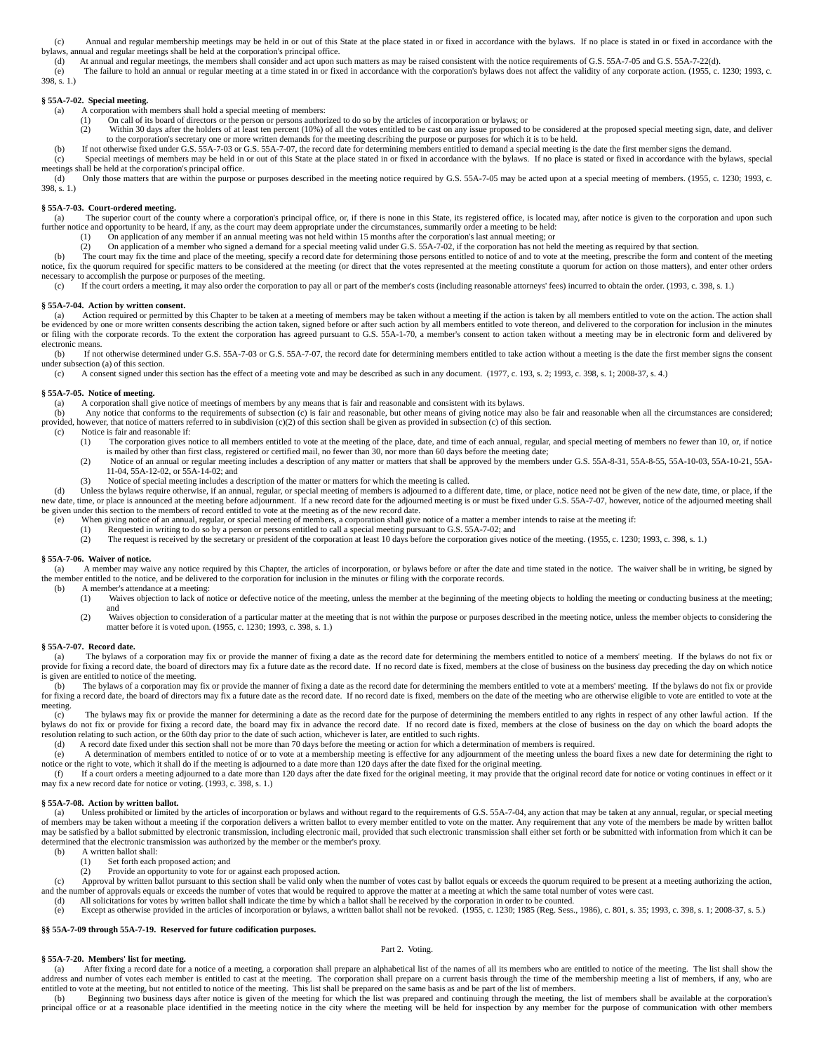(c) Annual and regular membership meetings may be held in or out of this State at the place stated in or fixed in accordance with the bylaws. If no place is stated in or fixed in accordance with the bylaws, annual and regular meetings shall be held at the corporation's principal office.

(d) At annual and regular meetings, the members shall consider and act upon such matters as may be raised consistent with the notice requirements of G.S. 55A-7-05 and G.S. 55A-7-22(d).

(e) The failure to hold an annual or regular meeting at a time stated in or fixed in accordance with the corporation's bylaws does not affect the validity of any corporate action. (1955, c. 1230; 1993, c. 398, s. 1.)

**§ 55A-7-02. Special meeting.**

(a) A corporation with members shall hold a special meeting of members:

(1) On call of its board of directors or the person or persons authorized to do so by the articles of incorporation or bylaws; or

(2) Within 30 days after the holders of at least ten percent (10%) of all the votes entitled to be cast on any issue proposed to be considered at the proposed special meeting sign, date, and deliver to the corporation's secretary one or more written demands for the meeting describing the purpose or purposes for which it is to be held.

(b) If not otherwise fixed under G.S. 55A-7-03 or G.S. 55A-7-07, the record date for determining members entitled to demand a special meeting is the date the first member signs the demand.

(c) Special meetings of members may be held in or out of this State at the place stated in or fixed in accordance with the bylaws. If no place is stated or fixed in accordance with the bylaws, special meetings shall be held at the corporation's principal office.

(d) Only those matters that are within the purpose or purposes described in the meeting notice required by G.S. 55A-7-05 may be acted upon at a special meeting of members. (1955, c. 1230; 1993, c. 398, s. 1.)

**§ 55A-7-03. Court-ordered meeting.**

(a) The superior court of the county where a corporation's principal office, or, if there is none in this State, its registered office, is located may, after notice is given to the corporation and upon such further notice and opportunity to be heard, if any, as the court may deem appropriate under the circumstances, summarily order a meeting to be held:

(1) On application of any member if an annual meeting was not held within 15 months after the corporation's last annual meeting; or

(2) On application of a member who signed a demand for a special meeting valid under G.S. 55A-7-02, if the corporation has not held the meeting as required by that section.

(b) The court may fix the time and place of the meeting, specify a record date for determining those persons entitled to notice of and to vote at the meeting, prescribe the form and content of the meeting notice, fix the quorum required for specific matters to be considered at the meeting (or direct that the votes represented at the meeting constitute a quorum for action on those matters), and enter other orders necessary to accomplish the purpose or purposes of the meeting.

(c) If the court orders a meeting, it may also order the corporation to pay all or part of the member's costs (including reasonable attorneys' fees) incurred to obtain the order. (1993, c. 398, s. 1.)

**§ 55A-7-04. Action by written consent.**

(a) Action required or permitted by this Chapter to be taken at a meeting of members may be taken without a meeting if the action is taken by all members entitled to vote on the action. The action shall be evidenced by one or more written consents describing the action taken, signed before or after such action by all members entitled to vote thereon, and delivered to the corporation for inclusion in the minutes or filing with the corporate records. To the extent the corporation has agreed pursuant to G.S. 55A-1-70, a member's consent to action taken without a meeting may be in electronic form and delivered by electronic means.

(b) If not otherwise determined under G.S. 55A-7-03 or G.S. 55A-7-07, the record date for determining members entitled to take action without a meeting is the date the first member signs the consent under subsection (a) of this section.

(c) A consent signed under this section has the effect of a meeting vote and may be described as such in any document. (1977, c. 193, s. 2; 1993, c. 398, s. 1; 2008-37, s. 4.)

**§ 55A-7-05. Notice of meeting.**

(a) A corporation shall give notice of meetings of members by any means that is fair and reasonable and consistent with its bylaws.

(b) Any notice that conforms to the requirements of subsection (c) is fair and reasonable, but other means of giving notice may also be fair and reasonable when all the circumstances are considered; provided, however, that notice of matters referred to in subdivision (c)(2) of this section shall be given as provided in subsection (c) of this section.

(c) Notice is fair and reasonable if:

(1) The corporation gives notice to all members entitled to vote at the meeting of the place, date, and time of each annual, regular, and special meeting of members no fewer than 10, or, if notice is mailed by other than first class, registered or certified mail, no fewer than 30, nor more than 60 days before the meeting date;

(2) Notice of an annual or regular meeting includes a description of any matter or matters that shall be approved by the members under G.S. 55A-8-31, 55A-8-55, 55A-10-03, 55A-10-21, 55A-11-04, 55A-12-02, or 55A-14-02; and

(3) Notice of special meeting includes a description of the matter or matters for which the meeting is called.

(d) Unless the bylaws require otherwise, if an annual, regular, or special meeting of members is adjourned to a different date, time, or place, notice need not be given of the new date, time, or place, if the new date, time, or place is announced at the meeting before adjournment. If a new record date for the adjourned meeting is or must be fixed under G.S. 55A-7-07, however, notice of the adjourned meeting shall be given under this section to the members of record entitled to vote at the meeting as of the new record date.

(e) When giving notice of an annual, regular, or special meeting of members, a corporation shall give notice of a matter a member intends to raise at the meeting if:

(1) Requested in writing to do so by a person or persons entitled to call a special meeting pursuant to G.S. 55A-7-02; and

(2) The request is received by the secretary or president of the corporation at least 10 days before the corporation gives notice of the meeting. (1955, c. 1230; 1993, c. 398, s. 1.)

**§ 55A-7-06. Waiver of notice.**

(a) A member may waive any notice required by this Chapter, the articles of incorporation, or bylaws before or after the date and time stated in the notice. The waiver shall be in writing, be signed by the member entitled to the notice, and be delivered to the corporation for inclusion in the minutes or filing with the corporate records.

(b) A member's attendance at a meeting:

(1) Waives objection to lack of notice or defective notice of the meeting, unless the member at the beginning of the meeting objects to holding the meeting or conducting business at the meeting; and

(2) Waives objection to consideration of a particular matter at the meeting that is not within the purpose or purposes described in the meeting notice, unless the member objects to considering the matter before it is voted upon. (1955, c. 1230; 1993, c. 398, s. 1.)

**§ 55A-7-07. Record date.**

(a) The bylaws of a corporation may fix or provide the manner of fixing a date as the record date for determining the members entitled to notice of a members' meeting. If the bylaws do not fix or provide for fixing a record date, the board of directors may fix a future date as the record date. If no record date is fixed, members at the close of business on the business day preceding the day on which notice is given are entitled to notice of the meeting.

(b) The bylaws of a corporation may fix or provide the manner of fixing a date as the record date for determining the members entitled to vote at a members' meeting. If the bylaws do not fix or provide for fixing a record date, the board of directors may fix a future date as the record date. If no record date is fixed, members on the date of the meeting who are otherwise eligible to vote are entitled to vote at the meeting.

(c) The bylaws may fix or provide the manner for determining a date as the record date for the purpose of determining the members entitled to any rights in respect of any other lawful action. If the bylaws do not fix or provide for fixing a record date, the board may fix in advance the record date. If no record date is fixed, members at the close of business on the day on which the board adopts the resolution relating to such action, or the 60th day prior to the date of such action, whichever is later, are entitled to such rights.

(d) A record date fixed under this section shall not be more than 70 days before the meeting or action for which a determination of members is required.

(e) A determination of members entitled to notice of or to vote at a membership meeting is effective for any adjournment of the meeting unless the board fixes a new date for determining the right to notice or the right to vote, which it shall do if the meeting is adjourned to a date more than 120 days after the date fixed for the original meeting.

(f) If a court orders a meeting adjourned to a date more than 120 days after the date fixed for the original meeting, it may provide that the original record date for notice or voting continues in effect or it may fix a new record date for notice or voting. (1993, c. 398, s. 1.)

**§ 55A-7-08. Action by written ballot.**

(a) Unless prohibited or limited by the articles of incorporation or bylaws and without regard to the requirements of G.S. 55A-7-04, any action that may be taken at any annual, regular, or special meeting of members may be taken without a meeting if the corporation delivers a written ballot to every member entitled to vote on the matter. Any requirement that any vote of the members be made by written ballot may be satisfied by a ballot submitted by electronic transmission, including electronic mail, provided that such electronic transmission shall either set forth or be submitted with information from which it can be determined that the electronic transmission was authorized by the member or the member's proxy.

(b) A written ballot shall:

(1) Set forth each proposed action; and

(2) Provide an opportunity to vote for or against each proposed action.

(c) Approval by written ballot pursuant to this section shall be valid only when the number of votes cast by ballot equals or exceeds the quorum required to be present at a meeting authorizing the action, and the number of approvals equals or exceeds the number of votes that would be required to approve the matter at a meeting at which the same total number of votes were cast.

(d) All solicitations for votes by written ballot shall indicate the time by which a ballot shall be received by the corporation in order to be counted.

(e) Except as otherwise provided in the articles of incorporation or bylaws, a written ballot shall not be revoked. (1955, c. 1230; 1985 (Reg. Sess., 1986), c. 801, s. 35; 1993, c. 398, s. 1; 2008-37, s. 5.)

**§§ 55A-7-09 through 55A-7-19. Reserved for future codification purposes.**

Part 2. Voting.

**§ 55A-7-20. Members' list for meeting.**

(a) After fixing a record date for a notice of a meeting, a corporation shall prepare an alphabetical list of the names of all its members who are entitled to notice of the meeting. The list shall show the address and number of votes each member is entitled to cast at the meeting. The corporation shall prepare on a current basis through the time of the membership meeting a list of members, if any, who are entitled to vote at the meeting, but not entitled to notice of the meeting. This list shall be prepared on the same basis as and be part of the list of members.

(b) Beginning two business days after notice is given of the meeting for which the list was prepared and continuing through the meeting, the list of members shall be available at the corporation's principal office or at a reasonable place identified in the meeting notice in the city where the meeting will be held for inspection by any member for the purpose of communication with other members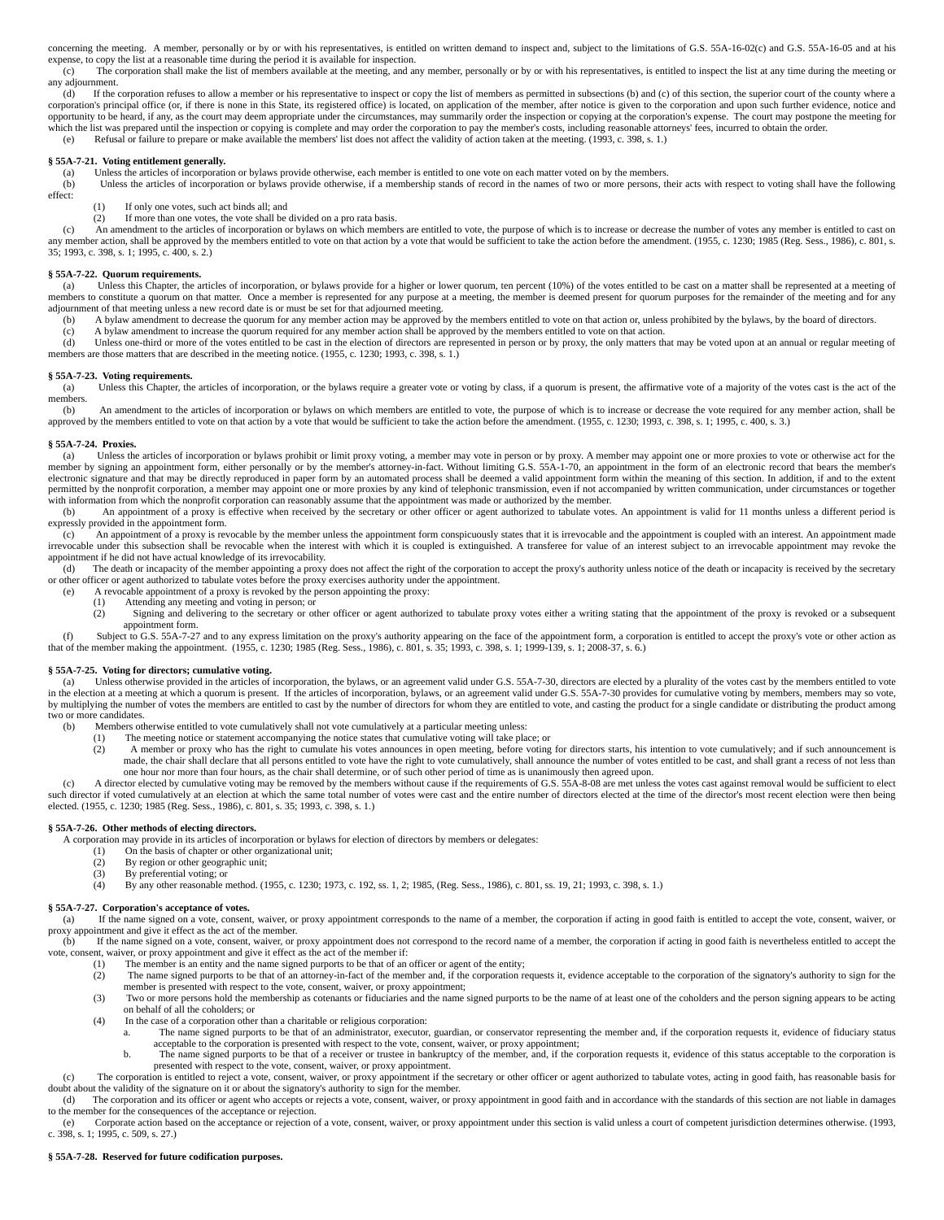concerning the meeting. A member, personally or by or with his representatives, is entitled on written demand to inspect and, subject to the limitations of G.S. 55A-16-02(c) and G.S. 55A-16-05 and at his expense, to copy the list at a reasonable time during the period it is available for inspection.

(c) The corporation shall make the list of members available at the meeting, and any member, personally or by or with his representatives, is entitled to inspect the list at any time during the meeting or any adjournment.

(d) If the corporation refuses to allow a member or his representative to inspect or copy the list of members as permitted in subsections (b) and (c) of this section, the superior court of the county where a corporation's principal office (or, if there is none in this State, its registered office) is located, on application of the member, after notice is given to the corporation and upon such further evidence, notice and opportunity to be heard, if any, as the court may deem appropriate under the circumstances, may summarily order the inspection or copying at the corporation's expense. The court may postpone the meeting for which the list was prepared until the inspection or copying is complete and may order the corporation to pay the member's costs, including reasonable attorneys' fees, incurred to obtain the order.

(e) Refusal or failure to prepare or make available the members' list does not affect the validity of action taken at the meeting. (1993, c. 398, s. 1.)

**§ 55A-7-21. Voting entitlement generally.**

(a) Unless the articles of incorporation or bylaws provide otherwise, each member is entitled to one vote on each matter voted on by the members.

(b) Unless the articles of incorporation or bylaws provide otherwise, if a membership stands of record in the names of two or more persons, their acts with respect to voting shall have the following effect:

(1) If only one votes, such act binds all; and

(2) If more than one votes, the vote shall be divided on a pro rata basis.

(c) An amendment to the articles of incorporation or bylaws on which members are entitled to vote, the purpose of which is to increase or decrease the number of votes any member is entitled to cast on any member action, shall be approved by the members entitled to vote on that action by a vote that would be sufficient to take the action before the amendment. (1955, c. 1230; 1985 (Reg. Sess., 1986), c. 801, s. 35; 1993, c. 398, s. 1; 1995, c. 400, s. 2.)

**§ 55A-7-22. Quorum requirements.**

(a) Unless this Chapter, the articles of incorporation, or bylaws provide for a higher or lower quorum, ten percent (10%) of the votes entitled to be cast on a matter shall be represented at a meeting of members to constitute a quorum on that matter. Once a member is represented for any purpose at a meeting, the member is deemed present for quorum purposes for the remainder of the meeting and for any adjournment of that meeting unless a new record date is or must be set for that adjourned meeting.

(b) A bylaw amendment to decrease the quorum for any member action may be approved by the members entitled to vote on that action or, unless prohibited by the bylaws, by the board of directors.

(c) A bylaw amendment to increase the quorum required for any member action shall be approved by the members entitled to vote on that action.

(d) Unless one-third or more of the votes entitled to be cast in the election of directors are represented in person or by proxy, the only matters that may be voted upon at an annual or regular meeting of members are those matters that are described in the meeting notice. (1955, c. 1230; 1993, c. 398, s. 1.)

**§ 55A-7-23. Voting requirements.**

(a) Unless this Chapter, the articles of incorporation, or the bylaws require a greater vote or voting by class, if a quorum is present, the affirmative vote of a majority of the votes cast is the act of the members.

(b) An amendment to the articles of incorporation or bylaws on which members are entitled to vote, the purpose of which is to increase or decrease the vote required for any member action, shall be approved by the members entitled to vote on that action by a vote that would be sufficient to take the action before the amendment. (1955, c. 1230; 1993, c. 398, s. 1; 1995, c. 400, s. 3.)

**§ 55A-7-24. Proxies.**

(a) Unless the articles of incorporation or bylaws prohibit or limit proxy voting, a member may vote in person or by proxy. A member may appoint one or more proxies to vote or otherwise act for the member by signing an appointment form, either personally or by the member's attorney-in-fact. Without limiting G.S. 55A-1-70, an appointment in the form of an electronic record that bears the member's electronic signature and that may be directly reproduced in paper form by an automated process shall be deemed a valid appointment form within the meaning of this section. In addition, if and to the extent permitted by the nonprofit corporation, a member may appoint one or more proxies by any kind of telephonic transmission, even if not accompanied by written communication, under circumstances or together with information from which the nonprofit corporation can reasonably assume that the appointment was made or authorized by the member.

(b) An appointment of a proxy is effective when received by the secretary or other officer or agent authorized to tabulate votes. An appointment is valid for 11 months unless a different period is expressly provided in the appointment form.

(c) An appointment of a proxy is revocable by the member unless the appointment form conspicuously states that it is irrevocable and the appointment is coupled with an interest. An appointment made irrevocable under this subsection shall be revocable when the interest with which it is coupled is extinguished. A transferee for value of an interest subject to an irrevocable appointment may revoke the appointment if he did not have actual knowledge of its irrevocability.

(d) The death or incapacity of the member appointing a proxy does not affect the right of the corporation to accept the proxy's authority unless notice of the death or incapacity is received by the secretary or other officer or agent authorized to tabulate votes before the proxy exercises authority under the appointment.

(e) A revocable appointment of a proxy is revoked by the person appointing the proxy:

(1) Attending any meeting and voting in person; or

(2) Signing and delivering to the secretary or other officer or agent authorized to tabulate proxy votes either a writing stating that the appointment of the proxy is revoked or a subsequent appointment form.

(f) Subject to G.S. 55A-7-27 and to any express limitation on the proxy's authority appearing on the face of the appointment form, a corporation is entitled to accept the proxy's vote or other action as that of the member making the appointment. (1955, c. 1230; 1985 (Reg. Sess., 1986), c. 801, s. 35; 1993, c. 398, s. 1; 1999-139, s. 1; 2008-37, s. 6.)

**§ 55A-7-25. Voting for directors; cumulative voting.**

(a) Unless otherwise provided in the articles of incorporation, the bylaws, or an agreement valid under G.S. 55A-7-30, directors are elected by a plurality of the votes cast by the members entitled to vote in the election at a meeting at which a quorum is present. If the articles of incorporation, bylaws, or an agreement valid under G.S. 55A-7-30 provides for cumulative voting by members, members may so vote, by multiplying the number of votes the members are entitled to cast by the number of directors for whom they are entitled to vote, and casting the product for a single candidate or distributing the product among two or more candidates.

(b) Members otherwise entitled to vote cumulatively shall not vote cumulatively at a particular meeting unless:

(1) The meeting notice or statement accompanying the notice states that cumulative voting will take place; or

(2) A member or proxy who has the right to cumulate his votes announces in open meeting, before voting for directors starts, his intention to vote cumulatively; and if such announcement is made, the chair shall declare that all persons entitled to vote have the right to vote cumulatively, shall announce the number of votes entitled to be cast, and shall grant a recess of not less than one hour nor more than four hours, as the chair shall determine, or of such other period of time as is unanimously then agreed upon.

(c) A director elected by cumulative voting may be removed by the members without cause if the requirements of G.S. 55A-8-08 are met unless the votes cast against removal would be sufficient to elect such director if voted cumulatively at an election at which the same total number of votes were cast and the entire number of directors elected at the time of the director's most recent election were then being elected. (1955, c. 1230; 1985 (Reg. Sess., 1986), c. 801, s. 35; 1993, c. 398, s. 1.)

**§ 55A-7-26. Other methods of electing directors.**

A corporation may provide in its articles of incorporation or bylaws for election of directors by members or delegates:

(1) On the basis of chapter or other organizational unit;

(2) By region or other geographic unit;

(3) By preferential voting; or

(4) By any other reasonable method. (1955, c. 1230; 1973, c. 192, ss. 1, 2; 1985, (Reg. Sess., 1986), c. 801, ss. 19, 21; 1993, c. 398, s. 1.)

**§ 55A-7-27. Corporation's acceptance of votes.**

(a) If the name signed on a vote, consent, waiver, or proxy appointment corresponds to the name of a member, the corporation if acting in good faith is entitled to accept the vote, consent, waiver, or proxy appointment and give it effect as the act of the member.

(b) If the name signed on a vote, consent, waiver, or proxy appointment does not correspond to the record name of a member, the corporation if acting in good faith is nevertheless entitled to accept the vote, consent, waiver, or proxy appointment and give it effect as the act of the member if:

(1) The member is an entity and the name signed purports to be that of an officer or agent of the entity;

(2) The name signed purports to be that of an attorney-in-fact of the member and, if the corporation requests it, evidence acceptable to the corporation of the signatory's authority to sign for the member is presented with respect to the vote, consent, waiver, or proxy appointment;

(3) Two or more persons hold the membership as cotenants or fiduciaries and the name signed purports to be the name of at least one of the coholders and the person signing appears to be acting on behalf of all the coholders; or

(4) In the case of a corporation other than a charitable or religious corporation:

a. The name signed purports to be that of an administrator, executor, guardian, or conservator representing the member and, if the corporation requests it, evidence of fiduciary status acceptable to the corporation is presented with respect to the vote, consent, waiver, or proxy appointment;

b. The name signed purports to be that of a receiver or trustee in bankruptcy of the member, and, if the corporation requests it, evidence of this status acceptable to the corporation is presented with respect to the vote, consent, waiver, or proxy appointment.

(c) The corporation is entitled to reject a vote, consent, waiver, or proxy appointment if the secretary or other officer or agent authorized to tabulate votes, acting in good faith, has reasonable basis for doubt about the validity of the signature on it or about the signatory's authority to sign for the member.

(d) The corporation and its officer or agent who accepts or rejects a vote, consent, waiver, or proxy appointment in good faith and in accordance with the standards of this section are not liable in damages to the member for the consequences of the acceptance or rejection.

(e) Corporate action based on the acceptance or rejection of a vote, consent, waiver, or proxy appointment under this section is valid unless a court of competent jurisdiction determines otherwise. (1993, c. 398, s. 1; 1995, c. 509, s. 27.)

**§ 55A-7-28. Reserved for future codification purposes.**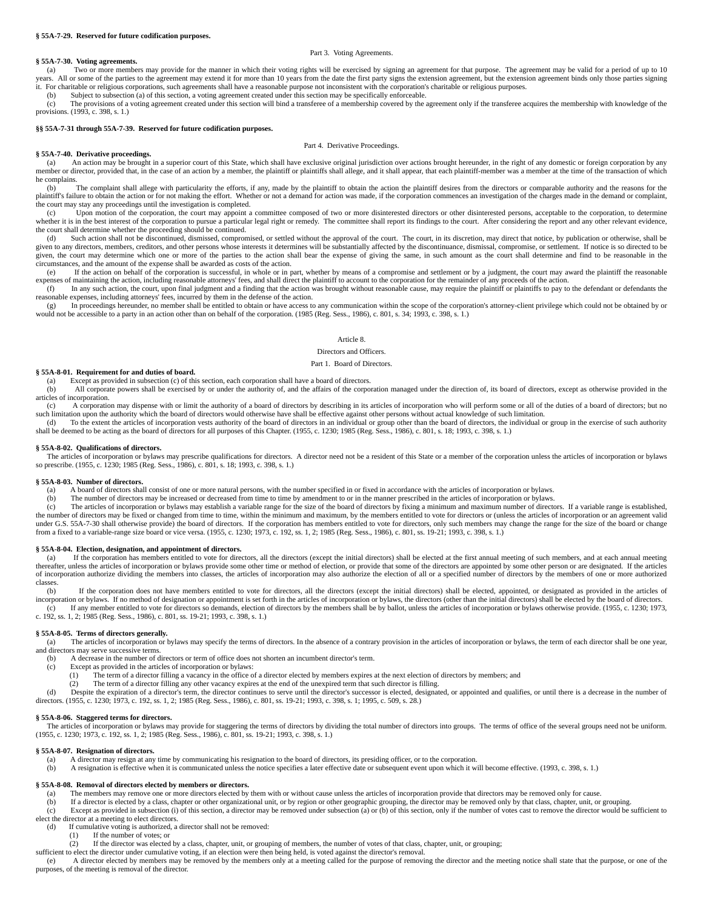**§ 55A-7-29. Reserved for future codification purposes.**

Part 3. Voting Agreements.

**§ 55A-7-30. Voting agreements.**

(a) Two or more members may provide for the manner in which their voting rights will be exercised by signing an agreement for that purpose. The agreement may be valid for a period of up to 10 years. All or some of the parties to the agreement may extend it for more than 10 years from the date the first party signs the extension agreement, but the extension agreement binds only those parties signing it. For charitable or religious corporations, such agreements shall have a reasonable purpose not inconsistent with the corporation's charitable or religious purposes.

(b) Subject to subsection (a) of this section, a voting agreement created under this section may be specifically enforceable.

(c) The provisions of a voting agreement created under this section will bind a transferee of a membership covered by the agreement only if the transferee acquires the membership with knowledge of the provisions. (1993, c. 398, s. 1.)

**§§ 55A-7-31 through 55A-7-39. Reserved for future codification purposes.**

Part 4. Derivative Proceedings.

**§ 55A-7-40. Derivative proceedings.**

(a) An action may be brought in a superior court of this State, which shall have exclusive original jurisdiction over actions brought hereunder, in the right of any domestic or foreign corporation by any member or director, provided that, in the case of an action by a member, the plaintiff or plaintiffs shall allege, and it shall appear, that each plaintiff-member was a member at the time of the transaction of which he complains.

(b) The complaint shall allege with particularity the efforts, if any, made by the plaintiff to obtain the action the plaintiff desires from the directors or comparable authority and the reasons for the plaintiff's failure to obtain the action or for not making the effort. Whether or not a demand for action was made, if the corporation commences an investigation of the charges made in the demand or complaint, the court may stay any proceedings until the investigation is completed.

(c) Upon motion of the corporation, the court may appoint a committee composed of two or more disinterested directors or other disinterested persons, acceptable to the corporation, to determine whether it is in the best interest of the corporation to pursue a particular legal right or remedy. The committee shall report its findings to the court. After considering the report and any other relevant evidence, the court shall determine whether the proceeding should be continued.

(d) Such action shall not be discontinued, dismissed, compromised, or settled without the approval of the court. The court, in its discretion, may direct that notice, by publication or otherwise, shall be given to any directors, members, creditors, and other persons whose interests it determines will be substantially affected by the discontinuance, dismissal, compromise, or settlement. If notice is so directed to be given, the court may determine which one or more of the parties to the action shall bear the expense of giving the same, in such amount as the court shall determine and find to be reasonable in the circumstances, and the amount of the expense shall be awarded as costs of the action.

(e) If the action on behalf of the corporation is successful, in whole or in part, whether by means of a compromise and settlement or by a judgment, the court may award the plaintiff the reasonable expenses of maintaining the action, including reasonable attorneys' fees, and shall direct the plaintiff to account to the corporation for the remainder of any proceeds of the action.

(f) In any such action, the court, upon final judgment and a finding that the action was brought without reasonable cause, may require the plaintiff or plaintiffs to pay to the defendant or defendants the reasonable expenses, including attorneys' fees, incurred by them in the defense of the action.

(g) In proceedings hereunder, no member shall be entitled to obtain or have access to any communication within the scope of the corporation's attorney-client privilege which could not be obtained by or would not be accessible to a party in an action other than on behalf of the corporation. (1985 (Reg. Sess., 1986), c. 801, s. 34; 1993, c. 398, s. 1.)

Article 8.

Directors and Officers.

Part 1. Board of Directors.

**§ 55A-8-01. Requirement for and duties of board.**

(a) Except as provided in subsection (c) of this section, each corporation shall have a board of directors.

(b) All corporate powers shall be exercised by or under the authority of, and the affairs of the corporation managed under the direction of, its board of directors, except as otherwise provided in the articles of incorporation.

(c) A corporation may dispense with or limit the authority of a board of directors by describing in its articles of incorporation who will perform some or all of the duties of a board of directors; but no such limitation upon the authority which the board of directors would otherwise have shall be effective against other persons without actual knowledge of such limitation.

(d) To the extent the articles of incorporation vests authority of the board of directors in an individual or group other than the board of directors, the individual or group in the exercise of such authority shall be deemed to be acting as the board of directors for all purposes of this Chapter. (1955, c. 1230; 1985 (Reg. Sess., 1986), c. 801, s. 18; 1993, c. 398, s. 1.)

**§ 55A-8-02. Qualifications of directors.**

The articles of incorporation or bylaws may prescribe qualifications for directors. A director need not be a resident of this State or a member of the corporation unless the articles of incorporation or bylaws so prescribe. (1955, c. 1230; 1985 (Reg. Sess., 1986), c. 801, s. 18; 1993, c. 398, s. 1.)

**§ 55A-8-03. Number of directors.**

(a) A board of directors shall consist of one or more natural persons, with the number specified in or fixed in accordance with the articles of incorporation or bylaws.

(b) The number of directors may be increased or decreased from time to time by amendment to or in the manner prescribed in the articles of incorporation or bylaws.

(c) The articles of incorporation or bylaws may establish a variable range for the size of the board of directors by fixing a minimum and maximum number of directors. If a variable range is established, the number of directors may be fixed or changed from time to time, within the minimum and maximum, by the members entitled to vote for directors or (unless the articles of incorporation or an agreement valid under G.S. 55A-7-30 shall otherwise provide) the board of directors. If the corporation has members entitled to vote for directors, only such members may change the range for the size of the board or change from a fixed to a variable-range size board or vice versa. (1955, c. 1230; 1973, c. 192, ss. 1, 2; 1985 (Reg. Sess., 1986), c. 801, ss. 19-21; 1993, c. 398, s. 1.)

**§ 55A-8-04. Election, designation, and appointment of directors.**

(a) If the corporation has members entitled to vote for directors, all the directors (except the initial directors) shall be elected at the first annual meeting of such members, and at each annual meeting thereafter, unless the articles of incorporation or bylaws provide some other time or method of election, or provide that some of the directors are appointed by some other person or are designated. If the articles of incorporation authorize dividing the members into classes, the articles of incorporation may also authorize the election of all or a specified number of directors by the members of one or more authorized classes.

(b) If the corporation does not have members entitled to vote for directors, all the directors (except the initial directors) shall be elected, appointed, or designated as provided in the articles of incorporation or bylaws. If no method of designation or appointment is set forth in the articles of incorporation or bylaws, the directors (other than the initial directors) shall be elected by the board of directors.

(c) If any member entitled to vote for directors so demands, election of directors by the members shall be by ballot, unless the articles of incorporation or bylaws otherwise provide. (1955, c. 1230; 1973, c. 192, ss. 1, 2; 1985 (Reg. Sess., 1986), c. 801, ss. 19-21; 1993, c. 398, s. 1.)

**§ 55A-8-05. Terms of directors generally.**

(a) The articles of incorporation or bylaws may specify the terms of directors. In the absence of a contrary provision in the articles of incorporation or bylaws, the term of each director shall be one year, and directors may serve successive terms.

(b) A decrease in the number of directors or term of office does not shorten an incumbent director's term.

(c) Except as provided in the articles of incorporation or bylaws:

(1) The term of a director filling a vacancy in the office of a director elected by members expires at the next election of directors by members; and

(2) The term of a director filling any other vacancy expires at the end of the unexpired term that such director is filling.

(d) Despite the expiration of a director's term, the director continues to serve until the director's successor is elected, designated, or appointed and qualifies, or until there is a decrease in the number of directors. (1955, c. 1230; 1973, c. 192, ss. 1, 2; 1985 (Reg. Sess., 1986), c. 801, ss. 19-21; 1993, c. 398, s. 1; 1995, c. 509, s. 28.)

**§ 55A-8-06. Staggered terms for directors.**

The articles of incorporation or bylaws may provide for staggering the terms of directors by dividing the total number of directors into groups. The terms of office of the several groups need not be uniform. (1955, c. 1230; 1973, c. 192, ss. 1, 2; 1985 (Reg. Sess., 1986), c. 801, ss. 19-21; 1993, c. 398, s. 1.)

**§ 55A-8-07. Resignation of directors.**

(a) A director may resign at any time by communicating his resignation to the board of directors, its presiding officer, or to the corporation.

(b) A resignation is effective when it is communicated unless the notice specifies a later effective date or subsequent event upon which it will become effective. (1993, c. 398, s. 1.)

**§ 55A-8-08. Removal of directors elected by members or directors.**

(a) The members may remove one or more directors elected by them with or without cause unless the articles of incorporation provide that directors may be removed only for cause.

(b) If a director is elected by a class, chapter or other organizational unit, or by region or other geographic grouping, the director may be removed only by that class, chapter, unit, or grouping.

(c) Except as provided in subsection (i) of this section, a director may be removed under subsection (a) or (b) of this section, only if the number of votes cast to remove the director would be sufficient to elect the director at a meeting to elect directors.

(d) If cumulative voting is authorized, a director shall not be removed:

(1) If the number of votes; or

(2) If the director was elected by a class, chapter, unit, or grouping of members, the number of votes of that class, chapter, unit, or grouping;

sufficient to elect the director under cumulative voting, if an election were then being held, is voted against the director's removal.

(e) A director elected by members may be removed by the members only at a meeting called for the purpose of removing the director and the meeting notice shall state that the purpose, or one of the purposes, of the meeting is removal of the director.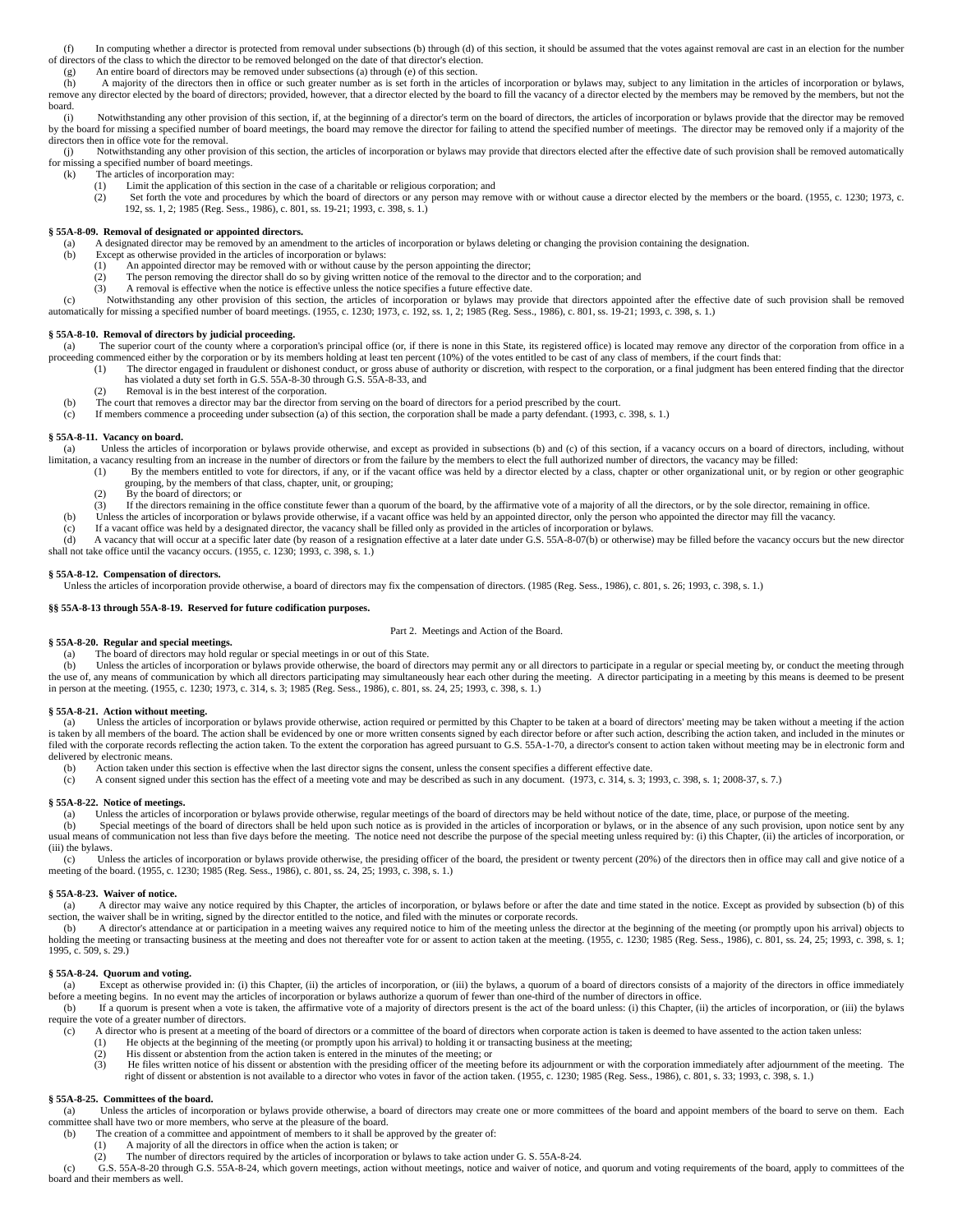(f) In computing whether a director is protected from removal under subsections (b) through (d) of this section, it should be assumed that the votes against removal are cast in an election for the number of directors of the class to which the director to be removed belonged on the date of that director's election.

(g) An entire board of directors may be removed under subsections (a) through (e) of this section.

(h) A majority of the directors then in office or such greater number as is set forth in the articles of incorporation or bylaws may, subject to any limitation in the articles of incorporation or bylaws, remove any director elected by the board of directors; provided, however, that a director elected by the board to fill the vacancy of a director elected by the members may be removed by the members, but not the board.

(i) Notwithstanding any other provision of this section, if, at the beginning of a director's term on the board of directors, the articles of incorporation or bylaws provide that the director may be removed by the board for missing a specified number of board meetings, the board may remove the director for failing to attend the specified number of meetings. The director may be removed only if a majority of the directors then in office vote for the removal.

(j) Notwithstanding any other provision of this section, the articles of incorporation or bylaws may provide that directors elected after the effective date of such provision shall be removed automatically for missing a specified number of board meetings.

(k) The articles of incorporation may:

(1) Limit the application of this section in the case of a charitable or religious corporation; and

(2) Set forth the vote and procedures by which the board of directors or any person may remove with or without cause a director elected by the members or the board. (1955, c. 1230; 1973, c. 192, ss. 1, 2; 1985 (Reg. Sess., 1986), c. 801, ss. 19-21; 1993, c. 398, s. 1.)

**§ 55A-8-09. Removal of designated or appointed directors.**

(a) A designated director may be removed by an amendment to the articles of incorporation or bylaws deleting or changing the provision containing the designation.

(b) Except as otherwise provided in the articles of incorporation or bylaws:

(1) An appointed director may be removed with or without cause by the person appointing the director;

(2) The person removing the director shall do so by giving written notice of the removal to the director and to the corporation; and

(3) A removal is effective when the notice is effective unless the notice specifies a future effective date.

(c) Notwithstanding any other provision of this section, the articles of incorporation or bylaws may provide that directors appointed after the effective date of such provision shall be removed automatically for missing a specified number of board meetings. (1955, c. 1230; 1973, c. 192, ss. 1, 2; 1985 (Reg. Sess., 1986), c. 801, ss. 19-21; 1993, c. 398, s. 1.)

**§ 55A-8-10. Removal of directors by judicial proceeding.**

(a) The superior court of the county where a corporation's principal office (or, if there is none in this State, its registered office) is located may remove any director of the corporation from office in a proceeding commenced either by the corporation or by its members holding at least ten percent (10%) of the votes entitled to be cast of any class of members, if the court finds that:

(1) The director engaged in fraudulent or dishonest conduct, or gross abuse of authority or discretion, with respect to the corporation, or a final judgment has been entered finding that the director has violated a duty set forth in G.S. 55A-8-30 through G.S. 55A-8-33, and

(2) Removal is in the best interest of the corporation.

(b) The court that removes a director may bar the director from serving on the board of directors for a period prescribed by the court.

(c) If members commence a proceeding under subsection (a) of this section, the corporation shall be made a party defendant. (1993, c. 398, s. 1.)

**§ 55A-8-11. Vacancy on board.**

(a) Unless the articles of incorporation or bylaws provide otherwise, and except as provided in subsections (b) and (c) of this section, if a vacancy occurs on a board of directors, including, without limitation, a vacancy resulting from an increase in the number of directors or from the failure by the members to elect the full authorized number of directors, the vacancy may be filled:

(1) By the members entitled to vote for directors, if any, or if the vacant office was held by a director elected by a class, chapter or other organizational unit, or by region or other geographic grouping, by the members of that class, chapter, unit, or grouping;

(2) By the board of directors; or

(3) If the directors remaining in the office constitute fewer than a quorum of the board, by the affirmative vote of a majority of all the directors, or by the sole director, remaining in office.

(b) Unless the articles of incorporation or bylaws provide otherwise, if a vacant office was held by an appointed director, only the person who appointed the director may fill the vacancy.

(c) If a vacant office was held by a designated director, the vacancy shall be filled only as provided in the articles of incorporation or bylaws.

(d) A vacancy that will occur at a specific later date (by reason of a resignation effective at a later date under G.S. 55A-8-07(b) or otherwise) may be filled before the vacancy occurs but the new director shall not take office until the vacancy occurs. (1955, c. 1230; 1993, c. 398, s. 1.)

**§ 55A-8-12. Compensation of directors.**

Unless the articles of incorporation provide otherwise, a board of directors may fix the compensation of directors. (1985 (Reg. Sess., 1986), c. 801, s. 26; 1993, c. 398, s. 1.)

**§§ 55A-8-13 through 55A-8-19. Reserved for future codification purposes.**

Part 2. Meetings and Action of the Board.

**§ 55A-8-20. Regular and special meetings.**

(a) The board of directors may hold regular or special meetings in or out of this State.

(b) Unless the articles of incorporation or bylaws provide otherwise, the board of directors may permit any or all directors to participate in a regular or special meeting by, or conduct the meeting through the use of, any means of communication by which all directors participating may simultaneously hear each other during the meeting. A director participating in a meeting by this means is deemed to be present in person at the meeting. (1955, c. 1230; 1973, c. 314, s. 3; 1985 (Reg. Sess., 1986), c. 801, ss. 24, 25; 1993, c. 398, s. 1.)

**§ 55A-8-21. Action without meeting.**

(a) Unless the articles of incorporation or bylaws provide otherwise, action required or permitted by this Chapter to be taken at a board of directors' meeting may be taken without a meeting if the action is taken by all members of the board. The action shall be evidenced by one or more written consents signed by each director before or after such action, describing the action taken, and included in the minutes or filed with the corporate records reflecting the action taken. To the extent the corporation has agreed pursuant to G.S. 55A-1-70, a director's consent to action taken without meeting may be in electronic form and delivered by electronic means.

(b) Action taken under this section is effective when the last director signs the consent, unless the consent specifies a different effective date.

(c) A consent signed under this section has the effect of a meeting vote and may be described as such in any document. (1973, c. 314, s. 3; 1993, c. 398, s. 1; 2008-37, s. 7.)

**§ 55A-8-22. Notice of meetings.**

(a) Unless the articles of incorporation or bylaws provide otherwise, regular meetings of the board of directors may be held without notice of the date, time, place, or purpose of the meeting.

(b) Special meetings of the board of directors shall be held upon such notice as is provided in the articles of incorporation or bylaws, or in the absence of any such provision, upon notice sent by any usual means of communication not less than five days before the meeting. The notice need not describe the purpose of the special meeting unless required by: (i) this Chapter, (ii) the articles of incorporation, or (iii) the bylaws.

(c) Unless the articles of incorporation or bylaws provide otherwise, the presiding officer of the board, the president or twenty percent (20%) of the directors then in office may call and give notice of a meeting of the board. (1955, c. 1230; 1985 (Reg. Sess., 1986), c. 801, ss. 24, 25; 1993, c. 398, s. 1.)

**§ 55A-8-23. Waiver of notice.**

(a) A director may waive any notice required by this Chapter, the articles of incorporation, or bylaws before or after the date and time stated in the notice. Except as provided by subsection (b) of this section, the waiver shall be in writing, signed by the director entitled to the notice, and filed with the minutes or corporate records.

(b) A director's attendance at or participation in a meeting waives any required notice to him of the meeting unless the director at the beginning of the meeting (or promptly upon his arrival) objects to holding the meeting or transacting business at the meeting and does not thereafter vote for or assent to action taken at the meeting. (1955, c. 1230; 1985 (Reg. Sess., 1986), c. 801, ss. 24, 25; 1993, c. 398, s. 1; 1995, c. 509, s. 29.)

**§ 55A-8-24. Quorum and voting.**

(a) Except as otherwise provided in: (i) this Chapter, (ii) the articles of incorporation, or (iii) the bylaws, a quorum of a board of directors consists of a majority of the directors in office immediately before a meeting begins. In no event may the articles of incorporation or bylaws authorize a quorum of fewer than one-third of the number of directors in office.

(b) If a quorum is present when a vote is taken, the affirmative vote of a majority of directors present is the act of the board unless: (i) this Chapter, (ii) the articles of incorporation, or (iii) the bylaws require the vote of a greater number of directors.

(c) A director who is present at a meeting of the board of directors or a committee of the board of directors when corporate action is taken is deemed to have assented to the action taken unless:

(1) He objects at the beginning of the meeting (or promptly upon his arrival) to holding it or transacting business at the meeting;

(2) His dissent or abstention from the action taken is entered in the minutes of the meeting; or

(3) He files written notice of his dissent or abstention with the presiding officer of the meeting before its adjournment or with the corporation immediately after adjournment of the meeting. The right of dissent or abstention is not available to a director who votes in favor of the action taken. (1955, c. 1230; 1985 (Reg. Sess., 1986), c. 801, s. 33; 1993, c. 398, s. 1.)

**§ 55A-8-25. Committees of the board.**

(a) Unless the articles of incorporation or bylaws provide otherwise, a board of directors may create one or more committees of the board and appoint members of the board to serve on them. Each committee shall have two or more members, who serve at the pleasure of the board.

(b) The creation of a committee and appointment of members to it shall be approved by the greater of:

(1) A majority of all the directors in office when the action is taken; or

(2) The number of directors required by the articles of incorporation or bylaws to take action under G. S. 55A-8-24.

(c) G.S. 55A-8-20 through G.S. 55A-8-24, which govern meetings, action without meetings, notice and waiver of notice, and quorum and voting requirements of the board, apply to committees of the board and their members as well.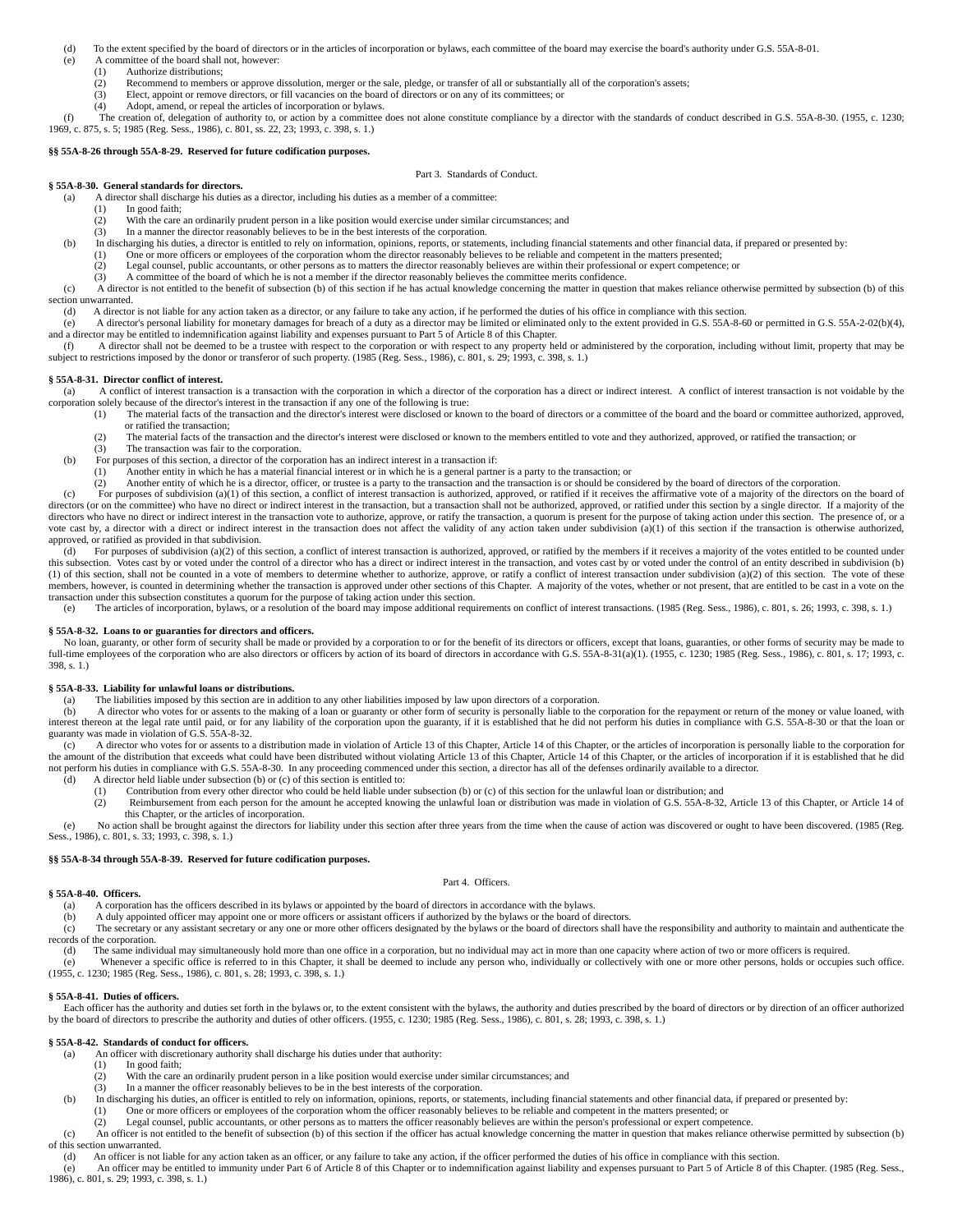(d) To the extent specified by the board of directors or in the articles of incorporation or bylaws, each committee of the board may exercise the board's authority under G.S. 55A-8-01.

(e) A committee of the board shall not, however:

(1) Authorize distributions;

(2) Recommend to members or approve dissolution, merger or the sale, pledge, or transfer of all or substantially all of the corporation's assets;

(3) Elect, appoint or remove directors, or fill vacancies on the board of directors or on any of its committees; or

(4) Adopt, amend, or repeal the articles of incorporation or bylaws.

(f) The creation of, delegation of authority to, or action by a committee does not alone constitute compliance by a director with the standards of conduct described in G.S. 55A-8-30. (1955, c. 1230; 1969, c. 875, s. 5; 1985 (Reg. Sess., 1986), c. 801, ss. 22, 23; 1993, c. 398, s. 1.)

**§§ 55A-8-26 through 55A-8-29. Reserved for future codification purposes.**

Part 3. Standards of Conduct.

**§ 55A-8-30. General standards for directors.**

(a) A director shall discharge his duties as a director, including his duties as a member of a committee:

(1) In good faith;

(2) With the care an ordinarily prudent person in a like position would exercise under similar circumstances; and

(3) In a manner the director reasonably believes to be in the best interests of the corporation.

(b) In discharging his duties, a director is entitled to rely on information, opinions, reports, or statements, including financial statements and other financial data, if prepared or presented by:

(1) One or more officers or employees of the corporation whom the director reasonably believes to be reliable and competent in the matters presented;

(2) Legal counsel, public accountants, or other persons as to matters the director reasonably believes are within their professional or expert competence; or

(3) A committee of the board of which he is not a member if the director reasonably believes the committee merits confidence.

(c) A director is not entitled to the benefit of subsection (b) of this section if he has actual knowledge concerning the matter in question that makes reliance otherwise permitted by subsection (b) of this section unwarranted.

(d) A director is not liable for any action taken as a director, or any failure to take any action, if he performed the duties of his office in compliance with this section.

(e) A director's personal liability for monetary damages for breach of a duty as a director may be limited or eliminated only to the extent provided in G.S. 55A-8-60 or permitted in G.S. 55A-2-02(b)(4), and a director may be entitled to indemnification against liability and expenses pursuant to Part 5 of Article 8 of this Chapter.

(f) A director shall not be deemed to be a trustee with respect to the corporation or with respect to any property held or administered by the corporation, including without limit, property that may be subject to restrictions imposed by the donor or transferor of such property. (1985 (Reg. Sess., 1986), c. 801, s. 29; 1993, c. 398, s. 1.)

**§ 55A-8-31. Director conflict of interest.**

(a) A conflict of interest transaction is a transaction with the corporation in which a director of the corporation has a direct or indirect interest. A conflict of interest transaction is not voidable by the corporation solely because of the director's interest in the transaction if any one of the following is true:

(1) The material facts of the transaction and the director's interest were disclosed or known to the board of directors or a committee of the board and the board or committee authorized, approved, or ratified the transaction;

(2) The material facts of the transaction and the director's interest were disclosed or known to the members entitled to vote and they authorized, approved, or ratified the transaction; or

(3) The transaction was fair to the corporation.

(b) For purposes of this section, a director of the corporation has an indirect interest in a transaction if:

(1) Another entity in which he has a material financial interest or in which he is a general partner is a party to the transaction; or

(2) Another entity of which he is a director, officer, or trustee is a party to the transaction and the transaction is or should be considered by the board of directors of the corporation.

(c) For purposes of subdivision (a)(1) of this section, a conflict of interest transaction is authorized, approved, or ratified if it receives the affirmative vote of a majority of the directors on the board of directors (or on the committee) who have no direct or indirect interest in the transaction, but a transaction shall not be authorized, approved, or ratified under this section by a single director. If a majority of the directors who have no direct or indirect interest in the transaction vote to authorize, approve, or ratify the transaction, a quorum is present for the purpose of taking action under this section. The presence of, or a vote cast by, a director with a direct or indirect interest in the transaction does not affect the validity of any action taken under subdivision (a)(1) of this section if the transaction is otherwise authorized, approved, or ratified as provided in that subdivision.

(d) For purposes of subdivision (a)(2) of this section, a conflict of interest transaction is authorized, approved, or ratified by the members if it receives a majority of the votes entitled to be counted under this subsection. Votes cast by or voted under the control of a director who has a direct or indirect interest in the transaction, and votes cast by or voted under the control of an entity described in subdivision (b)(1) of this section, shall not be counted in a vote of members to determine whether to authorize, approve, or ratify a conflict of interest transaction under subdivision (a)(2) of this section. The vote of these members, however, is counted in determining whether the transaction is approved under other sections of this Chapter. A majority of the votes, whether or not present, that are entitled to be cast in a vote on the transaction under this subsection constitutes a quorum for the purpose of taking action under this section.

(e) The articles of incorporation, bylaws, or a resolution of the board may impose additional requirements on conflict of interest transactions. (1985 (Reg. Sess., 1986), c. 801, s. 26; 1993, c. 398, s. 1.)

**§ 55A-8-32. Loans to or guaranties for directors and officers.**

No loan, guaranty, or other form of security shall be made or provided by a corporation to or for the benefit of its directors or officers, except that loans, guaranties, or other forms of security may be made to full-time employees of the corporation who are also directors or officers by action of its board of directors in accordance with G.S. 55A-8-31(a)(1). (1955, c. 1230; 1985 (Reg. Sess., 1986), c. 801, s. 17; 1993, c. 398, s. 1.)

**§ 55A-8-33. Liability for unlawful loans or distributions.**

(a) The liabilities imposed by this section are in addition to any other liabilities imposed by law upon directors of a corporation.

(b) A director who votes for or assents to the making of a loan or guaranty or other form of security is personally liable to the corporation for the repayment or return of the money or value loaned, with interest thereon at the legal rate until paid, or for any liability of the corporation upon the guaranty, if it is established that he did not perform his duties in compliance with G.S. 55A-8-30 or that the loan or guaranty was made in violation of G.S. 55A-8-32.

(c) A director who votes for or assents to a distribution made in violation of Article 13 of this Chapter, Article 14 of this Chapter, or the articles of incorporation is personally liable to the corporation for the amount of the distribution that exceeds what could have been distributed without violating Article 13 of this Chapter, Article 14 of this Chapter, or the articles of incorporation if it is established that he did not perform his duties in compliance with G.S. 55A-8-30. In any proceeding commenced under this section, a director has all of the defenses ordinarily available to a director.

(d) A director held liable under subsection (b) or (c) of this section is entitled to:

(1) Contribution from every other director who could be held liable under subsection (b) or (c) of this section for the unlawful loan or distribution; and

(2) Reimbursement from each person for the amount he accepted knowing the unlawful loan or distribution was made in violation of G.S. 55A-8-32, Article 13 of this Chapter, or Article 14 of this Chapter, or the articles of incorporation.

(e) No action shall be brought against the directors for liability under this section after three years from the time when the cause of action was discovered or ought to have been discovered. (1985 (Reg. Sess., 1986), c. 801, s. 33; 1993, c. 398, s. 1.)

**§§ 55A-8-34 through 55A-8-39. Reserved for future codification purposes.**

Part 4. Officers.

**§ 55A-8-40. Officers.**

(a) A corporation has the officers described in its bylaws or appointed by the board of directors in accordance with the bylaws.

(b) A duly appointed officer may appoint one or more officers or assistant officers if authorized by the bylaws or the board of directors.

(c) The secretary or any assistant secretary or any one or more other officers designated by the bylaws or the board of directors shall have the responsibility and authority to maintain and authenticate the records of the corporation.

(d) The same individual may simultaneously hold more than one office in a corporation, but no individual may act in more than one capacity where action of two or more officers is required.

(e) Whenever a specific office is referred to in this Chapter, it shall be deemed to include any person who, individually or collectively with one or more other persons, holds or occupies such office. (1955, c. 1230; 1985 (Reg. Sess., 1986), c. 801, s. 28; 1993, c. 398, s. 1.)

**§ 55A-8-41. Duties of officers.**

Each officer has the authority and duties set forth in the bylaws or, to the extent consistent with the bylaws, the authority and duties prescribed by the board of directors or by direction of an officer authorized by the board of directors to prescribe the authority and duties of other officers. (1955, c. 1230; 1985 (Reg. Sess., 1986), c. 801, s. 28; 1993, c. 398, s. 1.)

**§ 55A-8-42. Standards of conduct for officers.**

(a) An officer with discretionary authority shall discharge his duties under that authority:

(1) In good faith;

(2) With the care an ordinarily prudent person in a like position would exercise under similar circumstances; and

(3) In a manner the officer reasonably believes to be in the best interests of the corporation.

(b) In discharging his duties, an officer is entitled to rely on information, opinions, reports, or statements, including financial statements and other financial data, if prepared or presented by:

(1) One or more officers or employees of the corporation whom the officer reasonably believes to be reliable and competent in the matters presented; or

(2) Legal counsel, public accountants, or other persons as to matters the officer reasonably believes are within the person's professional or expert competence.

(c) An officer is not entitled to the benefit of subsection (b) of this section if the officer has actual knowledge concerning the matter in question that makes reliance otherwise permitted by subsection (b) of this section unwarranted.

(d) An officer is not liable for any action taken as an officer, or any failure to take any action, if the officer performed the duties of his office in compliance with this section.

(e) An officer may be entitled to immunity under Part 6 of Article 8 of this Chapter or to indemnification against liability and expenses pursuant to Part 5 of Article 8 of this Chapter. (1985 (Reg. Sess., 1986), c. 801, s. 29; 1993, c. 398, s. 1.)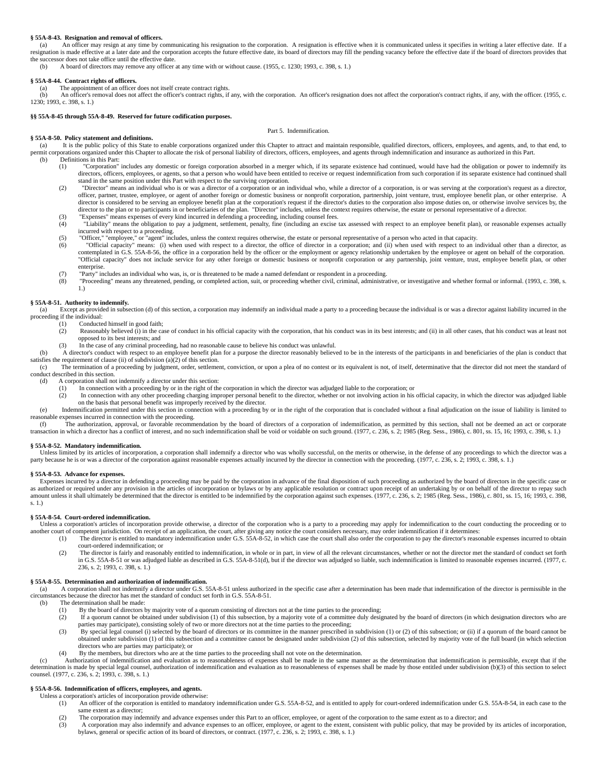**§ 55A-8-43. Resignation and removal of officers.**

(a) An officer may resign at any time by communicating his resignation to the corporation. A resignation is effective when it is communicated unless it specifies in writing a later effective date. If a resignation is made effective at a later date and the corporation accepts the future effective date, its board of directors may fill the pending vacancy before the effective date if the board of directors provides that the successor does not take office until the effective date.

(b) A board of directors may remove any officer at any time with or without cause. (1955, c. 1230; 1993, c. 398, s. 1.)

**§ 55A-8-44. Contract rights of officers.**

(a) The appointment of an officer does not itself create contract rights.

(b) An officer's removal does not affect the officer's contract rights, if any, with the corporation. An officer's resignation does not affect the corporation's contract rights, if any, with the officer. (1955, c. 1230; 1993, c. 398, s. 1.)

**§§ 55A-8-45 through 55A-8-49. Reserved for future codification purposes.**

Part 5. Indemnification.

**§ 55A-8-50. Policy statement and definitions.**

(a) It is the public policy of this State to enable corporations organized under this Chapter to attract and maintain responsible, qualified directors, officers, employees, and agents, and, to that end, to permit corporations organized under this Chapter to allocate the risk of personal liability of directors, officers, employees, and agents through indemnification and insurance as authorized in this Part.

(b) Definitions in this Part:

(1) "Corporation" includes any domestic or foreign corporation absorbed in a merger which, if its separate existence had continued, would have had the obligation or power to indemnify its directors, officers, employees, or agents, so that a person who would have been entitled to receive or request indemnification from such corporation if its separate existence had continued shall stand in the same position under this Part with respect to the surviving corporation.

(2) "Director" means an individual who is or was a director of a corporation or an individual who, while a director of a corporation, is or was serving at the corporation's request as a director, officer, partner, trustee, employee, or agent of another foreign or domestic business or nonprofit corporation, partnership, joint venture, trust, employee benefit plan, or other enterprise. A director is considered to be serving an employee benefit plan at the corporation's request if the director's duties to the corporation also impose duties on, or otherwise involve services by, the director to the plan or to participants in or beneficiaries of the plan. "Director" includes, unless the context requires otherwise, the estate or personal representative of a director.

(3) "Expenses" means expenses of every kind incurred in defending a proceeding, including counsel fees.

(4) "Liability" means the obligation to pay a judgment, settlement, penalty, fine (including an excise tax assessed with respect to an employee benefit plan), or reasonable expenses actually incurred with respect to a proceeding.

(5) "Officer," "employee," or "agent" includes, unless the context requires otherwise, the estate or personal representative of a person who acted in that capacity.

(6) "Official capacity" means: (i) when used with respect to a director, the office of director in a corporation; and (ii) when used with respect to an individual other than a director, as contemplated in G.S. 55A-8-56, the office in a corporation held by the officer or the employment or agency relationship undertaken by the employee or agent on behalf of the corporation. "Official capacity" does not include service for any other foreign or domestic business or nonprofit corporation or any partnership, joint venture, trust, employee benefit plan, or other enterprise.

(7) "Party" includes an individual who was, is, or is threatened to be made a named defendant or respondent in a proceeding.

(8) "Proceeding" means any threatened, pending, or completed action, suit, or proceeding whether civil, criminal, administrative, or investigative and whether formal or informal. (1993, c. 398, s. 1.)

**§ 55A-8-51. Authority to indemnify.**

(a) Except as provided in subsection (d) of this section, a corporation may indemnify an individual made a party to a proceeding because the individual is or was a director against liability incurred in the proceeding if the individual:

(1) Conducted himself in good faith;

(2) Reasonably believed (i) in the case of conduct in his official capacity with the corporation, that his conduct was in its best interests; and (ii) in all other cases, that his conduct was at least not opposed to its best interests; and

(3) In the case of any criminal proceeding, had no reasonable cause to believe his conduct was unlawful.

(b) A director's conduct with respect to an employee benefit plan for a purpose the director reasonably believed to be in the interests of the participants in and beneficiaries of the plan is conduct that satisfies the requirement of clause (ii) of subdivision (a)(2) of this section.

(c) The termination of a proceeding by judgment, order, settlement, conviction, or upon a plea of no contest or its equivalent is not, of itself, determinative that the director did not meet the standard of conduct described in this section.

(d) A corporation shall not indemnify a director under this section:

(1) In connection with a proceeding by or in the right of the corporation in which the director was adjudged liable to the corporation; or

(2) In connection with any other proceeding charging improper personal benefit to the director, whether or not involving action in his official capacity, in which the director was adjudged liable on the basis that personal benefit was improperly received by the director.

(e) Indemnification permitted under this section in connection with a proceeding by or in the right of the corporation that is concluded without a final adjudication on the issue of liability is limited to reasonable expenses incurred in connection with the proceeding.

(f) The authorization, approval, or favorable recommendation by the board of directors of a corporation of indemnification, as permitted by this section, shall not be deemed an act or corporate transaction in which a director has a conflict of interest, and no such indemnification shall be void or voidable on such ground. (1977, c. 236, s. 2; 1985 (Reg. Sess., 1986), c. 801, ss. 15, 16; 1993, c. 398, s. 1.)

**§ 55A-8-52. Mandatory indemnification.**

Unless limited by its articles of incorporation, a corporation shall indemnify a director who was wholly successful, on the merits or otherwise, in the defense of any proceedings to which the director was a party because he is or was a director of the corporation against reasonable expenses actually incurred by the director in connection with the proceeding. (1977, c. 236, s. 2; 1993, c. 398, s. 1.)

**§ 55A-8-53. Advance for expenses.**

Expenses incurred by a director in defending a proceeding may be paid by the corporation in advance of the final disposition of such proceeding as authorized by the board of directors in the specific case or as authorized or required under any provision in the articles of incorporation or bylaws or by any applicable resolution or contract upon receipt of an undertaking by or on behalf of the director to repay such amount unless it shall ultimately be determined that the director is entitled to be indemnified by the corporation against such expenses. (1977, c. 236, s. 2; 1985 (Reg. Sess., 1986), c. 801, ss. 15, 16; 1993, c. 398, s. 1.)

**§ 55A-8-54. Court-ordered indemnification.**

Unless a corporation's articles of incorporation provide otherwise, a director of the corporation who is a party to a proceeding may apply for indemnification to the court conducting the proceeding or to another court of competent jurisdiction. On receipt of an application, the court, after giving any notice the court considers necessary, may order indemnification if it determines:

(1) The director is entitled to mandatory indemnification under G.S. 55A-8-52, in which case the court shall also order the corporation to pay the director's reasonable expenses incurred to obtain court-ordered indemnification; or

(2) The director is fairly and reasonably entitled to indemnification, in whole or in part, in view of all the relevant circumstances, whether or not the director met the standard of conduct set forth in G.S. 55A-8-51 or was adjudged liable as described in G.S. 55A-8-51(d), but if the director was adjudged so liable, such indemnification is limited to reasonable expenses incurred. (1977, c. 236, s. 2; 1993, c. 398, s. 1.)

**§ 55A-8-55. Determination and authorization of indemnification.**

(a) A corporation shall not indemnify a director under G.S. 55A-8-51 unless authorized in the specific case after a determination has been made that indemnification of the director is permissible in the circumstances because the director has met the standard of conduct set forth in G.S. 55A-8-51.

(b) The determination shall be made:

(1) By the board of directors by majority vote of a quorum consisting of directors not at the time parties to the proceeding;

(2) If a quorum cannot be obtained under subdivision (1) of this subsection, by a majority vote of a committee duly designated by the board of directors (in which designation directors who are parties may participate), consisting solely of two or more directors not at the time parties to the proceeding;

(3) By special legal counsel (i) selected by the board of directors or its committee in the manner prescribed in subdivision (1) or (2) of this subsection; or (ii) if a quorum of the board cannot be obtained under subdivision (1) of this subsection and a committee cannot be designated under subdivision (2) of this subsection, selected by majority vote of the full board (in which selection directors who are parties may participate); or

(4) By the members, but directors who are at the time parties to the proceeding shall not vote on the determination.

(c) Authorization of indemnification and evaluation as to reasonableness of expenses shall be made in the same manner as the determination that indemnification is permissible, except that if the determination is made by special legal counsel, authorization of indemnification and evaluation as to reasonableness of expenses shall be made by those entitled under subdivision (b)(3) of this section to select counsel. (1977, c. 236, s. 2; 1993, c. 398, s. 1.)

**§ 55A-8-56. Indemnification of officers, employees, and agents.**

Unless a corporation's articles of incorporation provide otherwise:

(1) An officer of the corporation is entitled to mandatory indemnification under G.S. 55A-8-52, and is entitled to apply for court-ordered indemnification under G.S. 55A-8-54, in each case to the same extent as a director;

(2) The corporation may indemnify and advance expenses under this Part to an officer, employee, or agent of the corporation to the same extent as to a director; and

(3) A corporation may also indemnify and advance expenses to an officer, employee, or agent to the extent, consistent with public policy, that may be provided by its articles of incorporation, bylaws, general or specific action of its board of directors, or contract. (1977, c. 236, s. 2; 1993, c. 398, s. 1.)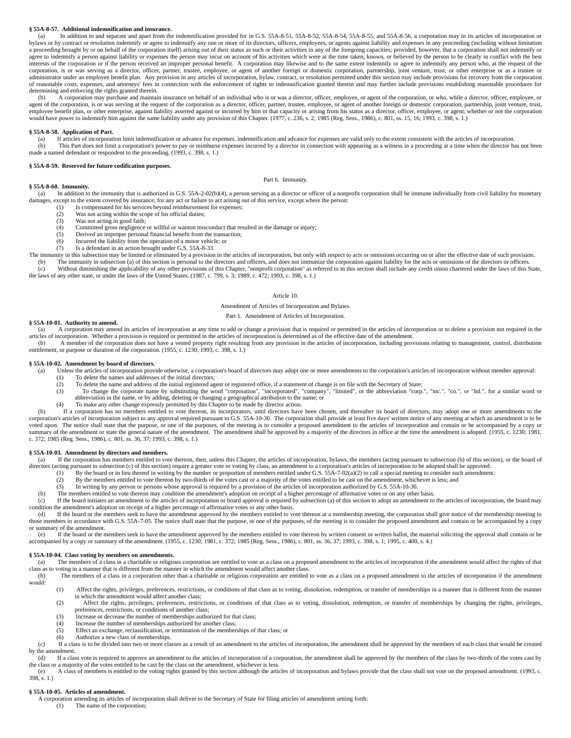**§ 55A-8-57. Additional indemnification and insurance.**

(a) In addition to and separate and apart from the indemnification provided for in G.S. 55A-8-51, 55A-8-52, 55A-8-54, 55A-8-55, and 55A-8-56, a corporation may in its articles of incorporation or bylaws or by contract or resolution indemnify or agree to indemnify any one or more of its directors, officers, employees, or agents against liability and expenses in any proceeding (including without limitation a proceeding brought by or on behalf of the corporation itself) arising out of their status as such or their activities in any of the foregoing capacities; provided, however, that a corporation shall not indemnify or agree to indemnify a person against liability or expenses the person may incur on account of his activities which were at the time taken, known, or believed by the person to be clearly in conflict with the best interests of the corporation or if the person received an improper personal benefit. A corporation may likewise and to the same extent indemnify or agree to indemnify any person who, at the request of the corporation, is or was serving as a director, officer, partner, trustee, employee, or agent of another foreign or domestic corporation, partnership, joint venture, trust, or other enterprise or as a trustee or administrator under an employee benefit plan. Any provision in any articles of incorporation, bylaw, contract, or resolution permitted under this section may include provisions for recovery from the corporation of reasonable costs, expenses, and attorneys' fees in connection with the enforcement of rights to indemnification granted therein and may further include provisions establishing reasonable procedures for determining and enforcing the rights granted therein.

(b) A corporation may purchase and maintain insurance on behalf of an individual who is or was a director, officer, employee, or agent of the corporation, or who, while a director, officer, employee, or agent of the corporation, is or was serving at the request of the corporation as a director, officer, partner, trustee, employee, or agent of another foreign or domestic corporation, partnership, joint venture, trust, employee benefit plan, or other enterprise, against liability asserted against or incurred by him in that capacity or arising from his status as a director, officer, employee, or agent, whether or not the corporation would have power to indemnify him against the same liability under any provision of this Chapter. (1977, c. 236, s. 2; 1985 (Reg. Sess., 1986), c. 801, ss. 15, 16; 1993, c. 398, s. 1.)

**§ 55A-8-58. Application of Part.**

(a) If articles of incorporation limit indemnification or advance for expenses, indemnification and advance for expenses are valid only to the extent consistent with the articles of incorporation.

(b) This Part does not limit a corporation's power to pay or reimburse expenses incurred by a director in connection with appearing as a witness in a proceeding at a time when the director has not been made a named defendant or respondent to the proceeding. (1993, c. 398, s. 1.)

**§ 55A-8-59. Reserved for future codification purposes.**

Part 6. Immunity.

**§ 55A-8-60. Immunity.**

(a) In addition to the immunity that is authorized in G.S. 55A-2-02(b)(4), a person serving as a director or officer of a nonprofit corporation shall be immune individually from civil liability for monetary damages, except to the extent covered by insurance, for any act or failure to act arising out of this service, except where the person:

(1) Is compensated for his services beyond reimbursement for expenses;
(2) Was not acting within the scope of his official duties;
(3) Was not acting in good faith;
(4) Committed gross negligence or willful or wanton misconduct that resulted in the damage or injury;
(5) Derived an improper personal financial benefit from the transaction;
(6) Incurred the liability from the operation of a motor vehicle; or
(7) Is a defendant in an action brought under G.S. 55A-8-33.

The immunity in this subsection may be limited or eliminated by a provision in the articles of incorporation, but only with respect to acts or omissions occurring on or after the effective date of such provision.

(b) The immunity in subsection (a) of this section is personal to the directors and officers, and does not immunize the corporation against liability for the acts or omissions of the directors or officers.

(c) Without diminishing the applicability of any other provisions of this Chapter, "nonprofit corporation" as referred to in this section shall include any credit union chartered under the laws of this State, the laws of any other state, or under the laws of the United States. (1987, c. 799, s. 3; 1989, c. 472; 1993, c. 398, s. 1.)

Article 10.

Amendment of Articles of Incorporation and Bylaws.

Part 1. Amendment of Articles of Incorporation.

**§ 55A-10-01. Authority to amend.**

(a) A corporation may amend its articles of incorporation at any time to add or change a provision that is required or permitted in the articles of incorporation or to delete a provision not required in the articles of incorporation. Whether a provision is required or permitted in the articles of incorporation is determined as of the effective date of the amendment.

(b) A member of the corporation does not have a vested property right resulting from any provision in the articles of incorporation, including provisions relating to management, control, distribution entitlement, or purpose or duration of the corporation. (1955, c. 1230; 1993, c. 398, s. 1.)

**§ 55A-10-02. Amendment by board of directors.**

(a) Unless the articles of incorporation provide otherwise, a corporation's board of directors may adopt one or more amendments to the corporation's articles of incorporation without member approval:

(1) To delete the names and addresses of the initial directors;
(2) To delete the name and address of the initial registered agent or registered office, if a statement of change is on file with the Secretary of State;
(3) To change the corporate name by substituting the word "corporation", "incorporated", "company", "limited", or the abbreviation "corp.", "inc.", "co.", or "ltd.", for a similar word or abbreviation in the name, or by adding, deleting or changing a geographical attribution to the name; or
(4) To make any other change expressly permitted by this Chapter to be made by director action.

(b) If a corporation has no members entitled to vote thereon, its incorporators, until directors have been chosen, and thereafter its board of directors, may adopt one or more amendments to the corporation's articles of incorporation subject to any approval required pursuant to G.S. 55A-10-30. The corporation shall provide at least five days' written notice of any meeting at which an amendment is to be voted upon. The notice shall state that the purpose, or one of the purposes, of the meeting is to consider a proposed amendment to the articles of incorporation and contain or be accompanied by a copy or summary of the amendment or state the general nature of the amendment. The amendment shall be approved by a majority of the directors in office at the time the amendment is adopted. (1955, c. 1230; 1981, c. 372; 1985 (Reg. Sess., 1986), c. 801, ss. 36, 37; 1993, c. 398, s. 1.)

**§ 55A-10-03. Amendment by directors and members.**

(a) If the corporation has members entitled to vote thereon, then, unless this Chapter, the articles of incorporation, bylaws, the members (acting pursuant to subsection (b) of this section), or the board of directors (acting pursuant to subsection (c) of this section) require a greater vote or voting by class, an amendment to a corporation's articles of incorporation to be adopted shall be approved:

(1) By the board or in lieu thereof in writing by the number or proportion of members entitled under G.S. 55A-7-02(a)(2) to call a special meeting to consider such amendment;
(2) By the members entitled to vote thereon by two-thirds of the votes cast or a majority of the votes entitled to be cast on the amendment, whichever is less; and
(3) In writing by any person or persons whose approval is required by a provision of the articles of incorporation authorized by G.S. 55A-10-30.

(b) The members entitled to vote thereon may condition the amendment's adoption on receipt of a higher percentage of affirmative votes or on any other basis.

(c) If the board initiates an amendment to the articles of incorporation or board approval is required by subsection (a) of this section to adopt an amendment to the articles of incorporation, the board may condition the amendment's adoption on receipt of a higher percentage of affirmative votes or any other basis.

(d) If the board or the members seek to have the amendment approved by the members entitled to vote thereon at a membership meeting, the corporation shall give notice of the membership meeting to those members in accordance with G.S. 55A-7-05. The notice shall state that the purpose, or one of the purposes, of the meeting is to consider the proposed amendment and contain or be accompanied by a copy or summary of the amendment.

(e) If the board or the members seek to have the amendment approved by the members entitled to vote thereon by written consent or written ballot, the material soliciting the approval shall contain or be accompanied by a copy or summary of the amendment. (1955, c. 1230; 1981, c. 372; 1985 (Reg. Sess., 1986), c. 801, ss. 36, 37; 1993, c. 398, s. 1; 1995, c. 400, s. 4.)

**§ 55A-10-04. Class voting by members on amendments.**

(a) The members of a class in a charitable or religious corporation are entitled to vote as a class on a proposed amendment to the articles of incorporation if the amendment would affect the rights of that class as to voting in a manner that is different from the manner in which the amendment would affect another class.

(b) The members of a class in a corporation other than a charitable or religious corporation are entitled to vote as a class on a proposed amendment to the articles of incorporation if the amendment would:

(1) Affect the rights, privileges, preferences, restrictions, or conditions of that class as to voting, dissolution, redemption, or transfer of memberships in a manner that is different from the manner in which the amendment would affect another class;
(2) Affect the rights, privileges, preferences, restrictions, or conditions of that class as to voting, dissolution, redemption, or transfer of memberships by changing the rights, privileges, preferences, restrictions, or conditions of another class;
(3) Increase or decrease the number of memberships authorized for that class;
(4) Increase the number of memberships authorized for another class;
(5) Effect an exchange, reclassification, or termination of the memberships of that class; or
(6) Authorize a new class of memberships.

(c) If a class is to be divided into two or more classes as a result of an amendment to the articles of incorporation, the amendment shall be approved by the members of each class that would be created by the amendment.

(d) If a class vote is required to approve an amendment to the articles of incorporation of a corporation, the amendment shall be approved by the members of the class by two-thirds of the votes cast by the class or a majority of the votes entitled to be cast by the class on the amendment, whichever is less.

(e) A class of members is entitled to the voting rights granted by this section although the articles of incorporation and bylaws provide that the class shall not vote on the proposed amendment. (1993, c. 398, s. 1.)

**§ 55A-10-05. Articles of amendment.**

A corporation amending its articles of incorporation shall deliver to the Secretary of State for filing articles of amendment setting forth:

(1) The name of the corporation;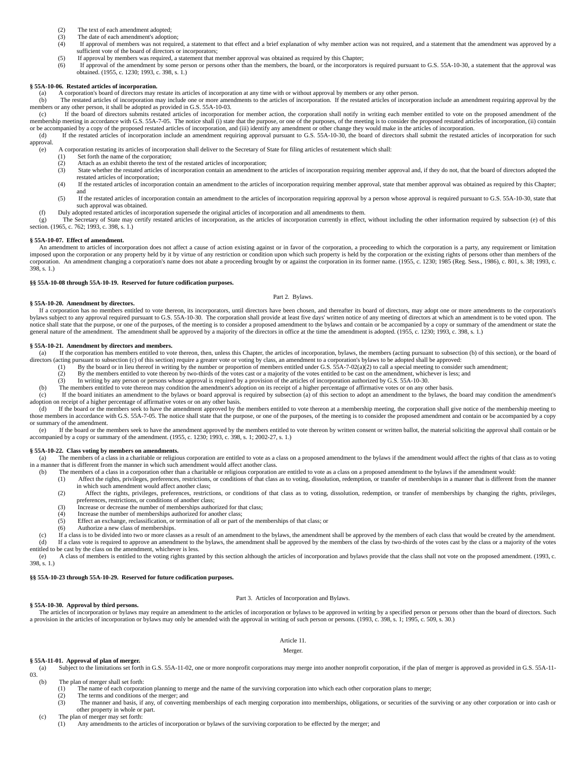(2) The text of each amendment adopted;

(3) The date of each amendment's adoption;

(4) If approval of members was not required, a statement to that effect and a brief explanation of why member action was not required, and a statement that the amendment was approved by a sufficient vote of the board of directors or incorporators;

(5) If approval by members was required, a statement that member approval was obtained as required by this Chapter;

(6) If approval of the amendment by some person or persons other than the members, the board, or the incorporators is required pursuant to G.S. 55A-10-30, a statement that the approval was obtained. (1955, c. 1230; 1993, c. 398, s. 1.)

**§ 55A-10-06. Restated articles of incorporation.**

(a) A corporation's board of directors may restate its articles of incorporation at any time with or without approval by members or any other person.

(b) The restated articles of incorporation may include one or more amendments to the articles of incorporation. If the restated articles of incorporation include an amendment requiring approval by the members or any other person, it shall be adopted as provided in G.S. 55A-10-03.

(c) If the board of directors submits restated articles of incorporation for member action, the corporation shall notify in writing each member entitled to vote on the proposed amendment of the membership meeting in accordance with G.S. 55A-7-05. The notice shall (i) state that the purpose, or one of the purposes, of the meeting is to consider the proposed restated articles of incorporation, (ii) contain or be accompanied by a copy of the proposed restated articles of incorporation, and (iii) identify any amendment or other change they would make in the articles of incorporation.

(d) If the restated articles of incorporation include an amendment requiring approval pursuant to G.S. 55A-10-30, the board of directors shall submit the restated articles of incorporation for such approval.

(e) A corporation restating its articles of incorporation shall deliver to the Secretary of State for filing articles of restatement which shall:

(1) Set forth the name of the corporation;

(2) Attach as an exhibit thereto the text of the restated articles of incorporation;

(3) State whether the restated articles of incorporation contain an amendment to the articles of incorporation requiring member approval and, if they do not, that the board of directors adopted the restated articles of incorporation;

(4) If the restated articles of incorporation contain an amendment to the articles of incorporation requiring member approval, state that member approval was obtained as required by this Chapter; and

(5) If the restated articles of incorporation contain an amendment to the articles of incorporation requiring approval by a person whose approval is required pursuant to G.S. 55A-10-30, state that such approval was obtained.

(f) Duly adopted restated articles of incorporation supersede the original articles of incorporation and all amendments to them.

(g) The Secretary of State may certify restated articles of incorporation, as the articles of incorporation currently in effect, without including the other information required by subsection (e) of this section. (1965, c. 762; 1993, c. 398, s. 1.)

**§ 55A-10-07. Effect of amendment.**

An amendment to articles of incorporation does not affect a cause of action existing against or in favor of the corporation, a proceeding to which the corporation is a party, any requirement or limitation imposed upon the corporation or any property held by it by virtue of any restriction or condition upon which such property is held by the corporation or the existing rights of persons other than members of the corporation. An amendment changing a corporation's name does not abate a proceeding brought by or against the corporation in its former name. (1955, c. 1230; 1985 (Reg. Sess., 1986), c. 801, s. 38; 1993, c. 398, s. 1.)

**§§ 55A-10-08 through 55A-10-19. Reserved for future codification purposes.**

Part 2. Bylaws.

**§ 55A-10-20. Amendment by directors.**

If a corporation has no members entitled to vote thereon, its incorporators, until directors have been chosen, and thereafter its board of directors, may adopt one or more amendments to the corporation's bylaws subject to any approval required pursuant to G.S. 55A-10-30. The corporation shall provide at least five days' written notice of any meeting of directors at which an amendment is to be voted upon. The notice shall state that the purpose, or one of the purposes, of the meeting is to consider a proposed amendment to the bylaws and contain or be accompanied by a copy or summary of the amendment or state the general nature of the amendment. The amendment shall be approved by a majority of the directors in office at the time the amendment is adopted. (1955, c. 1230; 1993, c. 398, s. 1.)

**§ 55A-10-21. Amendment by directors and members.**

(a) If the corporation has members entitled to vote thereon, then, unless this Chapter, the articles of incorporation, bylaws, the members (acting pursuant to subsection (b) of this section), or the board of directors (acting pursuant to subsection (c) of this section) require a greater vote or voting by class, an amendment to a corporation's bylaws to be adopted shall be approved:

(1) By the board or in lieu thereof in writing by the number or proportion of members entitled under G.S. 55A-7-02(a)(2) to call a special meeting to consider such amendment;

(2) By the members entitled to vote thereon by two-thirds of the votes cast or a majority of the votes entitled to be cast on the amendment, whichever is less; and

(3) In writing by any person or persons whose approval is required by a provision of the articles of incorporation authorized by G.S. 55A-10-30.

(b) The members entitled to vote thereon may condition the amendment's adoption on its receipt of a higher percentage of affirmative votes or on any other basis.

(c) If the board initiates an amendment to the bylaws or board approval is required by subsection (a) of this section to adopt an amendment to the bylaws, the board may condition the amendment's adoption on receipt of a higher percentage of affirmative votes or on any other basis.

(d) If the board or the members seek to have the amendment approved by the members entitled to vote thereon at a membership meeting, the corporation shall give notice of the membership meeting to those members in accordance with G.S. 55A-7-05. The notice shall state that the purpose, or one of the purposes, of the meeting is to consider the proposed amendment and contain or be accompanied by a copy or summary of the amendment.

(e) If the board or the members seek to have the amendment approved by the members entitled to vote thereon by written consent or written ballot, the material soliciting the approval shall contain or be accompanied by a copy or summary of the amendment. (1955, c. 1230; 1993, c. 398, s. 1; 2002-27, s. 1.)

**§ 55A-10-22. Class voting by members on amendments.**

(a) The members of a class in a charitable or religious corporation are entitled to vote as a class on a proposed amendment to the bylaws if the amendment would affect the rights of that class as to voting in a manner that is different from the manner in which such amendment would affect another class.

(b) The members of a class in a corporation other than a charitable or religious corporation are entitled to vote as a class on a proposed amendment to the bylaws if the amendment would:

(1) Affect the rights, privileges, preferences, restrictions, or conditions of that class as to voting, dissolution, redemption, or transfer of memberships in a manner that is different from the manner in which such amendment would affect another class;

(2) Affect the rights, privileges, preferences, restrictions, or conditions of that class as to voting, dissolution, redemption, or transfer of memberships by changing the rights, privileges, preferences, restrictions, or conditions of another class;

(3) Increase or decrease the number of memberships authorized for that class;

(4) Increase the number of memberships authorized for another class;

(5) Effect an exchange, reclassification, or termination of all or part of the memberships of that class; or

(6) Authorize a new class of memberships.

(c) If a class is to be divided into two or more classes as a result of an amendment to the bylaws, the amendment shall be approved by the members of each class that would be created by the amendment.

(d) If a class vote is required to approve an amendment to the bylaws, the amendment shall be approved by the members of the class by two-thirds of the votes cast by the class or a majority of the votes entitled to be cast by the class on the amendment, whichever is less.

(e) A class of members is entitled to the voting rights granted by this section although the articles of incorporation and bylaws provide that the class shall not vote on the proposed amendment. (1993, c. 398, s. 1.)

**§§ 55A-10-23 through 55A-10-29. Reserved for future codification purposes.**

Part 3. Articles of Incorporation and Bylaws.

**§ 55A-10-30. Approval by third persons.**

The articles of incorporation or bylaws may require an amendment to the articles of incorporation or bylaws to be approved in writing by a specified person or persons other than the board of directors. Such a provision in the articles of incorporation or bylaws may only be amended with the approval in writing of such person or persons. (1993, c. 398, s. 1; 1995, c. 509, s. 30.)

Article 11.

Merger.

**§ 55A-11-01. Approval of plan of merger.**

(a) Subject to the limitations set forth in G.S. 55A-11-02, one or more nonprofit corporations may merge into another nonprofit corporation, if the plan of merger is approved as provided in G.S. 55A-11-03.

(b) The plan of merger shall set forth:

(1) The name of each corporation planning to merge and the name of the surviving corporation into which each other corporation plans to merge;

(2) The terms and conditions of the merger; and

(3) The manner and basis, if any, of converting memberships of each merging corporation into memberships, obligations, or securities of the surviving or any other corporation or into cash or other property in whole or part.

(c) The plan of merger may set forth:

(1) Any amendments to the articles of incorporation or bylaws of the surviving corporation to be effected by the merger; and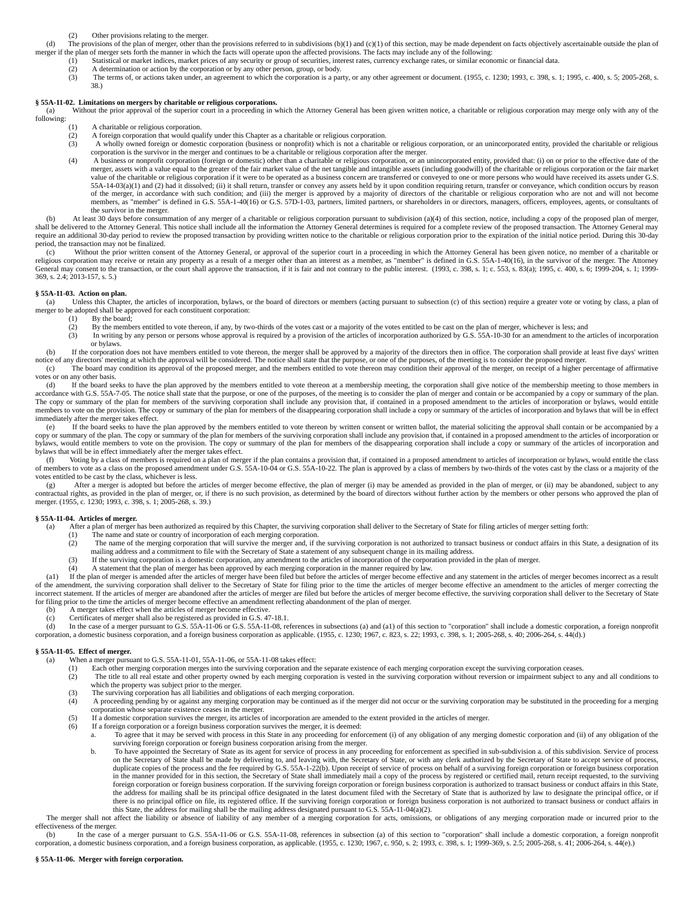(2) Other provisions relating to the merger.

(d) The provisions of the plan of merger, other than the provisions referred to in subdivisions (b)(1) and (c)(1) of this section, may be made dependent on facts objectively ascertainable outside the plan of merger if the plan of merger sets forth the manner in which the facts will operate upon the affected provisions. The facts may include any of the following:

(1) Statistical or market indices, market prices of any security or group of securities, interest rates, currency exchange rates, or similar economic or financial data.

(2) A determination or action by the corporation or by any other person, group, or body.

(3) The terms of, or actions taken under, an agreement to which the corporation is a party, or any other agreement or document. (1955, c. 1230; 1993, c. 398, s. 1; 1995, c. 400, s. 5; 2005-268, s. 38.)

**§ 55A-11-02. Limitations on mergers by charitable or religious corporations.**

(a) Without the prior approval of the superior court in a proceeding in which the Attorney General has been given written notice, a charitable or religious corporation may merge only with any of the following:

(1) A charitable or religious corporation.

(2) A foreign corporation that would qualify under this Chapter as a charitable or religious corporation.

(3) A wholly owned foreign or domestic corporation (business or nonprofit) which is not a charitable or religious corporation, or an unincorporated entity, provided the charitable or religious corporation is the survivor in the merger and continues to be a charitable or religious corporation after the merger.

(4) A business or nonprofit corporation (foreign or domestic) other than a charitable or religious corporation, or an unincorporated entity, provided that: (i) on or prior to the effective date of the merger, assets with a value equal to the greater of the fair market value of the net tangible and intangible assets (including goodwill) of the charitable or religious corporation or the fair market value of the charitable or religious corporation if it were to be operated as a business concern are transferred or conveyed to one or more persons who would have received its assets under G.S. 55A-14-03(a)(1) and (2) had it dissolved; (ii) it shall return, transfer or convey any assets held by it upon condition requiring return, transfer or conveyance, which condition occurs by reason of the merger, in accordance with such condition; and (iii) the merger is approved by a majority of directors of the charitable or religious corporation who are not and will not become members, as "member" is defined in G.S. 55A-1-40(16) or G.S. 57D-1-03, partners, limited partners, or shareholders in or directors, managers, officers, employees, agents, or consultants of the survivor in the merger.

(b) At least 30 days before consummation of any merger of a charitable or religious corporation pursuant to subdivision (a)(4) of this section, notice, including a copy of the proposed plan of merger, shall be delivered to the Attorney General. This notice shall include all the information the Attorney General determines is required for a complete review of the proposed transaction. The Attorney General may require an additional 30-day period to review the proposed transaction by providing written notice to the charitable or religious corporation prior to the expiration of the initial notice period. During this 30-day period, the transaction may not be finalized.

(c) Without the prior written consent of the Attorney General, or approval of the superior court in a proceeding in which the Attorney General has been given notice, no member of a charitable or religious corporation may receive or retain any property as a result of a merger other than an interest as a member, as "member" is defined in G.S. 55A-1-40(16), in the survivor of the merger. The Attorney General may consent to the transaction, or the court shall approve the transaction, if it is fair and not contrary to the public interest. (1993, c. 398, s. 1; c. 553, s. 83(a); 1995, c. 400, s. 6; 1999-204, s. 1; 1999-369, s. 2.4; 2013-157, s. 5.)

**§ 55A-11-03. Action on plan.**

(a) Unless this Chapter, the articles of incorporation, bylaws, or the board of directors or members (acting pursuant to subsection (c) of this section) require a greater vote or voting by class, a plan of merger to be adopted shall be approved for each constituent corporation:

(1) By the board;

(2) By the members entitled to vote thereon, if any, by two-thirds of the votes cast or a majority of the votes entitled to be cast on the plan of merger, whichever is less; and

(3) In writing by any person or persons whose approval is required by a provision of the articles of incorporation authorized by G.S. 55A-10-30 for an amendment to the articles of incorporation or bylaws.

(b) If the corporation does not have members entitled to vote thereon, the merger shall be approved by a majority of the directors then in office. The corporation shall provide at least five days' written notice of any directors' meeting at which the approval will be considered. The notice shall state that the purpose, or one of the purposes, of the meeting is to consider the proposed merger.

(c) The board may condition its approval of the proposed merger, and the members entitled to vote thereon may condition their approval of the merger, on receipt of a higher percentage of affirmative votes or on any other basis.

(d) If the board seeks to have the plan approved by the members entitled to vote thereon at a membership meeting, the corporation shall give notice of the membership meeting to those members in accordance with G.S. 55A-7-05. The notice shall state that the purpose, or one of the purposes, of the meeting is to consider the plan of merger and contain or be accompanied by a copy or summary of the plan. The copy or summary of the plan for members of the surviving corporation shall include any provision that, if contained in a proposed amendment to the articles of incorporation or bylaws, would entitle members to vote on the provision. The copy or summary of the plan for members of the disappearing corporation shall include a copy or summary of the articles of incorporation and bylaws that will be in effect immediately after the merger takes effect.

(e) If the board seeks to have the plan approved by the members entitled to vote thereon by written consent or written ballot, the material soliciting the approval shall contain or be accompanied by a copy or summary of the plan. The copy or summary of the plan for members of the surviving corporation shall include any provision that, if contained in a proposed amendment to the articles of incorporation or bylaws, would entitle members to vote on the provision. The copy or summary of the plan for members of the disappearing corporation shall include a copy or summary of the articles of incorporation and bylaws that will be in effect immediately after the merger takes effect.

(f) Voting by a class of members is required on a plan of merger if the plan contains a provision that, if contained in a proposed amendment to articles of incorporation or bylaws, would entitle the class of members to vote as a class on the proposed amendment under G.S. 55A-10-04 or G.S. 55A-10-22. The plan is approved by a class of members by two-thirds of the votes cast by the class or a majority of the votes entitled to be cast by the class, whichever is less.

(g) After a merger is adopted but before the articles of merger become effective, the plan of merger (i) may be amended as provided in the plan of merger, or (ii) may be abandoned, subject to any contractual rights, as provided in the plan of merger, or, if there is no such provision, as determined by the board of directors without further action by the members or other persons who approved the plan of merger. (1955, c. 1230; 1993, c. 398, s. 1; 2005-268, s. 39.)

**§ 55A-11-04. Articles of merger.**

(a) After a plan of merger has been authorized as required by this Chapter, the surviving corporation shall deliver to the Secretary of State for filing articles of merger setting forth:

(1) The name and state or country of incorporation of each merging corporation.

(2) The name of the merging corporation that will survive the merger and, if the surviving corporation is not authorized to transact business or conduct affairs in this State, a designation of its mailing address and a commitment to file with the Secretary of State a statement of any subsequent change in its mailing address.

(3) If the surviving corporation is a domestic corporation, any amendment to the articles of incorporation of the corporation provided in the plan of merger.

(4) A statement that the plan of merger has been approved by each merging corporation in the manner required by law.

(a1) If the plan of merger is amended after the articles of merger have been filed but before the articles of merger become effective and any statement in the articles of merger becomes incorrect as a result of the amendment, the surviving corporation shall deliver to the Secretary of State for filing prior to the time the articles of merger become effective an amendment to the articles of merger correcting the incorrect statement. If the articles of merger are abandoned after the articles of merger are filed but before the articles of merger become effective, the surviving corporation shall deliver to the Secretary of State for filing prior to the time the articles of merger become effective an amendment reflecting abandonment of the plan of merger.

(b) A merger takes effect when the articles of merger become effective.

(c) Certificates of merger shall also be registered as provided in G.S. 47-18.1.

(d) In the case of a merger pursuant to G.S. 55A-11-06 or G.S. 55A-11-08, references in subsections (a) and (a1) of this section to "corporation" shall include a domestic corporation, a foreign nonprofit corporation, a domestic business corporation, and a foreign business corporation as applicable. (1955, c. 1230; 1967, c. 823, s. 22; 1993, c. 398, s. 1; 2005-268, s. 40; 2006-264, s. 44(d).)

**§ 55A-11-05. Effect of merger.**

(a) When a merger pursuant to G.S. 55A-11-01, 55A-11-06, or 55A-11-08 takes effect:

(1) Each other merging corporation merges into the surviving corporation and the separate existence of each merging corporation except the surviving corporation ceases.

(2) The title to all real estate and other property owned by each merging corporation is vested in the surviving corporation without reversion or impairment subject to any and all conditions to which the property was subject prior to the merger.

(3) The surviving corporation has all liabilities and obligations of each merging corporation.

(4) A proceeding pending by or against any merging corporation may be continued as if the merger did not occur or the surviving corporation may be substituted in the proceeding for a merging corporation whose separate existence ceases in the merger.

(5) If a domestic corporation survives the merger, its articles of incorporation are amended to the extent provided in the articles of merger.

(6) If a foreign corporation or a foreign business corporation survives the merger, it is deemed:

a. To agree that it may be served with process in this State in any proceeding for enforcement (i) of any obligation of any merging domestic corporation and (ii) of any obligation of the surviving foreign corporation or foreign business corporation arising from the merger.

b. To have appointed the Secretary of State as its agent for service of process in any proceeding for enforcement as specified in sub-subdivision a. of this subdivision. Service of process on the Secretary of State shall be made by delivering to, and leaving with, the Secretary of State, or with any clerk authorized by the Secretary of State to accept service of process, duplicate copies of the process and the fee required by G.S. 55A-1-22(b). Upon receipt of service of process on behalf of a surviving foreign corporation or foreign business corporation in the manner provided for in this section, the Secretary of State shall immediately mail a copy of the process by registered or certified mail, return receipt requested, to the surviving foreign corporation or foreign business corporation. If the surviving foreign corporation or foreign business corporation is authorized to transact business or conduct affairs in this State, the address for mailing shall be its principal office designated in the latest document filed with the Secretary of State that is authorized by law to designate the principal office, or if there is no principal office on file, its registered office. If the surviving foreign corporation or foreign business corporation is not authorized to transact business or conduct affairs in this State, the address for mailing shall be the mailing address designated pursuant to G.S. 55A-11-04(a)(2).

The merger shall not affect the liability or absence of liability of any member of a merging corporation for acts, omissions, or obligations of any merging corporation made or incurred prior to the effectiveness of the merger.

(b) In the case of a merger pursuant to G.S. 55A-11-06 or G.S. 55A-11-08, references in subsection (a) of this section to "corporation" shall include a domestic corporation, a foreign nonprofit corporation, a domestic business corporation, and a foreign business corporation, as applicable. (1955, c. 1230; 1967, c. 950, s. 2; 1993, c. 398, s. 1; 1999-369, s. 2.5; 2005-268, s. 41; 2006-264, s. 44(e).)

**§ 55A-11-06. Merger with foreign corporation.**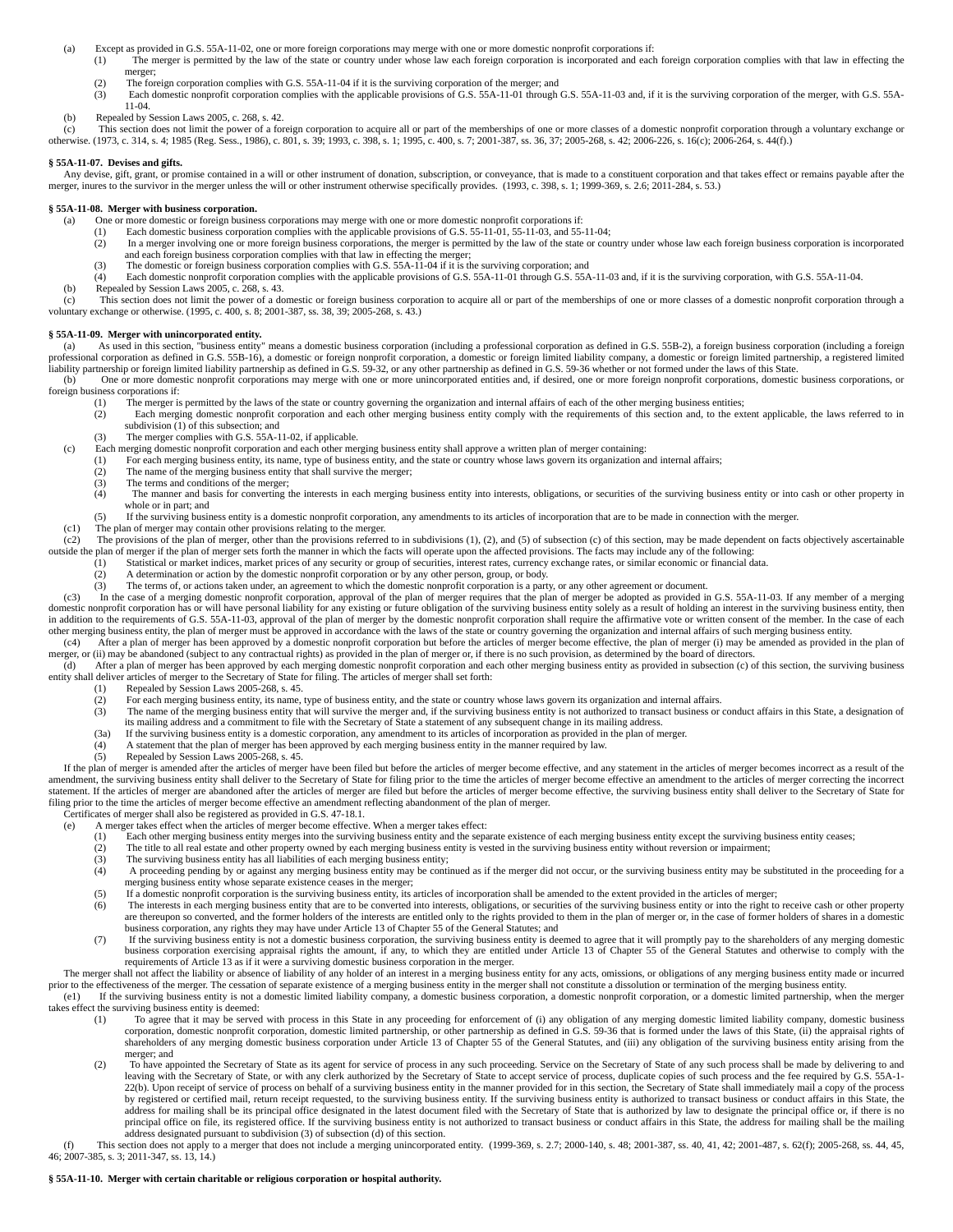(a) Except as provided in G.S. 55A-11-02, one or more foreign corporations may merge with one or more domestic nonprofit corporations if:

(1) The merger is permitted by the law of the state or country under whose law each foreign corporation is incorporated and each foreign corporation complies with that law in effecting the merger;

(2) The foreign corporation complies with G.S. 55A-11-04 if it is the surviving corporation of the merger; and

(3) Each domestic nonprofit corporation complies with the applicable provisions of G.S. 55A-11-01 through G.S. 55A-11-03 and, if it is the surviving corporation of the merger, with G.S. 55A-11-04.

(b) Repealed by Session Laws 2005, c. 268, s. 42.

(c) This section does not limit the power of a foreign corporation to acquire all or part of the memberships of one or more classes of a domestic nonprofit corporation through a voluntary exchange or otherwise. (1973, c. 314, s. 4; 1985 (Reg. Sess., 1986), c. 801, s. 39; 1993, c. 398, s. 1; 1995, c. 400, s. 7; 2001-387, ss. 36, 37; 2005-268, s. 42; 2006-226, s. 16(c); 2006-264, s. 44(f).)

**§ 55A-11-07. Devises and gifts.**

Any devise, gift, grant, or promise contained in a will or other instrument of donation, subscription, or conveyance, that is made to a constituent corporation and that takes effect or remains payable after the merger, inures to the survivor in the merger unless the will or other instrument otherwise specifically provides. (1993, c. 398, s. 1; 1999-369, s. 2.6; 2011-284, s. 53.)

**§ 55A-11-08. Merger with business corporation.**

(a) One or more domestic or foreign business corporations may merge with one or more domestic nonprofit corporations if:

(1) Each domestic business corporation complies with the applicable provisions of G.S. 55-11-01, 55-11-03, and 55-11-04;

(2) In a merger involving one or more foreign business corporations, the merger is permitted by the law of the state or country under whose law each foreign business corporation is incorporated and each foreign business corporation complies with that law in effecting the merger;

(3) The domestic or foreign business corporation complies with G.S. 55A-11-04 if it is the surviving corporation; and

(4) Each domestic nonprofit corporation complies with the applicable provisions of G.S. 55A-11-01 through G.S. 55A-11-03 and, if it is the surviving corporation, with G.S. 55A-11-04.

(b) Repealed by Session Laws 2005, c. 268, s. 43.

(c) This section does not limit the power of a domestic or foreign business corporation to acquire all or part of the memberships of one or more classes of a domestic nonprofit corporation through a voluntary exchange or otherwise. (1995, c. 400, s. 8; 2001-387, ss. 38, 39; 2005-268, s. 43.)

**§ 55A-11-09. Merger with unincorporated entity.**

(a) As used in this section, "business entity" means a domestic business corporation (including a professional corporation as defined in G.S. 55B-2), a foreign business corporation (including a foreign professional corporation as defined in G.S. 55B-16), a domestic or foreign nonprofit corporation, a domestic or foreign limited liability company, a domestic or foreign limited partnership, a registered limited liability partnership or foreign limited liability partnership as defined in G.S. 59-32, or any other partnership as defined in G.S. 59-36 whether or not formed under the laws of this State.

(b) One or more domestic nonprofit corporations may merge with one or more unincorporated entities and, if desired, one or more foreign nonprofit corporations, domestic business corporations, or foreign business corporations if:

(1) The merger is permitted by the laws of the state or country governing the organization and internal affairs of each of the other merging business entities;

(2) Each merging domestic nonprofit corporation and each other merging business entity comply with the requirements of this section and, to the extent applicable, the laws referred to in subdivision (1) of this subsection; and

(3) The merger complies with G.S. 55A-11-02, if applicable.

(c) Each merging domestic nonprofit corporation and each other merging business entity shall approve a written plan of merger containing:

(1) For each merging business entity, its name, type of business entity, and the state or country whose laws govern its organization and internal affairs;

(2) The name of the merging business entity that shall survive the merger;

(3) The terms and conditions of the merger;

(4) The manner and basis for converting the interests in each merging business entity into interests, obligations, or securities of the surviving business entity or into cash or other property in whole or in part; and

(5) If the surviving business entity is a domestic nonprofit corporation, any amendments to its articles of incorporation that are to be made in connection with the merger.

(c1) The plan of merger may contain other provisions relating to the merger.

(c2) The provisions of the plan of merger, other than the provisions referred to in subdivisions (1), (2), and (5) of subsection (c) of this section, may be made dependent on facts objectively ascertainable outside the plan of merger if the plan of merger sets forth the manner in which the facts will operate upon the affected provisions. The facts may include any of the following:

(1) Statistical or market indices, market prices of any security or group of securities, interest rates, currency exchange rates, or similar economic or financial data.

(2) A determination or action by the domestic nonprofit corporation or by any other person, group, or body.

(3) The terms of, or actions taken under, an agreement to which the domestic nonprofit corporation is a party, or any other agreement or document.

(c3) In the case of a merging domestic nonprofit corporation, approval of the plan of merger requires that the plan of merger be adopted as provided in G.S. 55A-11-03. If any member of a merging domestic nonprofit corporation has or will have personal liability for any existing or future obligation of the surviving business entity solely as a result of holding an interest in the surviving business entity, then in addition to the requirements of G.S. 55A-11-03, approval of the plan of merger by the domestic nonprofit corporation shall require the affirmative vote or written consent of the member. In the case of each other merging business entity, the plan of merger must be approved in accordance with the laws of the state or country governing the organization and internal affairs of such merging business entity.

(c4) After a plan of merger has been approved by a domestic nonprofit corporation but before the articles of merger become effective, the plan of merger (i) may be amended as provided in the plan of merger, or (ii) may be abandoned (subject to any contractual rights) as provided in the plan of merger or, if there is no such provision, as determined by the board of directors.

(d) After a plan of merger has been approved by each merging domestic nonprofit corporation and each other merging business entity as provided in subsection (c) of this section, the surviving business entity shall deliver articles of merger to the Secretary of State for filing. The articles of merger shall set forth:

(1) Repealed by Session Laws 2005-268, s. 45.

(2) For each merging business entity, its name, type of business entity, and the state or country whose laws govern its organization and internal affairs.

(3) The name of the merging business entity that will survive the merger and, if the surviving business entity is not authorized to transact business or conduct affairs in this State, a designation of its mailing address and a commitment to file with the Secretary of State a statement of any subsequent change in its mailing address.

(3a) If the surviving business entity is a domestic corporation, any amendment to its articles of incorporation as provided in the plan of merger.

(4) A statement that the plan of merger has been approved by each merging business entity in the manner required by law.

(5) Repealed by Session Laws 2005-268, s. 45.

If the plan of merger is amended after the articles of merger have been filed but before the articles of merger become effective, and any statement in the articles of merger becomes incorrect as a result of the amendment, the surviving business entity shall deliver to the Secretary of State for filing prior to the time the articles of merger become effective an amendment to the articles of merger correcting the incorrect statement. If the articles of merger are abandoned after the articles of merger are filed but before the articles of merger become effective, the surviving business entity shall deliver to the Secretary of State for filing prior to the time the articles of merger become effective an amendment reflecting abandonment of the plan of merger.

Certificates of merger shall also be registered as provided in G.S. 47-18.1.

(e) A merger takes effect when the articles of merger become effective. When a merger takes effect:

(1) Each other merging business entity merges into the surviving business entity and the separate existence of each merging business entity except the surviving business entity ceases;

(2) The title to all real estate and other property owned by each merging business entity is vested in the surviving business entity without reversion or impairment;

(3) The surviving business entity has all liabilities of each merging business entity;

(4) A proceeding pending by or against any merging business entity may be continued as if the merger did not occur, or the surviving business entity may be substituted in the proceeding for a merging business entity whose separate existence ceases in the merger;

(5) If a domestic nonprofit corporation is the surviving business entity, its articles of incorporation shall be amended to the extent provided in the articles of merger;

(6) The interests in each merging business entity that are to be converted into interests, obligations, or securities of the surviving business entity or into the right to receive cash or other property are thereupon so converted, and the former holders of the interests are entitled only to the rights provided to them in the plan of merger or, in the case of former holders of shares in a domestic business corporation, any rights they may have under Article 13 of Chapter 55 of the General Statutes; and

(7) If the surviving business entity is not a domestic business corporation, the surviving business entity is deemed to agree that it will promptly pay to the shareholders of any merging domestic business corporation exercising appraisal rights the amount, if any, to which they are entitled under Article 13 of Chapter 55 of the General Statutes and otherwise to comply with the requirements of Article 13 as if it were a surviving domestic business corporation in the merger.

The merger shall not affect the liability or absence of liability of any holder of an interest in a merging business entity for any acts, omissions, or obligations of any merging business entity made or incurred prior to the effectiveness of the merger. The cessation of separate existence of a merging business entity in the merger shall not constitute a dissolution or termination of the merging business entity.

(e1) If the surviving business entity is not a domestic limited liability company, a domestic business corporation, a domestic nonprofit corporation, or a domestic limited partnership, when the merger takes effect the surviving business entity is deemed:

(1) To agree that it may be served with process in this State in any proceeding for enforcement of (i) any obligation of any merging domestic limited liability company, domestic business corporation, domestic nonprofit corporation, domestic limited partnership, or other partnership as defined in G.S. 59-36 that is formed under the laws of this State, (ii) the appraisal rights of shareholders of any merging domestic business corporation under Article 13 of Chapter 55 of the General Statutes, and (iii) any obligation of the surviving business entity arising from the merger; and

(2) To have appointed the Secretary of State as its agent for service of process in any such proceeding. Service on the Secretary of State of any such process shall be made by delivering to and leaving with the Secretary of State, or with any clerk authorized by the Secretary of State to accept service of process, duplicate copies of such process and the fee required by G.S. 55A-1-22(b). Upon receipt of service of process on behalf of a surviving business entity in the manner provided for in this section, the Secretary of State shall immediately mail a copy of the process by registered or certified mail, return receipt requested, to the surviving business entity. If the surviving business entity is authorized to transact business or conduct affairs in this State, the address for mailing shall be its principal office designated in the latest document filed with the Secretary of State that is authorized by law to designate the principal office or, if there is no principal office on file, its registered office. If the surviving business entity is not authorized to transact business or conduct affairs in this State, the address for mailing shall be the mailing address designated pursuant to subdivision (3) of subsection (d) of this section.

(f) This section does not apply to a merger that does not include a merging unincorporated entity. (1999-369, s. 2.7; 2000-140, s. 48; 2001-387, ss. 40, 41, 42; 2001-487, s. 62(f); 2005-268, ss. 44, 45, 46; 2007-385, s. 3; 2011-347, ss. 13, 14.)

**§ 55A-11-10. Merger with certain charitable or religious corporation or hospital authority.**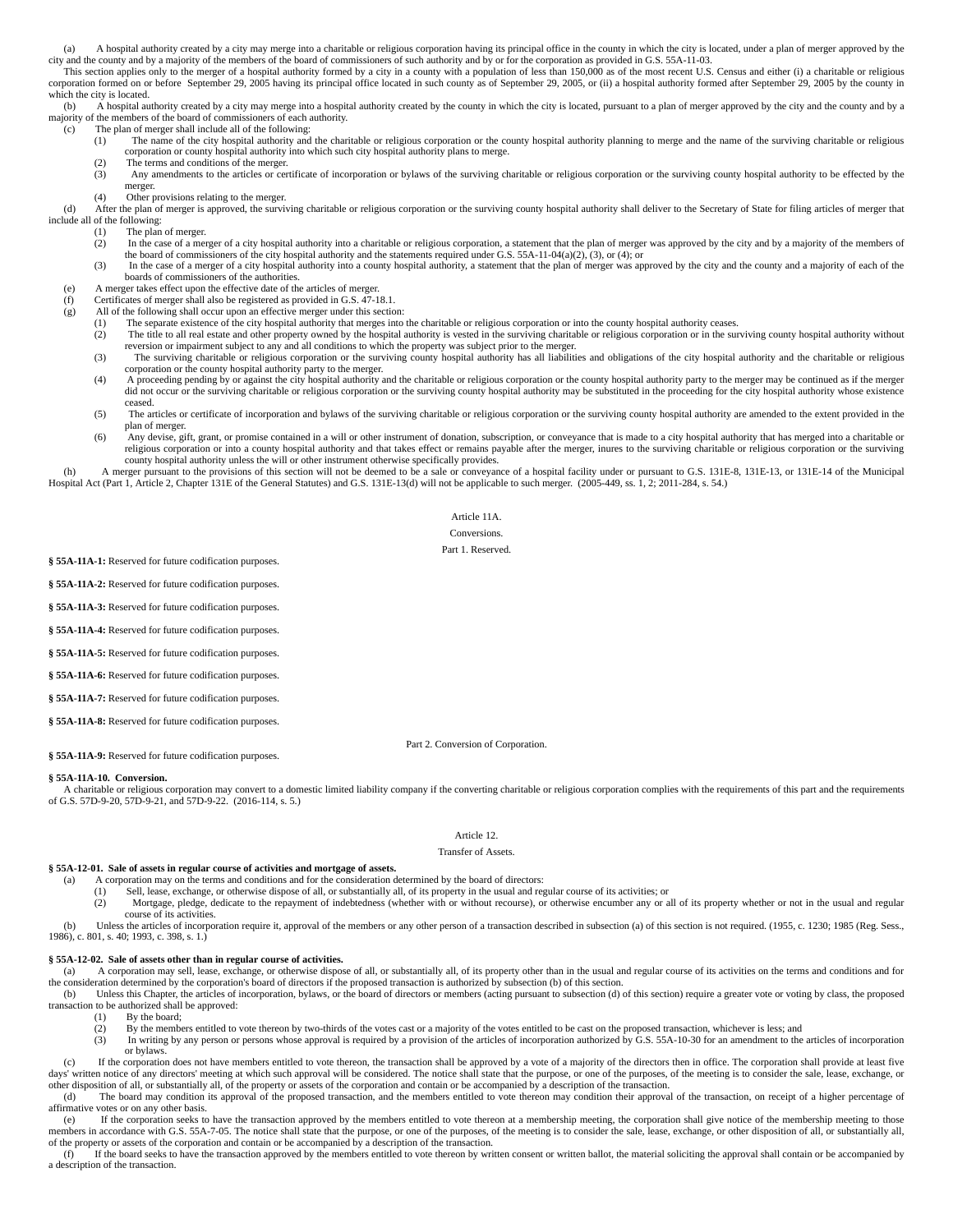(a) A hospital authority created by a city may merge into a charitable or religious corporation having its principal office in the county in which the city is located, under a plan of merger approved by the city and the county and by a majority of the members of the board of commissioners of such authority and by or for the corporation as provided in G.S. 55A-11-03.

This section applies only to the merger of a hospital authority formed by a city in a county with a population of less than 150,000 as of the most recent U.S. Census and either (i) a charitable or religious corporation formed on or before September 29, 2005 having its principal office located in such county as of September 29, 2005, or (ii) a hospital authority formed after September 29, 2005 by the county in which the city is located.

(b) A hospital authority created by a city may merge into a hospital authority created by the county in which the city is located, pursuant to a plan of merger approved by the city and the county and by a majority of the members of the board of commissioners of each authority.

(c) The plan of merger shall include all of the following:

- (1) The name of the city hospital authority and the charitable or religious corporation or the county hospital authority planning to merge and the name of the surviving charitable or religious corporation or county hospital authority into which such city hospital authority plans to merge.
- (2) The terms and conditions of the merger.
- (3) Any amendments to the articles or certificate of incorporation or bylaws of the surviving charitable or religious corporation or the surviving county hospital authority to be effected by the merger.
- (4) Other provisions relating to the merger.

(d) After the plan of merger is approved, the surviving charitable or religious corporation or the surviving county hospital authority shall deliver to the Secretary of State for filing articles of merger that include all of the following:

- (1) The plan of merger.
- (2) In the case of a merger of a city hospital authority into a charitable or religious corporation, a statement that the plan of merger was approved by the city and by a majority of the members of the board of commissioners of the city hospital authority and the statements required under G.S. 55A-11-04(a)(2), (3), or (4); or
- (3) In the case of a merger of a city hospital authority into a county hospital authority, a statement that the plan of merger was approved by the city and the county and a majority of each of the boards of commissioners of the authorities.

(e) A merger takes effect upon the effective date of the articles of merger.

(f) Certificates of merger shall also be registered as provided in G.S. 47-18.1.

(g) All of the following shall occur upon an effective merger under this section:

- (1) The separate existence of the city hospital authority that merges into the charitable or religious corporation or into the county hospital authority ceases.
- (2) The title to all real estate and other property owned by the hospital authority is vested in the surviving charitable or religious corporation or in the surviving county hospital authority without reversion or impairment subject to any and all conditions to which the property was subject prior to the merger.
- (3) The surviving charitable or religious corporation or the surviving county hospital authority has all liabilities and obligations of the city hospital authority and the charitable or religious corporation or the county hospital authority party to the merger.
- (4) A proceeding pending by or against the city hospital authority and the charitable or religious corporation or the county hospital authority party to the merger may be continued as if the merger did not occur or the surviving charitable or religious corporation or the surviving county hospital authority may be substituted in the proceeding for the city hospital authority whose existence ceased.
- (5) The articles or certificate of incorporation and bylaws of the surviving charitable or religious corporation or the surviving county hospital authority are amended to the extent provided in the plan of merger.
- (6) Any devise, gift, grant, or promise contained in a will or other instrument of donation, subscription, or conveyance that is made to a city hospital authority that has merged into a charitable or religious corporation or into a county hospital authority and that takes effect or remains payable after the merger, inures to the surviving charitable or religious corporation or the surviving county hospital authority unless the will or other instrument otherwise specifically provides.

(h) A merger pursuant to the provisions of this section will not be deemed to be a sale or conveyance of a hospital facility under or pursuant to G.S. 131E-8, 131E-13, or 131E-14 of the Municipal Hospital Act (Part 1, Article 2, Chapter 131E of the General Statutes) and G.S. 131E-13(d) will not be applicable to such merger. (2005-449, ss. 1, 2; 2011-284, s. 54.)

## Article 11A.

## Conversions.

### Part 1. Reserved.

**§ 55A-11A-1:** Reserved for future codification purposes.

**§ 55A-11A-2:** Reserved for future codification purposes.

**§ 55A-11A-3:** Reserved for future codification purposes.

**§ 55A-11A-4:** Reserved for future codification purposes.

**§ 55A-11A-5:** Reserved for future codification purposes.

**§ 55A-11A-6:** Reserved for future codification purposes.

**§ 55A-11A-7:** Reserved for future codification purposes.

**§ 55A-11A-8:** Reserved for future codification purposes.

### Part 2. Conversion of Corporation.

**§ 55A-11A-9:** Reserved for future codification purposes.

**§ 55A-11A-10. Conversion.**

A charitable or religious corporation may convert to a domestic limited liability company if the converting charitable or religious corporation complies with the requirements of this part and the requirements of G.S. 57D-9-20, 57D-9-21, and 57D-9-22. (2016-114, s. 5.)

## Article 12.

## Transfer of Assets.

**§ 55A-12-01. Sale of assets in regular course of activities and mortgage of assets.**

(a) A corporation may on the terms and conditions and for the consideration determined by the board of directors:

- (1) Sell, lease, exchange, or otherwise dispose of all, or substantially all, of its property in the usual and regular course of its activities; or
- (2) Mortgage, pledge, dedicate to the repayment of indebtedness (whether with or without recourse), or otherwise encumber any or all of its property whether or not in the usual and regular course of its activities.

(b) Unless the articles of incorporation require it, approval of the members or any other person of a transaction described in subsection (a) of this section is not required. (1955, c. 1230; 1985 (Reg. Sess., 1986), c. 801, s. 40; 1993, c. 398, s. 1.)

**§ 55A-12-02. Sale of assets other than in regular course of activities.**

(a) A corporation may sell, lease, exchange, or otherwise dispose of all, or substantially all, of its property other than in the usual and regular course of its activities on the terms and conditions and for the consideration determined by the corporation's board of directors if the proposed transaction is authorized by subsection (b) of this section.

(b) Unless this Chapter, the articles of incorporation, bylaws, or the board of directors or members (acting pursuant to subsection (d) of this section) require a greater vote or voting by class, the proposed transaction to be authorized shall be approved:

- (1) By the board;
- (2) By the members entitled to vote thereon by two-thirds of the votes cast or a majority of the votes entitled to be cast on the proposed transaction, whichever is less; and
- (3) In writing by any person or persons whose approval is required by a provision of the articles of incorporation authorized by G.S. 55A-10-30 for an amendment to the articles of incorporation or bylaws.

(c) If the corporation does not have members entitled to vote thereon, the transaction shall be approved by a vote of a majority of the directors then in office. The corporation shall provide at least five days' written notice of any directors' meeting at which such approval will be considered. The notice shall state that the purpose, or one of the purposes, of the meeting is to consider the sale, lease, exchange, or other disposition of all, or substantially all, of the property or assets of the corporation and contain or be accompanied by a description of the transaction.

(d) The board may condition its approval of the proposed transaction, and the members entitled to vote thereon may condition their approval of the transaction, on receipt of a higher percentage of affirmative votes or on any other basis.

(e) If the corporation seeks to have the transaction approved by the members entitled to vote thereon at a membership meeting, the corporation shall give notice of the membership meeting to those members in accordance with G.S. 55A-7-05. The notice shall state that the purpose, or one of the purposes, of the meeting is to consider the sale, lease, exchange, or other disposition of all, or substantially all, of the property or assets of the corporation and contain or be accompanied by a description of the transaction.

(f) If the board seeks to have the transaction approved by the members entitled to vote thereon by written consent or written ballot, the material soliciting the approval shall contain or be accompanied by a description of the transaction.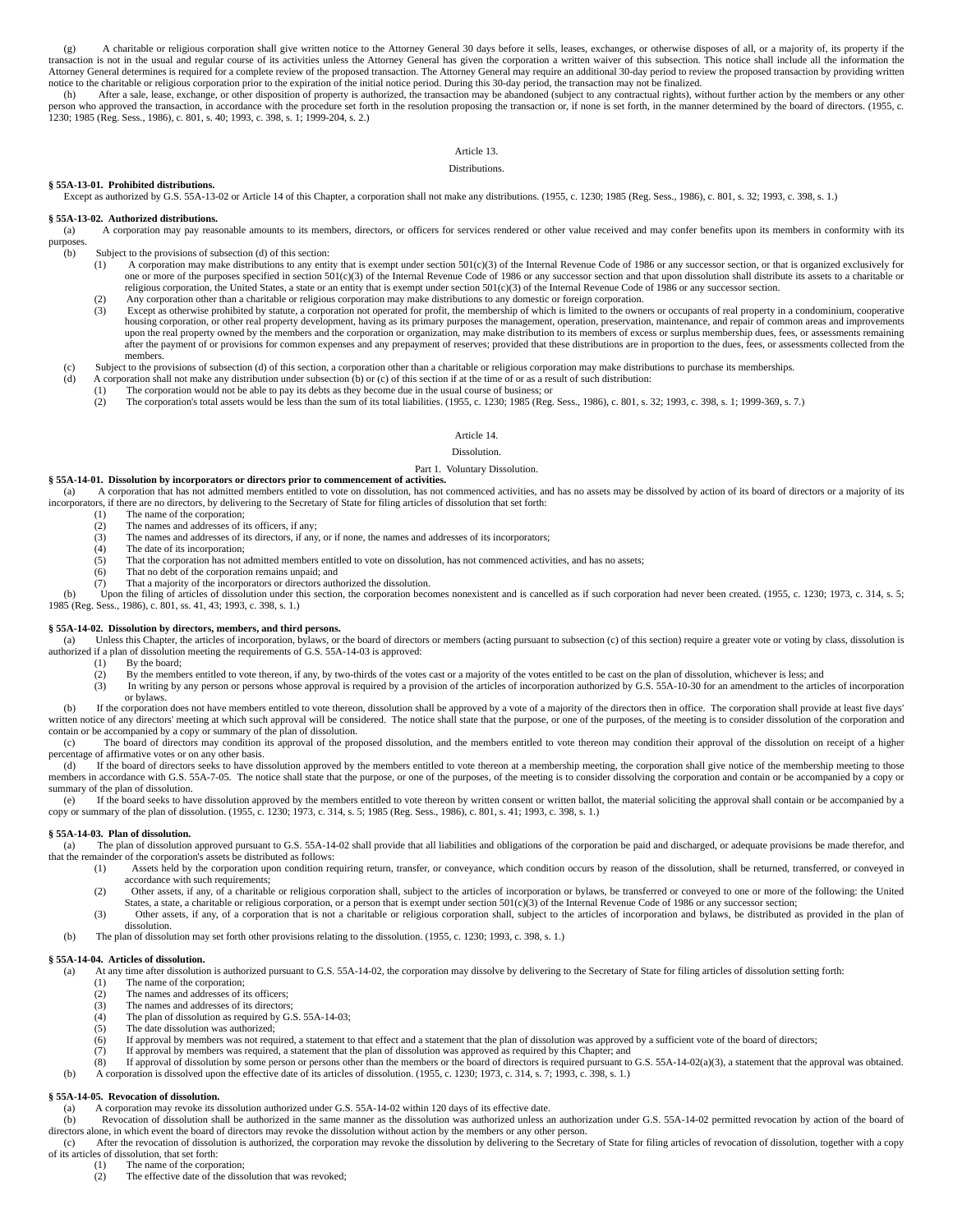(g) A charitable or religious corporation shall give written notice to the Attorney General 30 days before it sells, leases, exchanges, or otherwise disposes of all, or a majority of, its property if the transaction is not in the usual and regular course of its activities unless the Attorney General has given the corporation a written waiver of this subsection. This notice shall include all the information the Attorney General determines is required for a complete review of the proposed transaction. The Attorney General may require an additional 30-day period to review the proposed transaction by providing written notice to the charitable or religious corporation prior to the expiration of the initial notice period. During this 30-day period, the transaction may not be finalized.

(h) After a sale, lease, exchange, or other disposition of property is authorized, the transaction may be abandoned (subject to any contractual rights), without further action by the members or any other person who approved the transaction, in accordance with the procedure set forth in the resolution proposing the transaction or, if none is set forth, in the manner determined by the board of directors. (1955, c. 1230; 1985 (Reg. Sess., 1986), c. 801, s. 40; 1993, c. 398, s. 1; 1999-204, s. 2.)

## Article 13.

## Distributions.

**§ 55A-13-01. Prohibited distributions.**

Except as authorized by G.S. 55A-13-02 or Article 14 of this Chapter, a corporation shall not make any distributions. (1955, c. 1230; 1985 (Reg. Sess., 1986), c. 801, s. 32; 1993, c. 398, s. 1.)

**§ 55A-13-02. Authorized distributions.**

(a) A corporation may pay reasonable amounts to its members, directors, or officers for services rendered or other value received and may confer benefits upon its members in conformity with its purposes.

(b) Subject to the provisions of subsection (d) of this section:

(1) A corporation may make distributions to any entity that is exempt under section 501(c)(3) of the Internal Revenue Code of 1986 or any successor section, or that is organized exclusively for one or more of the purposes specified in section 501(c)(3) of the Internal Revenue Code of 1986 or any successor section and that upon dissolution shall distribute its assets to a charitable or religious corporation, the United States, a state or an entity that is exempt under section 501(c)(3) of the Internal Revenue Code of 1986 or any successor section.

(2) Any corporation other than a charitable or religious corporation may make distributions to any domestic or foreign corporation.

(3) Except as otherwise prohibited by statute, a corporation not operated for profit, the membership of which is limited to the owners or occupants of real property in a condominium, cooperative housing corporation, or other real property development, having as its primary purposes the management, operation, preservation, maintenance, and repair of common areas and improvements upon the real property owned by the members and the corporation or organization, may make distribution to its members of excess or surplus membership dues, fees, or assessments remaining after the payment of or provisions for common expenses and any prepayment of reserves; provided that these distributions are in proportion to the dues, fees, or assessments collected from the members.

(c) Subject to the provisions of subsection (d) of this section, a corporation other than a charitable or religious corporation may make distributions to purchase its memberships.

(d) A corporation shall not make any distribution under subsection (b) or (c) of this section if at the time of or as a result of such distribution:

(1) The corporation would not be able to pay its debts as they become due in the usual course of business; or

(2) The corporation's total assets would be less than the sum of its total liabilities. (1955, c. 1230; 1985 (Reg. Sess., 1986), c. 801, s. 32; 1993, c. 398, s. 1; 1999-369, s. 7.)

## Article 14.

## Dissolution.

### Part 1. Voluntary Dissolution.

**§ 55A-14-01. Dissolution by incorporators or directors prior to commencement of activities.**

(a) A corporation that has not admitted members entitled to vote on dissolution, has not commenced activities, and has no assets may be dissolved by action of its board of directors or a majority of its incorporators, if there are no directors, by delivering to the Secretary of State for filing articles of dissolution that set forth:

(1) The name of the corporation;
(2) The names and addresses of its officers, if any;
(3) The names and addresses of its directors, if any, or if none, the names and addresses of its incorporators;
(4) The date of its incorporation;
(5) That the corporation has not admitted members entitled to vote on dissolution, has not commenced activities, and has no assets;
(6) That no debt of the corporation remains unpaid; and
(7) That a majority of the incorporators or directors authorized the dissolution.

(b) Upon the filing of articles of dissolution under this section, the corporation becomes nonexistent and is cancelled as if such corporation had never been created. (1955, c. 1230; 1973, c. 314, s. 5; 1985 (Reg. Sess., 1986), c. 801, ss. 41, 43; 1993, c. 398, s. 1.)

**§ 55A-14-02. Dissolution by directors, members, and third persons.**

(a) Unless this Chapter, the articles of incorporation, bylaws, or the board of directors or members (acting pursuant to subsection (c) of this section) require a greater vote or voting by class, dissolution is authorized if a plan of dissolution meeting the requirements of G.S. 55A-14-03 is approved:

(1) By the board;
(2) By the members entitled to vote thereon, if any, by two-thirds of the votes cast or a majority of the votes entitled to be cast on the plan of dissolution, whichever is less; and
(3) In writing by any person or persons whose approval is required by a provision of the articles of incorporation authorized by G.S. 55A-10-30 for an amendment to the articles of incorporation or bylaws.

(b) If the corporation does not have members entitled to vote thereon, dissolution shall be approved by a vote of a majority of the directors then in office. The corporation shall provide at least five days' written notice of any directors' meeting at which such approval will be considered. The notice shall state that the purpose, or one of the purposes, of the meeting is to consider dissolution of the corporation and contain or be accompanied by a copy or summary of the plan of dissolution.

(c) The board of directors may condition its approval of the proposed dissolution, and the members entitled to vote thereon may condition their approval of the dissolution on receipt of a higher percentage of affirmative votes or on any other basis.

(d) If the board of directors seeks to have dissolution approved by the members entitled to vote thereon at a membership meeting, the corporation shall give notice of the membership meeting to those members in accordance with G.S. 55A-7-05. The notice shall state that the purpose, or one of the purposes, of the meeting is to consider dissolving the corporation and contain or be accompanied by a copy or summary of the plan of dissolution.

(e) If the board seeks to have dissolution approved by the members entitled to vote thereon by written consent or written ballot, the material soliciting the approval shall contain or be accompanied by a copy or summary of the plan of dissolution. (1955, c. 1230; 1973, c. 314, s. 5; 1985 (Reg. Sess., 1986), c. 801, s. 41; 1993, c. 398, s. 1.)

**§ 55A-14-03. Plan of dissolution.**

(a) The plan of dissolution approved pursuant to G.S. 55A-14-02 shall provide that all liabilities and obligations of the corporation be paid and discharged, or adequate provisions be made therefor, and that the remainder of the corporation's assets be distributed as follows:

(1) Assets held by the corporation upon condition requiring return, transfer, or conveyance, which condition occurs by reason of the dissolution, shall be returned, transferred, or conveyed in accordance with such requirements;
(2) Other assets, if any, of a charitable or religious corporation shall, subject to the articles of incorporation or bylaws, be transferred or conveyed to one or more of the following: the United States, a state, a charitable or religious corporation, or a person that is exempt under section 501(c)(3) of the Internal Revenue Code of 1986 or any successor section;
(3) Other assets, if any, of a corporation that is not a charitable or religious corporation shall, subject to the articles of incorporation and bylaws, be distributed as provided in the plan of dissolution.

(b) The plan of dissolution may set forth other provisions relating to the dissolution. (1955, c. 1230; 1993, c. 398, s. 1.)

**§ 55A-14-04. Articles of dissolution.**

(a) At any time after dissolution is authorized pursuant to G.S. 55A-14-02, the corporation may dissolve by delivering to the Secretary of State for filing articles of dissolution setting forth:

(1) The name of the corporation;
(2) The names and addresses of its officers;
(3) The names and addresses of its directors;
(4) The plan of dissolution as required by G.S. 55A-14-03;
(5) The date dissolution was authorized;
(6) If approval by members was not required, a statement to that effect and a statement that the plan of dissolution was approved by a sufficient vote of the board of directors;
(7) If approval by members was required, a statement that the plan of dissolution was approved as required by this Chapter; and
(8) If approval of dissolution by some person or persons other than the members or the board of directors is required pursuant to G.S. 55A-14-02(a)(3), a statement that the approval was obtained.

(b) A corporation is dissolved upon the effective date of its articles of dissolution. (1955, c. 1230; 1973, c. 314, s. 7; 1993, c. 398, s. 1.)

**§ 55A-14-05. Revocation of dissolution.**

(a) A corporation may revoke its dissolution authorized under G.S. 55A-14-02 within 120 days of its effective date.

(b) Revocation of dissolution shall be authorized in the same manner as the dissolution was authorized unless an authorization under G.S. 55A-14-02 permitted revocation by action of the board of directors alone, in which event the board of directors may revoke the dissolution without action by the members or any other person.

(c) After the revocation of dissolution is authorized, the corporation may revoke the dissolution by delivering to the Secretary of State for filing articles of revocation of dissolution, together with a copy of its articles of dissolution, that set forth:

(1) The name of the corporation;
(2) The effective date of the dissolution that was revoked;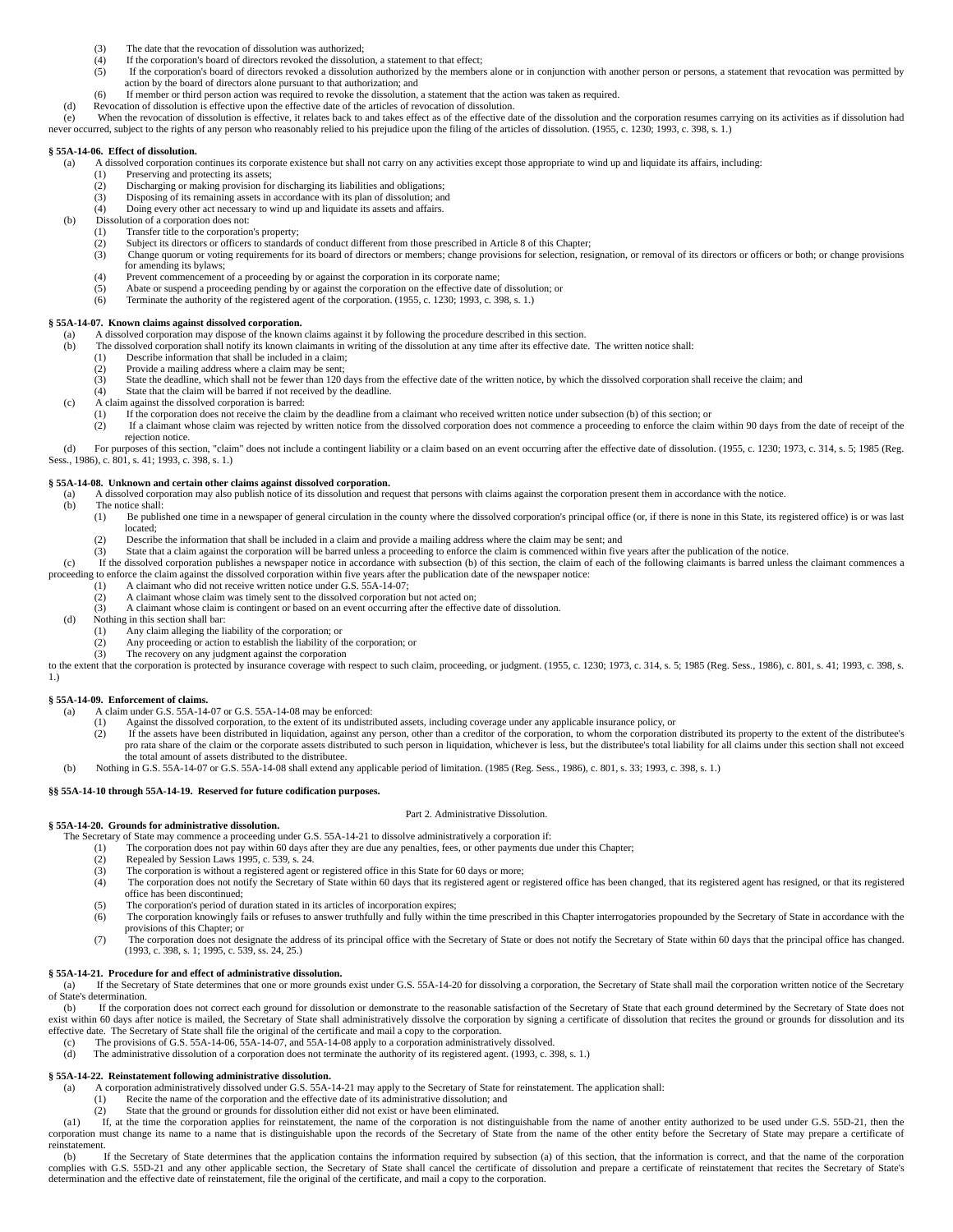(3) The date that the revocation of dissolution was authorized;
(4) If the corporation's board of directors revoked the dissolution, a statement to that effect;
(5) If the corporation's board of directors revoked a dissolution authorized by the members alone or in conjunction with another person or persons, a statement that revocation was permitted by action by the board of directors alone pursuant to that authorization; and
(6) If member or third person action was required to revoke the dissolution, a statement that the action was taken as required.

(d) Revocation of dissolution is effective upon the effective date of the articles of revocation of dissolution.

(e) When the revocation of dissolution is effective, it relates back to and takes effect as of the effective date of the dissolution and the corporation resumes carrying on its activities as if dissolution had never occurred, subject to the rights of any person who reasonably relied to his prejudice upon the filing of the articles of dissolution. (1955, c. 1230; 1993, c. 398, s. 1.)

**§ 55A-14-06. Effect of dissolution.**

(a) A dissolved corporation continues its corporate existence but shall not carry on any activities except those appropriate to wind up and liquidate its affairs, including:
(1) Preserving and protecting its assets;
(2) Discharging or making provision for discharging its liabilities and obligations;
(3) Disposing of its remaining assets in accordance with its plan of dissolution; and
(4) Doing every other act necessary to wind up and liquidate its assets and affairs.

(b) Dissolution of a corporation does not:
(1) Transfer title to the corporation's property;
(2) Subject its directors or officers to standards of conduct different from those prescribed in Article 8 of this Chapter;
(3) Change quorum or voting requirements for its board of directors or members; change provisions for selection, resignation, or removal of its directors or officers or both; or change provisions for amending its bylaws;
(4) Prevent commencement of a proceeding by or against the corporation in its corporate name;
(5) Abate or suspend a proceeding pending by or against the corporation on the effective date of dissolution; or
(6) Terminate the authority of the registered agent of the corporation. (1955, c. 1230; 1993, c. 398, s. 1.)

**§ 55A-14-07. Known claims against dissolved corporation.**

(a) A dissolved corporation may dispose of the known claims against it by following the procedure described in this section.

(b) The dissolved corporation shall notify its known claimants in writing of the dissolution at any time after its effective date. The written notice shall:
(1) Describe information that shall be included in a claim;
(2) Provide a mailing address where a claim may be sent;
(3) State the deadline, which shall not be fewer than 120 days from the effective date of the written notice, by which the dissolved corporation shall receive the claim; and
(4) State that the claim will be barred if not received by the deadline.

(c) A claim against the dissolved corporation is barred:
(1) If the corporation does not receive the claim by the deadline from a claimant who received written notice under subsection (b) of this section; or
(2) If a claimant whose claim was rejected by written notice from the dissolved corporation does not commence a proceeding to enforce the claim within 90 days from the date of receipt of the rejection notice.

(d) For purposes of this section, "claim" does not include a contingent liability or a claim based on an event occurring after the effective date of dissolution. (1955, c. 1230; 1973, c. 314, s. 5; 1985 (Reg. Sess., 1986), c. 801, s. 41; 1993, c. 398, s. 1.)

**§ 55A-14-08. Unknown and certain other claims against dissolved corporation.**

(a) A dissolved corporation may also publish notice of its dissolution and request that persons with claims against the corporation present them in accordance with the notice.

(b) The notice shall:
(1) Be published one time in a newspaper of general circulation in the county where the dissolved corporation's principal office (or, if there is none in this State, its registered office) is or was last located;
(2) Describe the information that shall be included in a claim and provide a mailing address where the claim may be sent; and
(3) State that a claim against the corporation will be barred unless a proceeding to enforce the claim is commenced within five years after the publication of the notice.

(c) If the dissolved corporation publishes a newspaper notice in accordance with subsection (b) of this section, the claim of each of the following claimants is barred unless the claimant commences a proceeding to enforce the claim against the dissolved corporation within five years after the publication date of the newspaper notice:
(1) A claimant who did not receive written notice under G.S. 55A-14-07;
(2) A claimant whose claim was timely sent to the dissolved corporation but not acted on;
(3) A claimant whose claim is contingent or based on an event occurring after the effective date of dissolution.

(d) Nothing in this section shall bar:
(1) Any claim alleging the liability of the corporation; or
(2) Any proceeding or action to establish the liability of the corporation; or
(3) The recovery on any judgment against the corporation

to the extent that the corporation is protected by insurance coverage with respect to such claim, proceeding, or judgment. (1955, c. 1230; 1973, c. 314, s. 5; 1985 (Reg. Sess., 1986), c. 801, s. 41; 1993, c. 398, s. 1.)

**§ 55A-14-09. Enforcement of claims.**

(a) A claim under G.S. 55A-14-07 or G.S. 55A-14-08 may be enforced:
(1) Against the dissolved corporation, to the extent of its undistributed assets, including coverage under any applicable insurance policy, or
(2) If the assets have been distributed in liquidation, against any person, other than a creditor of the corporation, to whom the corporation distributed its property to the extent of the distributee's pro rata share of the claim or the corporate assets distributed to such person in liquidation, whichever is less, but the distributee's total liability for all claims under this section shall not exceed the total amount of assets distributed to the distributee.

(b) Nothing in G.S. 55A-14-07 or G.S. 55A-14-08 shall extend any applicable period of limitation. (1985 (Reg. Sess., 1986), c. 801, s. 33; 1993, c. 398, s. 1.)

**§§ 55A-14-10 through 55A-14-19. Reserved for future codification purposes.**

Part 2. Administrative Dissolution.

**§ 55A-14-20. Grounds for administrative dissolution.**

The Secretary of State may commence a proceeding under G.S. 55A-14-21 to dissolve administratively a corporation if:
(1) The corporation does not pay within 60 days after they are due any penalties, fees, or other payments due under this Chapter;
(2) Repealed by Session Laws 1995, c. 539, s. 24.
(3) The corporation is without a registered agent or registered office in this State for 60 days or more;
(4) The corporation does not notify the Secretary of State within 60 days that its registered agent or registered office has been changed, that its registered agent has resigned, or that its registered office has been discontinued;
(5) The corporation's period of duration stated in its articles of incorporation expires;
(6) The corporation knowingly fails or refuses to answer truthfully and fully within the time prescribed in this Chapter interrogatories propounded by the Secretary of State in accordance with the provisions of this Chapter; or
(7) The corporation does not designate the address of its principal office with the Secretary of State or does not notify the Secretary of State within 60 days that the principal office has changed. (1993, c. 398, s. 1; 1995, c. 539, ss. 24, 25.)

**§ 55A-14-21. Procedure for and effect of administrative dissolution.**

(a) If the Secretary of State determines that one or more grounds exist under G.S. 55A-14-20 for dissolving a corporation, the Secretary of State shall mail the corporation written notice of the Secretary of State's determination.

(b) If the corporation does not correct each ground for dissolution or demonstrate to the reasonable satisfaction of the Secretary of State that each ground determined by the Secretary of State does not exist within 60 days after notice is mailed, the Secretary of State shall administratively dissolve the corporation by signing a certificate of dissolution that recites the ground or grounds for dissolution and its effective date. The Secretary of State shall file the original of the certificate and mail a copy to the corporation.

(c) The provisions of G.S. 55A-14-06, 55A-14-07, and 55A-14-08 apply to a corporation administratively dissolved.

(d) The administrative dissolution of a corporation does not terminate the authority of its registered agent. (1993, c. 398, s. 1.)

**§ 55A-14-22. Reinstatement following administrative dissolution.**

(a) A corporation administratively dissolved under G.S. 55A-14-21 may apply to the Secretary of State for reinstatement. The application shall:
(1) Recite the name of the corporation and the effective date of its administrative dissolution; and
(2) State that the ground or grounds for dissolution either did not exist or have been eliminated.

(a1) If, at the time the corporation applies for reinstatement, the name of the corporation is not distinguishable from the name of another entity authorized to be used under G.S. 55D-21, then the corporation must change its name to a name that is distinguishable upon the records of the Secretary of State from the name of the other entity before the Secretary of State may prepare a certificate of reinstatement.

(b) If the Secretary of State determines that the application contains the information required by subsection (a) of this section, that the information is correct, and that the name of the corporation complies with G.S. 55D-21 and any other applicable section, the Secretary of State shall cancel the certificate of dissolution and prepare a certificate of reinstatement that recites the Secretary of State's determination and the effective date of reinstatement, file the original of the certificate, and mail a copy to the corporation.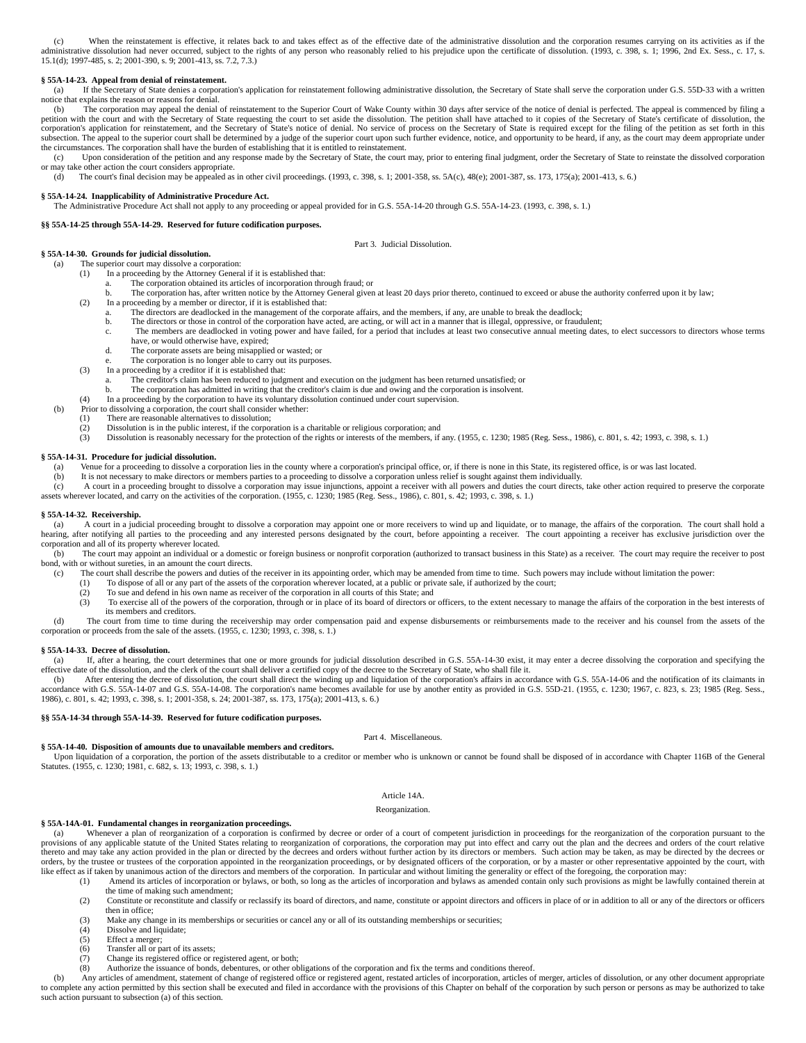(c) When the reinstatement is effective, it relates back to and takes effect as of the effective date of the administrative dissolution and the corporation resumes carrying on its activities as if the administrative dissolution had never occurred, subject to the rights of any person who reasonably relied to his prejudice upon the certificate of dissolution. (1993, c. 398, s. 1; 1996, 2nd Ex. Sess., c. 17, s. 15.1(d); 1997-485, s. 2; 2001-390, s. 9; 2001-413, ss. 7.2, 7.3.)

**§ 55A-14-23. Appeal from denial of reinstatement.**

(a) If the Secretary of State denies a corporation's application for reinstatement following administrative dissolution, the Secretary of State shall serve the corporation under G.S. 55D-33 with a written notice that explains the reason or reasons for denial.

(b) The corporation may appeal the denial of reinstatement to the Superior Court of Wake County within 30 days after service of the notice of denial is perfected. The appeal is commenced by filing a petition with the court and with the Secretary of State requesting the court to set aside the dissolution. The petition shall have attached to it copies of the Secretary of State's certificate of dissolution, the corporation's application for reinstatement, and the Secretary of State's notice of denial. No service of process on the Secretary of State is required except for the filing of the petition as set forth in this subsection. The appeal to the superior court shall be determined by a judge of the superior court upon such further evidence, notice, and opportunity to be heard, if any, as the court may deem appropriate under the circumstances. The corporation shall have the burden of establishing that it is entitled to reinstatement.

(c) Upon consideration of the petition and any response made by the Secretary of State, the court may, prior to entering final judgment, order the Secretary of State to reinstate the dissolved corporation or may take other action the court considers appropriate.

(d) The court's final decision may be appealed as in other civil proceedings. (1993, c. 398, s. 1; 2001-358, ss. 5A(c), 48(e); 2001-387, ss. 173, 175(a); 2001-413, s. 6.)

**§ 55A-14-24. Inapplicability of Administrative Procedure Act.**

The Administrative Procedure Act shall not apply to any proceeding or appeal provided for in G.S. 55A-14-20 through G.S. 55A-14-23. (1993, c. 398, s. 1.)

**§§ 55A-14-25 through 55A-14-29. Reserved for future codification purposes.**

## Part 3. Judicial Dissolution.

**§ 55A-14-30. Grounds for judicial dissolution.**

(a) The superior court may dissolve a corporation:

(1) In a proceeding by the Attorney General if it is established that:
   a. The corporation obtained its articles of incorporation through fraud; or
   b. The corporation has, after written notice by the Attorney General given at least 20 days prior thereto, continued to exceed or abuse the authority conferred upon it by law;

(2) In a proceeding by a member or director, if it is established that:
   a. The directors are deadlocked in the management of the corporate affairs, and the members, if any, are unable to break the deadlock;
   b. The directors or those in control of the corporation have acted, are acting, or will act in a manner that is illegal, oppressive, or fraudulent;
   c. The members are deadlocked in voting power and have failed, for a period that includes at least two consecutive annual meeting dates, to elect successors to directors whose terms have, or would otherwise have, expired;
   d. The corporate assets are being misapplied or wasted; or
   e. The corporation is no longer able to carry out its purposes.

(3) In a proceeding by a creditor if it is established that:
   a. The creditor's claim has been reduced to judgment and execution on the judgment has been returned unsatisfied; or
   b. The corporation has admitted in writing that the creditor's claim is due and owing and the corporation is insolvent.

(4) In a proceeding by the corporation to have its voluntary dissolution continued under court supervision.

(b) Prior to dissolving a corporation, the court shall consider whether:

(1) There are reasonable alternatives to dissolution;

(2) Dissolution is in the public interest, if the corporation is a charitable or religious corporation; and

(3) Dissolution is reasonably necessary for the protection of the rights or interests of the members, if any. (1955, c. 1230; 1985 (Reg. Sess., 1986), c. 801, s. 42; 1993, c. 398, s. 1.)

**§ 55A-14-31. Procedure for judicial dissolution.**

(a) Venue for a proceeding to dissolve a corporation lies in the county where a corporation's principal office, or, if there is none in this State, its registered office, is or was last located.

(b) It is not necessary to make directors or members parties to a proceeding to dissolve a corporation unless relief is sought against them individually.

(c) A court in a proceeding brought to dissolve a corporation may issue injunctions, appoint a receiver with all powers and duties the court directs, take other action required to preserve the corporate assets wherever located, and carry on the activities of the corporation. (1955, c. 1230; 1985 (Reg. Sess., 1986), c. 801, s. 42; 1993, c. 398, s. 1.)

**§ 55A-14-32. Receivership.**

(a) A court in a judicial proceeding brought to dissolve a corporation may appoint one or more receivers to wind up and liquidate, or to manage, the affairs of the corporation. The court shall hold a hearing, after notifying all parties to the proceeding and any interested persons designated by the court, before appointing a receiver. The court appointing a receiver has exclusive jurisdiction over the corporation and all of its property wherever located.

(b) The court may appoint an individual or a domestic or foreign business or nonprofit corporation (authorized to transact business in this State) as a receiver. The court may require the receiver to post bond, with or without sureties, in an amount the court directs.

(c) The court shall describe the powers and duties of the receiver in its appointing order, which may be amended from time to time. Such powers may include without limitation the power:

(1) To dispose of all or any part of the assets of the corporation wherever located, at a public or private sale, if authorized by the court;

(2) To sue and defend in his own name as receiver of the corporation in all courts of this State; and

(3) To exercise all of the powers of the corporation, through or in place of its board of directors or officers, to the extent necessary to manage the affairs of the corporation in the best interests of its members and creditors.

(d) The court from time to time during the receivership may order compensation paid and expense disbursements or reimbursements made to the receiver and his counsel from the assets of the corporation or proceeds from the sale of the assets. (1955, c. 1230; 1993, c. 398, s. 1.)

**§ 55A-14-33. Decree of dissolution.**

(a) If, after a hearing, the court determines that one or more grounds for judicial dissolution described in G.S. 55A-14-30 exist, it may enter a decree dissolving the corporation and specifying the effective date of the dissolution, and the clerk of the court shall deliver a certified copy of the decree to the Secretary of State, who shall file it.

(b) After entering the decree of dissolution, the court shall direct the winding up and liquidation of the corporation's affairs in accordance with G.S. 55A-14-06 and the notification of its claimants in accordance with G.S. 55A-14-07 and G.S. 55A-14-08. The corporation's name becomes available for use by another entity as provided in G.S. 55D-21. (1955, c. 1230; 1967, c. 823, s. 23; 1985 (Reg. Sess., 1986), c. 801, s. 42; 1993, c. 398, s. 1; 2001-358, s. 24; 2001-387, ss. 173, 175(a); 2001-413, s. 6.)

**§§ 55A-14-34 through 55A-14-39. Reserved for future codification purposes.**

## Part 4. Miscellaneous.

**§ 55A-14-40. Disposition of amounts due to unavailable members and creditors.**

Upon liquidation of a corporation, the portion of the assets distributable to a creditor or member who is unknown or cannot be found shall be disposed of in accordance with Chapter 116B of the General Statutes. (1955, c. 1230; 1981, c. 682, s. 13; 1993, c. 398, s. 1.)

# Article 14A.

## Reorganization.

**§ 55A-14A-01. Fundamental changes in reorganization proceedings.**

(a) Whenever a plan of reorganization of a corporation is confirmed by decree or order of a court of competent jurisdiction in proceedings for the reorganization of the corporation pursuant to the provisions of any applicable statute of the United States relating to reorganization of corporations, the corporation may put into effect and carry out the plan and the decrees and orders of the court relative thereto and may take any action provided in the plan or directed by the decrees and orders without further action by its directors or members. Such action may be taken, as may be directed by the decrees or orders, by the trustee or trustees of the corporation appointed in the reorganization proceedings, or by designated officers of the corporation, or by a master or other representative appointed by the court, with like effect as if taken by unanimous action of the directors and members of the corporation. In particular and without limiting the generality or effect of the foregoing, the corporation may:

(1) Amend its articles of incorporation or bylaws, or both, so long as the articles of incorporation and bylaws as amended contain only such provisions as might be lawfully contained therein at the time of making such amendment;

(2) Constitute or reconstitute and classify or reclassify its board of directors, and name, constitute or appoint directors and officers in place of or in addition to all or any of the directors or officers then in office;

(3) Make any change in its memberships or securities or cancel any or all of its outstanding memberships or securities;

(4) Dissolve and liquidate;

(5) Effect a merger;

(6) Transfer all or part of its assets;

(7) Change its registered office or registered agent, or both;

(8) Authorize the issuance of bonds, debentures, or other obligations of the corporation and fix the terms and conditions thereof.

(b) Any articles of amendment, statement of change of registered office or registered agent, restated articles of incorporation, articles of merger, articles of dissolution, or any other document appropriate to complete any action permitted by this section shall be executed and filed in accordance with the provisions of this Chapter on behalf of the corporation by such person or persons as may be authorized to take such action pursuant to subsection (a) of this section.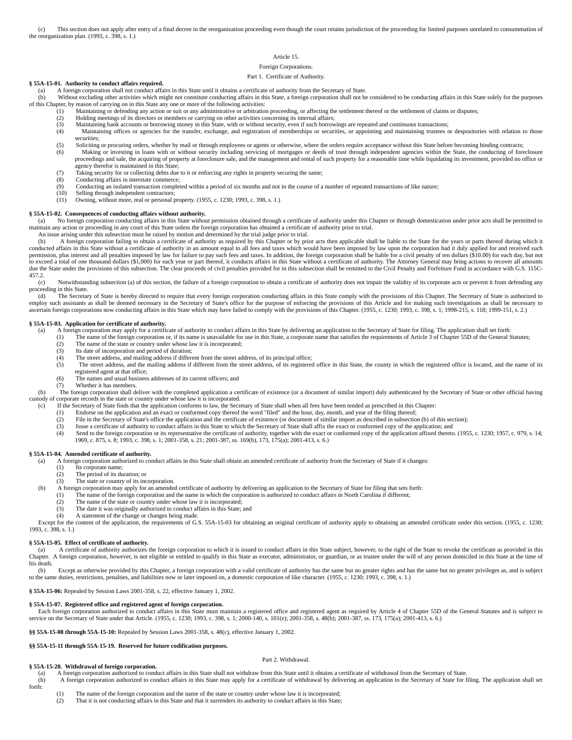(c) This section does not apply after entry of a final decree in the reorganization proceeding even though the court retains jurisdiction of the proceeding for limited purposes unrelated to consummation of the reorganization plan. (1993, c. 398, s. 1.)

Article 15.

Foreign Corporations.

Part 1. Certificate of Authority.

**§ 55A-15-01. Authority to conduct affairs required.**

(a) A foreign corporation shall not conduct affairs in this State until it obtains a certificate of authority from the Secretary of State.

(b) Without excluding other activities which might not constitute conducting affairs in this State, a foreign corporation shall not be considered to be conducting affairs in this State solely for the purposes of this Chapter, by reason of carrying on in this State any one or more of the following activities:

(1) Maintaining or defending any action or suit or any administrative or arbitration proceeding, or affecting the settlement thereof or the settlement of claims or disputes;
(2) Holding meetings of its directors or members or carrying on other activities concerning its internal affairs;
(3) Maintaining bank accounts or borrowing money in this State, with or without security, even if such borrowings are repeated and continuous transactions;
(4) Maintaining offices or agencies for the transfer, exchange, and registration of memberships or securities, or appointing and maintaining trustees or despositories with relation to those securities;
(5) Soliciting or procuring orders, whether by mail or through employees or agents or otherwise, where the orders require acceptance without this State before becoming binding contracts;
(6) Making or investing in loans with or without security including servicing of mortgages or deeds of trust through independent agencies within the State, the conducting of foreclosure proceedings and sale, the acquiring of property at foreclosure sale, and the management and rental of such property for a reasonable time while liquidating its investment, provided no office or agency therefor is maintained in this State;
(7) Taking security for or collecting debts due to it or enforcing any rights in property securing the same;
(8) Conducting affairs in interstate commerce;
(9) Conducting an isolated transaction completed within a period of six months and not in the course of a number of repeated transactions of like nature;
(10) Selling through independent contractors;
(11) Owning, without more, real or personal property. (1955, c. 1230; 1993, c. 398, s. 1.)

**§ 55A-15-02. Consequences of conducting affairs without authority.**

(a) No foreign corporation conducting affairs in this State without permission obtained through a certificate of authority under this Chapter or through domestication under prior acts shall be permitted to maintain any action or proceeding in any court of this State unless the foreign corporation has obtained a certificate of authority prior to trial.

An issue arising under this subsection must be raised by motion and determined by the trial judge prior to trial.

(b) A foreign corporation failing to obtain a certificate of authority as required by this Chapter or by prior acts then applicable shall be liable to the State for the years or parts thereof during which it conducted affairs in this State without a certificate of authority in an amount equal to all fees and taxes which would have been imposed by law upon the corporation had it duly applied for and received such permission, plus interest and all penalties imposed by law for failure to pay such fees and taxes. In addition, the foreign corporation shall be liable for a civil penalty of ten dollars ($10.00) for each day, but not to exceed a total of one thousand dollars ($1,000) for each year or part thereof, it conducts affairs in this State without a certificate of authority. The Attorney General may bring actions to recover all amounts due the State under the provisions of this subsection. The clear proceeds of civil penalties provided for in this subsection shall be remitted to the Civil Penalty and Forfeiture Fund in accordance with G.S. 115C-457.2.

(c) Notwithstanding subsection (a) of this section, the failure of a foreign corporation to obtain a certificate of authority does not impair the validity of its corporate acts or prevent it from defending any proceeding in this State.

(d) The Secretary of State is hereby directed to require that every foreign corporation conducting affairs in this State comply with the provisions of this Chapter. The Secretary of State is authorized to employ such assistants as shall be deemed necessary in the Secretary of State's office for the purpose of enforcing the provisions of this Article and for making such investigations as shall be necessary to ascertain foreign corporations now conducting affairs in this State which may have failed to comply with the provisions of this Chapter. (1955, c. 1230; 1993, c. 398, s. 1; 1998-215, s. 118; 1999-151, s. 2.)

**§ 55A-15-03. Application for certificate of authority.**

(a) A foreign corporation may apply for a certificate of authority to conduct affairs in this State by delivering an application to the Secretary of State for filing. The application shall set forth:

(1) The name of the foreign corporation or, if its name is unavailable for use in this State, a corporate name that satisfies the requirements of Article 3 of Chapter 55D of the General Statutes;
(2) The name of the state or country under whose law it is incorporated;
(3) Its date of incorporation and period of duration;
(4) The street address, and mailing address if different from the street address, of its principal office;
(5) The street address, and the mailing address if different from the street address, of its registered office in this State, the county in which the registered office is located, and the name of its registered agent at that office;
(6) The names and usual business addresses of its current officers; and
(7) Whether it has members.

(b) The foreign corporation shall deliver with the completed application a certificate of existence (or a document of similar import) duly authenticated by the Secretary of State or other official having custody of corporate records in the state or country under whose law it is incorporated.

(c) If the Secretary of State finds that the application conforms to law, the Secretary of State shall when all fees have been tended as prescribed in this Chapter:

(1) Endorse on the application and an exact or conformed copy thereof the word "filed" and the hour, day, month, and year of the filing thereof;
(2) File in the Secretary of State's office the application and the certificate of existence (or document of similar import as described in subsection (b) of this section);
(3) Issue a certificate of authority to conduct affairs in this State to which the Secretary of State shall affix the exact or conformed copy of the application; and
(4) Send to the foreign corporation or its representative the certificate of authority, together with the exact or conformed copy of the application affixed thereto. (1955, c. 1230; 1957, c. 979, s. 14; 1969, c. 875, s. 8; 1993, c. 398, s. 1; 2001-358, s. 21; 2001-387, ss. 169(b), 173, 175(a); 2001-413, s. 6.)

**§ 55A-15-04. Amended certificate of authority.**

(a) A foreign corporation authorized to conduct affairs in this State shall obtain an amended certificate of authority from the Secretary of State if it changes:

(1) Its corporate name;
(2) The period of its duration; or
(3) The state or country of its incorporation.

(b) A foreign corporation may apply for an amended certificate of authority by delivering an application to the Secretary of State for filing that sets forth:

(1) The name of the foreign corporation and the name in which the corporation is authorized to conduct affairs in North Carolina if different;
(2) The name of the state or country under whose law it is incorporated;
(3) The date it was originally authorized to conduct affairs in this State; and
(4) A statement of the change or changes being made.

Except for the content of the application, the requirements of G.S. 55A-15-03 for obtaining an original certificate of authority apply to obtaining an amended certificate under this section. (1955, c. 1230; 1993, c. 398, s. 1.)

**§ 55A-15-05. Effect of certificate of authority.**

(a) A certificate of authority authorizes the foreign corporation to which it is issued to conduct affairs in this State subject, however, to the right of the State to revoke the certificate as provided in this Chapter. A foreign corporation, however, is not eligible or entitled to qualify in this State as executor, administrator, or guardian, or as trustee under the will of any person domiciled in this State at the time of his death.

(b) Except as otherwise provided by this Chapter, a foreign corporation with a valid certificate of authority has the same but no greater rights and has the same but no greater privileges as, and is subject to the same duties, restrictions, penalties, and liabilities now or later imposed on, a domestic corporation of like character. (1955, c. 1230; 1993, c. 398, s. 1.)

**§ 55A-15-06:** Repealed by Session Laws 2001-358, s. 22, effective January 1, 2002.

**§ 55A-15-07. Registered office and registered agent of foreign corporation.**

Each foreign corporation authorized to conduct affairs in this State must maintain a registered office and registered agent as required by Article 4 of Chapter 55D of the General Statutes and is subject to service on the Secretary of State under that Article. (1955, c. 1230; 1993, c. 398, s. 1; 2000-140, s. 101(e); 2001-358, s. 48(b); 2001-387, ss. 173, 175(a); 2001-413, s. 6.)

**§§ 55A-15-08 through 55A-15-10:** Repealed by Session Laws 2001-358, s. 48(c), effective January 1, 2002.

**§§ 55A-15-11 through 55A-15-19. Reserved for future codification purposes.**

Part 2. Withdrawal.

**§ 55A-15-20. Withdrawal of foreign corporation.**

(a) A foreign corporation authorized to conduct affairs in this State shall not withdraw from this State until it obtains a certificate of withdrawal from the Secretary of State.

(b) A foreign corporation authorized to conduct affairs in this State may apply for a certificate of withdrawal by delivering an application to the Secretary of State for filing. The application shall set forth:

(1) The name of the foreign corporation and the name of the state or country under whose law it is incorporated;
(2) That it is not conducting affairs in this State and that it surrenders its authority to conduct affairs in this State;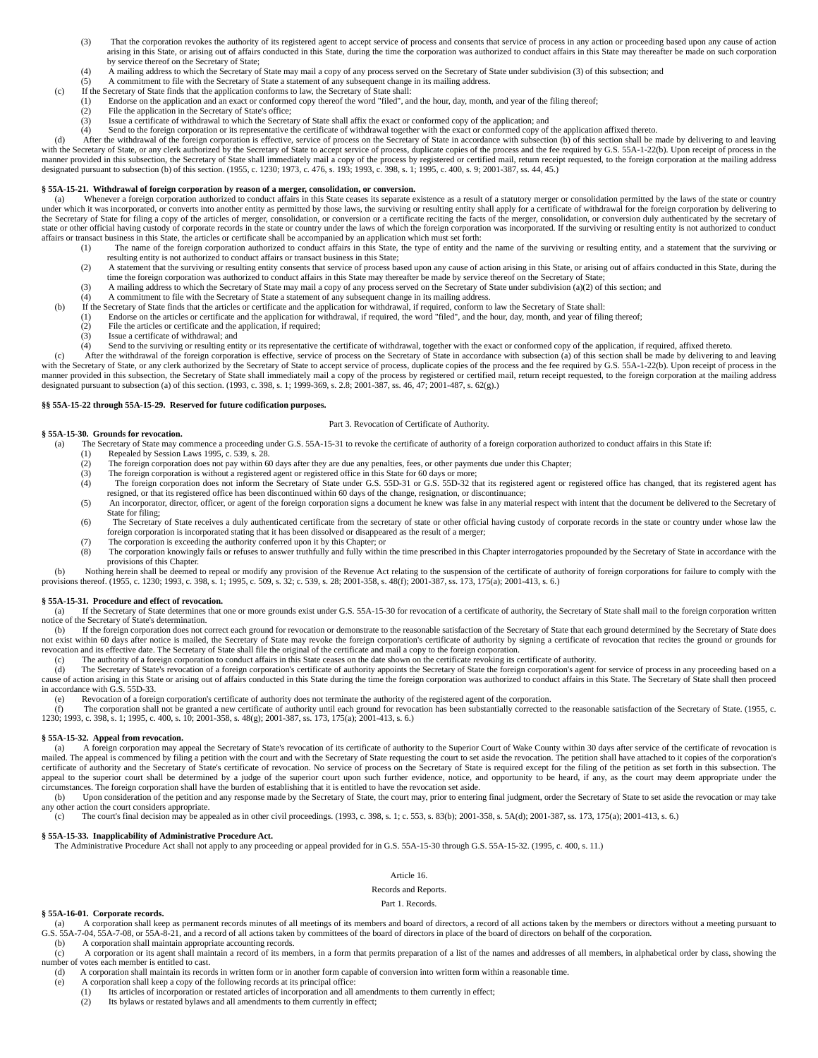(3) That the corporation revokes the authority of its registered agent to accept service of process and consents that service of process in any action or proceeding based upon any cause of action arising in this State, or arising out of affairs conducted in this State, during the time the corporation was authorized to conduct affairs in this State may thereafter be made on such corporation by service thereof on the Secretary of State;

(4) A mailing address to which the Secretary of State may mail a copy of any process served on the Secretary of State under subdivision (3) of this subsection; and

(5) A commitment to file with the Secretary of State a statement of any subsequent change in its mailing address.

(c) If the Secretary of State finds that the application conforms to law, the Secretary of State shall:

(1) Endorse on the application and an exact or conformed copy thereof the word "filed", and the hour, day, month, and year of the filing thereof;

(2) File the application in the Secretary of State's office;

(3) Issue a certificate of withdrawal to which the Secretary of State shall affix the exact or conformed copy of the application; and

(4) Send to the foreign corporation or its representative the certificate of withdrawal together with the exact or conformed copy of the application affixed thereto.

(d) After the withdrawal of the foreign corporation is effective, service of process on the Secretary of State in accordance with subsection (b) of this section shall be made by delivering to and leaving with the Secretary of State, or any clerk authorized by the Secretary of State to accept service of process, duplicate copies of the process and the fee required by G.S. 55A-1-22(b). Upon receipt of process in the manner provided in this subsection, the Secretary of State shall immediately mail a copy of the process by registered or certified mail, return receipt requested, to the foreign corporation at the mailing address designated pursuant to subsection (b) of this section. (1955, c. 1230; 1973, c. 476, s. 193; 1993, c. 398, s. 1; 1995, c. 400, s. 9; 2001-387, ss. 44, 45.)

**§ 55A-15-21. Withdrawal of foreign corporation by reason of a merger, consolidation, or conversion.**

(a) Whenever a foreign corporation authorized to conduct affairs in this State ceases its separate existence as a result of a statutory merger or consolidation permitted by the laws of the state or country under which it was incorporated, or converts into another entity as permitted by those laws, the surviving or resulting entity shall apply for a certificate of withdrawal for the foreign corporation by delivering to the Secretary of State for filing a copy of the articles of merger, consolidation, or conversion or a certificate reciting the facts of the merger, consolidation, or conversion duly authenticated by the secretary of state or other official having custody of corporate records in the state or country under the laws of which the foreign corporation was incorporated. If the surviving or resulting entity is not authorized to conduct affairs or transact business in this State, the articles or certificate shall be accompanied by an application which must set forth:

(1) The name of the foreign corporation authorized to conduct affairs in this State, the type of entity and the name of the surviving or resulting entity, and a statement that the surviving or resulting entity is not authorized to conduct affairs or transact business in this State;

(2) A statement that the surviving or resulting entity consents that service of process based upon any cause of action arising in this State, or arising out of affairs conducted in this State, during the time the foreign corporation was authorized to conduct affairs in this State may thereafter be made by service thereof on the Secretary of State;

(3) A mailing address to which the Secretary of State may mail a copy of any process served on the Secretary of State under subdivision (a)(2) of this section; and

(4) A commitment to file with the Secretary of State a statement of any subsequent change in its mailing address.

(b) If the Secretary of State finds that the articles or certificate and the application for withdrawal, if required, conform to law the Secretary of State shall:

(1) Endorse on the articles or certificate and the application for withdrawal, if required, the word "filed", and the hour, day, month, and year of filing thereof;

(2) File the articles or certificate and the application, if required;

(3) Issue a certificate of withdrawal; and

(4) Send to the surviving or resulting entity or its representative the certificate of withdrawal, together with the exact or conformed copy of the application, if required, affixed thereto.

(c) After the withdrawal of the foreign corporation is effective, service of process on the Secretary of State in accordance with subsection (a) of this section shall be made by delivering to and leaving with the Secretary of State, or any clerk authorized by the Secretary of State to accept service of process, duplicate copies of the process and the fee required by G.S. 55A-1-22(b). Upon receipt of process in the manner provided in this subsection, the Secretary of State shall immediately mail a copy of the process by registered or certified mail, return receipt requested, to the foreign corporation at the mailing address designated pursuant to subsection (a) of this section. (1993, c. 398, s. 1; 1999-369, s. 2.8; 2001-387, ss. 46, 47; 2001-487, s. 62(g).)

**§§ 55A-15-22 through 55A-15-29. Reserved for future codification purposes.**

Part 3. Revocation of Certificate of Authority.

**§ 55A-15-30. Grounds for revocation.**

(a) The Secretary of State may commence a proceeding under G.S. 55A-15-31 to revoke the certificate of authority of a foreign corporation authorized to conduct affairs in this State if:

(1) Repealed by Session Laws 1995, c. 539, s. 28.

(2) The foreign corporation does not pay within 60 days after they are due any penalties, fees, or other payments due under this Chapter;

(3) The foreign corporation is without a registered agent or registered office in this State for 60 days or more;

(4) The foreign corporation does not inform the Secretary of State under G.S. 55D-31 or G.S. 55D-32 that its registered agent or registered office has changed, that its registered agent has resigned, or that its registered office has been discontinued within 60 days of the change, resignation, or discontinuance;

(5) An incorporator, director, officer, or agent of the foreign corporation signs a document he knew was false in any material respect with intent that the document be delivered to the Secretary of State for filing;

(6) The Secretary of State receives a duly authenticated certificate from the secretary of state or other official having custody of corporate records in the state or country under whose law the foreign corporation is incorporated stating that it has been dissolved or disappeared as the result of a merger;

(7) The corporation is exceeding the authority conferred upon it by this Chapter; or

(8) The corporation knowingly fails or refuses to answer truthfully and fully within the time prescribed in this Chapter interrogatories propounded by the Secretary of State in accordance with the provisions of this Chapter.

(b) Nothing herein shall be deemed to repeal or modify any provision of the Revenue Act relating to the suspension of the certificate of authority of foreign corporations for failure to comply with the provisions thereof. (1955, c. 1230; 1993, c. 398, s. 1; 1995, c. 509, s. 32; c. 539, s. 28; 2001-358, s. 48(f); 2001-387, ss. 173, 175(a); 2001-413, s. 6.)

**§ 55A-15-31. Procedure and effect of revocation.**

(a) If the Secretary of State determines that one or more grounds exist under G.S. 55A-15-30 for revocation of a certificate of authority, the Secretary of State shall mail to the foreign corporation written notice of the Secretary of State's determination.

(b) If the foreign corporation does not correct each ground for revocation or demonstrate to the reasonable satisfaction of the Secretary of State that each ground determined by the Secretary of State does not exist within 60 days after notice is mailed, the Secretary of State may revoke the foreign corporation's certificate of authority by signing a certificate of revocation that recites the ground or grounds for revocation and its effective date. The Secretary of State shall file the original of the certificate and mail a copy to the foreign corporation.

(c) The authority of a foreign corporation to conduct affairs in this State ceases on the date shown on the certificate revoking its certificate of authority.

(d) The Secretary of State's revocation of a foreign corporation's certificate of authority appoints the Secretary of State the foreign corporation's agent for service of process in any proceeding based on a cause of action arising in this State or arising out of affairs conducted in this State during the time the foreign corporation was authorized to conduct affairs in this State. The Secretary of State shall then proceed in accordance with G.S. 55D-33.

(e) Revocation of a foreign corporation's certificate of authority does not terminate the authority of the registered agent of the corporation.

(f) The corporation shall not be granted a new certificate of authority until each ground for revocation has been substantially corrected to the reasonable satisfaction of the Secretary of State. (1955, c. 1230; 1993, c. 398, s. 1; 1995, c. 400, s. 10; 2001-358, s. 48(g); 2001-387, ss. 173, 175(a); 2001-413, s. 6.)

**§ 55A-15-32. Appeal from revocation.**

(a) A foreign corporation may appeal the Secretary of State's revocation of its certificate of authority to the Superior Court of Wake County within 30 days after service of the certificate of revocation is mailed. The appeal is commenced by filing a petition with the court and with the Secretary of State requesting the court to set aside the revocation. The petition shall have attached to it copies of the corporation's certificate of authority and the Secretary of State's certificate of revocation. No service of process on the Secretary of State is required except for the filing of the petition as set forth in this subsection. The appeal to the superior court shall be determined by a judge of the superior court upon such further evidence, notice, and opportunity to be heard, if any, as the court may deem appropriate under the circumstances. The foreign corporation shall have the burden of establishing that it is entitled to have the revocation set aside.

(b) Upon consideration of the petition and any response made by the Secretary of State, the court may, prior to entering final judgment, order the Secretary of State to set aside the revocation or may take any other action the court considers appropriate.

(c) The court's final decision may be appealed as in other civil proceedings. (1993, c. 398, s. 1; c. 553, s. 83(b); 2001-358, s. 5A(d); 2001-387, ss. 173, 175(a); 2001-413, s. 6.)

**§ 55A-15-33. Inapplicability of Administrative Procedure Act.**

The Administrative Procedure Act shall not apply to any proceeding or appeal provided for in G.S. 55A-15-30 through G.S. 55A-15-32. (1995, c. 400, s. 11.)

Article 16.

Records and Reports.

Part 1. Records.

**§ 55A-16-01. Corporate records.**

(a) A corporation shall keep as permanent records minutes of all meetings of its members and board of directors, a record of all actions taken by the members or directors without a meeting pursuant to G.S. 55A-7-04, 55A-7-08, or 55A-8-21, and a record of all actions taken by committees of the board of directors in place of the board of directors on behalf of the corporation.

(b) A corporation shall maintain appropriate accounting records.

(c) A corporation or its agent shall maintain a record of its members, in a form that permits preparation of a list of the names and addresses of all members, in alphabetical order by class, showing the number of votes each member is entitled to cast.

(d) A corporation shall maintain its records in written form or in another form capable of conversion into written form within a reasonable time.

(e) A corporation shall keep a copy of the following records at its principal office:

(1) Its articles of incorporation or restated articles of incorporation and all amendments to them currently in effect;

(2) Its bylaws or restated bylaws and all amendments to them currently in effect;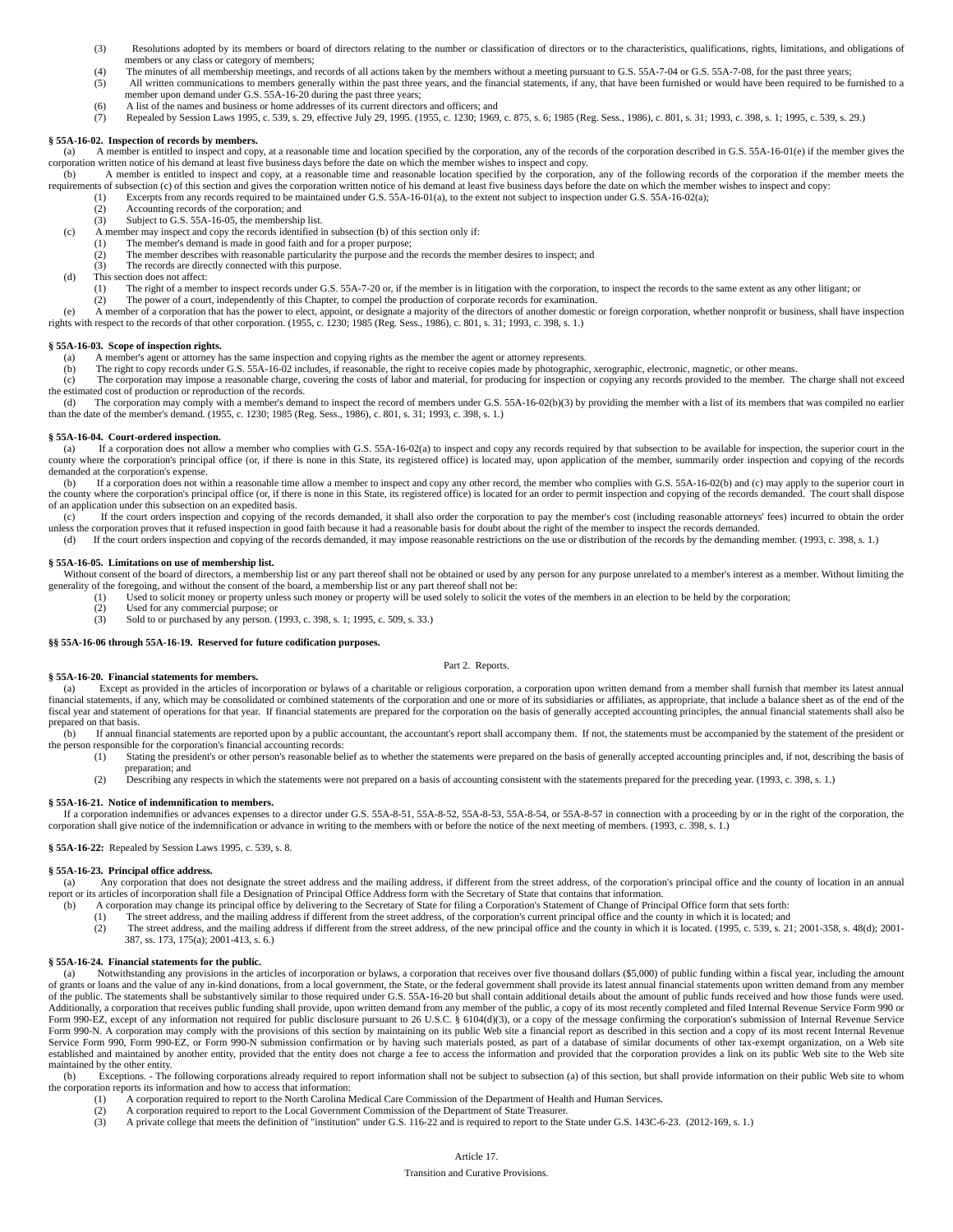(3) Resolutions adopted by its members or board of directors relating to the number or classification of directors or to the characteristics, qualifications, rights, limitations, and obligations of members or any class or category of members;

(4) The minutes of all membership meetings, and records of all actions taken by the members without a meeting pursuant to G.S. 55A-7-04 or G.S. 55A-7-08, for the past three years;

(5) All written communications to members generally within the past three years, and the financial statements, if any, that have been furnished or would have been required to be furnished to a member upon demand under G.S. 55A-16-20 during the past three years;

(6) A list of the names and business or home addresses of its current directors and officers; and

(7) Repealed by Session Laws 1995, c. 539, s. 29, effective July 29, 1995. (1955, c. 1230; 1969, c. 875, s. 6; 1985 (Reg. Sess., 1986), c. 801, s. 31; 1993, c. 398, s. 1; 1995, c. 539, s. 29.)

**§ 55A-16-02. Inspection of records by members.**

(a) A member is entitled to inspect and copy, at a reasonable time and location specified by the corporation, any of the records of the corporation described in G.S. 55A-16-01(e) if the member gives the corporation written notice of his demand at least five business days before the date on which the member wishes to inspect and copy.

(b) A member is entitled to inspect and copy, at a reasonable time and reasonable location specified by the corporation, any of the following records of the corporation if the member meets the requirements of subsection (c) of this section and gives the corporation written notice of his demand at least five business days before the date on which the member wishes to inspect and copy:

(1) Excerpts from any records required to be maintained under G.S. 55A-16-01(a), to the extent not subject to inspection under G.S. 55A-16-02(a);

(2) Accounting records of the corporation; and

(3) Subject to G.S. 55A-16-05, the membership list.

(c) A member may inspect and copy the records identified in subsection (b) of this section only if:

(1) The member's demand is made in good faith and for a proper purpose;

(2) The member describes with reasonable particularity the purpose and the records the member desires to inspect; and

(3) The records are directly connected with this purpose.

(d) This section does not affect:

(1) The right of a member to inspect records under G.S. 55A-7-20 or, if the member is in litigation with the corporation, to inspect the records to the same extent as any other litigant; or

(2) The power of a court, independently of this Chapter, to compel the production of corporate records for examination.

(e) A member of a corporation that has the power to elect, appoint, or designate a majority of the directors of another domestic or foreign corporation, whether nonprofit or business, shall have inspection rights with respect to the records of that other corporation. (1955, c. 1230; 1985 (Reg. Sess., 1986), c. 801, s. 31; 1993, c. 398, s. 1.)

**§ 55A-16-03. Scope of inspection rights.**

(a) A member's agent or attorney has the same inspection and copying rights as the member the agent or attorney represents.

(b) The right to copy records under G.S. 55A-16-02 includes, if reasonable, the right to receive copies made by photographic, xerographic, electronic, magnetic, or other means.

(c) The corporation may impose a reasonable charge, covering the costs of labor and material, for producing for inspection or copying any records provided to the member. The charge shall not exceed the estimated cost of production or reproduction of the records.

(d) The corporation may comply with a member's demand to inspect the record of members under G.S. 55A-16-02(b)(3) by providing the member with a list of its members that was compiled no earlier than the date of the member's demand. (1955, c. 1230; 1985 (Reg. Sess., 1986), c. 801, s. 31; 1993, c. 398, s. 1.)

**§ 55A-16-04. Court-ordered inspection.**

(a) If a corporation does not allow a member who complies with G.S. 55A-16-02(a) to inspect and copy any records required by that subsection to be available for inspection, the superior court in the county where the corporation's principal office (or, if there is none in this State, its registered office) is located may, upon application of the member, summarily order inspection and copying of the records demanded at the corporation's expense.

(b) If a corporation does not within a reasonable time allow a member to inspect and copy any other record, the member who complies with G.S. 55A-16-02(b) and (c) may apply to the superior court in the county where the corporation's principal office (or, if there is none in this State, its registered office) is located for an order to permit inspection and copying of the records demanded. The court shall dispose of an application under this subsection on an expedited basis.

(c) If the court orders inspection and copying of the records demanded, it shall also order the corporation to pay the member's cost (including reasonable attorneys' fees) incurred to obtain the order unless the corporation proves that it refused inspection in good faith because it had a reasonable basis for doubt about the right of the member to inspect the records demanded.

(d) If the court orders inspection and copying of the records demanded, it may impose reasonable restrictions on the use or distribution of the records by the demanding member. (1993, c. 398, s. 1.)

**§ 55A-16-05. Limitations on use of membership list.**

Without consent of the board of directors, a membership list or any part thereof shall not be obtained or used by any person for any purpose unrelated to a member's interest as a member. Without limiting the generality of the foregoing, and without the consent of the board, a membership list or any part thereof shall not be:

(1) Used to solicit money or property unless such money or property will be used solely to solicit the votes of the members in an election to be held by the corporation;

(2) Used for any commercial purpose; or

(3) Sold to or purchased by any person. (1993, c. 398, s. 1; 1995, c. 509, s. 33.)

**§§ 55A-16-06 through 55A-16-19. Reserved for future codification purposes.**

Part 2. Reports.

**§ 55A-16-20. Financial statements for members.**

(a) Except as provided in the articles of incorporation or bylaws of a charitable or religious corporation, a corporation upon written demand from a member shall furnish that member its latest annual financial statements, if any, which may be consolidated or combined statements of the corporation and one or more of its subsidiaries or affiliates, as appropriate, that include a balance sheet as of the end of the fiscal year and statement of operations for that year. If financial statements are prepared for the corporation on the basis of generally accepted accounting principles, the annual financial statements shall also be prepared on that basis.

(b) If annual financial statements are reported upon by a public accountant, the accountant's report shall accompany them. If not, the statements must be accompanied by the statement of the president or the person responsible for the corporation's financial accounting records:

(1) Stating the president's or other person's reasonable belief as to whether the statements were prepared on the basis of generally accepted accounting principles and, if not, describing the basis of preparation; and

(2) Describing any respects in which the statements were not prepared on a basis of accounting consistent with the statements prepared for the preceding year. (1993, c. 398, s. 1.)

**§ 55A-16-21. Notice of indemnification to members.**

If a corporation indemnifies or advances expenses to a director under G.S. 55A-8-51, 55A-8-52, 55A-8-53, 55A-8-54, or 55A-8-57 in connection with a proceeding by or in the right of the corporation, the corporation shall give notice of the indemnification or advance in writing to the members with or before the notice of the next meeting of members. (1993, c. 398, s. 1.)

**§ 55A-16-22:** Repealed by Session Laws 1995, c. 539, s. 8.

**§ 55A-16-23. Principal office address.**

(a) Any corporation that does not designate the street address and the mailing address, if different from the street address, of the corporation's principal office and the county of location in an annual report or its articles of incorporation shall file a Designation of Principal Office Address form with the Secretary of State that contains that information.

(b) A corporation may change its principal office by delivering to the Secretary of State for filing a Corporation's Statement of Change of Principal Office form that sets forth:

(1) The street address, and the mailing address if different from the street address, of the corporation's current principal office and the county in which it is located; and

(2) The street address, and the mailing address if different from the street address, of the new principal office and the county in which it is located. (1995, c. 539, s. 21; 2001-358, s. 48(d); 2001-387, ss. 173, 175(a); 2001-413, s. 6.)

**§ 55A-16-24. Financial statements for the public.**

(a) Notwithstanding any provisions in the articles of incorporation or bylaws, a corporation that receives over five thousand dollars ($5,000) of public funding within a fiscal year, including the amount of grants or loans and the value of any in-kind donations, from a local government, the State, or the federal government shall provide its latest annual financial statements upon written demand from any member of the public. The statements shall be substantively similar to those required under G.S. 55A-16-20 but shall contain additional details about the amount of public funds received and how those funds were used. Additionally, a corporation that receives public funding shall provide, upon written demand from any member of the public, a copy of its most recently completed and filed Internal Revenue Service Form 990 or Form 990-EZ, except of any information not required for public disclosure pursuant to 26 U.S.C. § 6104(d)(3), or a copy of the message confirming the corporation's submission of Internal Revenue Service Form 990-N. A corporation may comply with the provisions of this section by maintaining on its public Web site a financial report as described in this section and a copy of its most recent Internal Revenue Service Form 990, Form 990-EZ, or Form 990-N submission confirmation or by having such materials posted, as part of a database of similar documents of other tax-exempt organization, on a Web site established and maintained by another entity, provided that the entity does not charge a fee to access the information and provided that the corporation provides a link on its public Web site to the Web site maintained by the other entity.

(b) Exceptions. - The following corporations already required to report information shall not be subject to subsection (a) of this section, but shall provide information on their public Web site to whom the corporation reports its information and how to access that information:

(1) A corporation required to report to the North Carolina Medical Care Commission of the Department of Health and Human Services.

(2) A corporation required to report to the Local Government Commission of the Department of State Treasurer.

(3) A private college that meets the definition of "institution" under G.S. 116-22 and is required to report to the State under G.S. 143C-6-23. (2012-169, s. 1.)

Article 17.

Transition and Curative Provisions.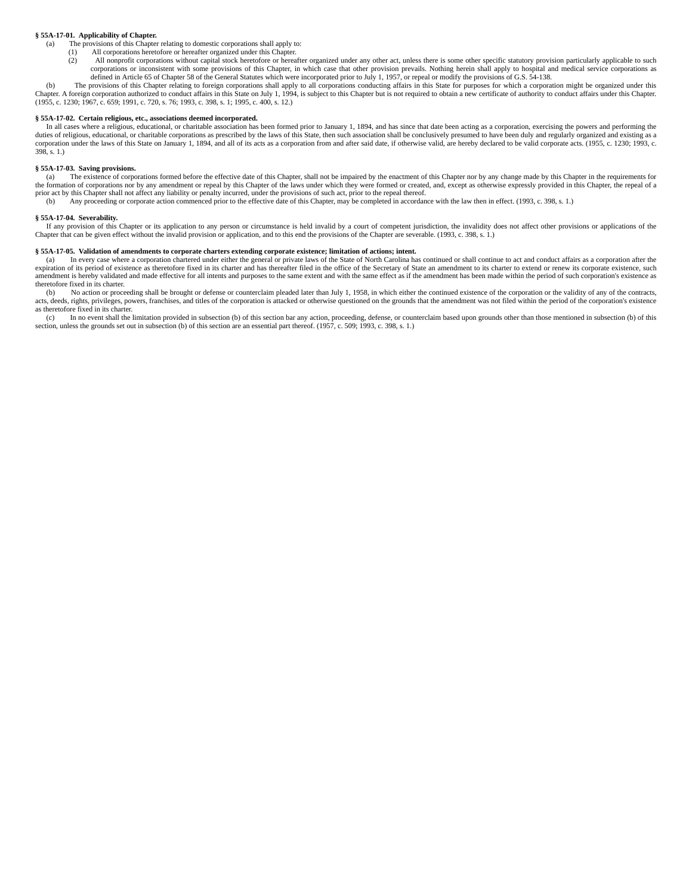**§ 55A-17-01. Applicability of Chapter.**

(a) The provisions of this Chapter relating to domestic corporations shall apply to:

(1) All corporations heretofore or hereafter organized under this Chapter.

(2) All nonprofit corporations without capital stock heretofore or hereafter organized under any other act, unless there is some other specific statutory provision particularly applicable to such corporations or inconsistent with some provisions of this Chapter, in which case that other provision prevails. Nothing herein shall apply to hospital and medical service corporations as defined in Article 65 of Chapter 58 of the General Statutes which were incorporated prior to July 1, 1957, or repeal or modify the provisions of G.S. 54-138.

(b) The provisions of this Chapter relating to foreign corporations shall apply to all corporations conducting affairs in this State for purposes for which a corporation might be organized under this Chapter. A foreign corporation authorized to conduct affairs in this State on July 1, 1994, is subject to this Chapter but is not required to obtain a new certificate of authority to conduct affairs under this Chapter. (1955, c. 1230; 1967, c. 659; 1991, c. 720, s. 76; 1993, c. 398, s. 1; 1995, c. 400, s. 12.)

**§ 55A-17-02. Certain religious, etc., associations deemed incorporated.**

In all cases where a religious, educational, or charitable association has been formed prior to January 1, 1894, and has since that date been acting as a corporation, exercising the powers and performing the duties of religious, educational, or charitable corporations as prescribed by the laws of this State, then such association shall be conclusively presumed to have been duly and regularly organized and existing as a corporation under the laws of this State on January 1, 1894, and all of its acts as a corporation from and after said date, if otherwise valid, are hereby declared to be valid corporate acts. (1955, c. 1230; 1993, c. 398, s. 1.)

**§ 55A-17-03. Saving provisions.**

(a) The existence of corporations formed before the effective date of this Chapter, shall not be impaired by the enactment of this Chapter nor by any change made by this Chapter in the requirements for the formation of corporations nor by any amendment or repeal by this Chapter of the laws under which they were formed or created, and, except as otherwise expressly provided in this Chapter, the repeal of a prior act by this Chapter shall not affect any liability or penalty incurred, under the provisions of such act, prior to the repeal thereof.

(b) Any proceeding or corporate action commenced prior to the effective date of this Chapter, may be completed in accordance with the law then in effect. (1993, c. 398, s. 1.)

**§ 55A-17-04. Severability.**

If any provision of this Chapter or its application to any person or circumstance is held invalid by a court of competent jurisdiction, the invalidity does not affect other provisions or applications of the Chapter that can be given effect without the invalid provision or application, and to this end the provisions of the Chapter are severable. (1993, c. 398, s. 1.)

**§ 55A-17-05. Validation of amendments to corporate charters extending corporate existence; limitation of actions; intent.**

(a) In every case where a corporation chartered under either the general or private laws of the State of North Carolina has continued or shall continue to act and conduct affairs as a corporation after the expiration of its period of existence as theretofore fixed in its charter and has thereafter filed in the office of the Secretary of State an amendment to its charter to extend or renew its corporate existence, such amendment is hereby validated and made effective for all intents and purposes to the same extent and with the same effect as if the amendment has been made within the period of such corporation's existence as theretofore fixed in its charter.

(b) No action or proceeding shall be brought or defense or counterclaim pleaded later than July 1, 1958, in which either the continued existence of the corporation or the validity of any of the contracts, acts, deeds, rights, privileges, powers, franchises, and titles of the corporation is attacked or otherwise questioned on the grounds that the amendment was not filed within the period of the corporation's existence as theretofore fixed in its charter.

(c) In no event shall the limitation provided in subsection (b) of this section bar any action, proceeding, defense, or counterclaim based upon grounds other than those mentioned in subsection (b) of this section, unless the grounds set out in subsection (b) of this section are an essential part thereof. (1957, c. 509; 1993, c. 398, s. 1.)